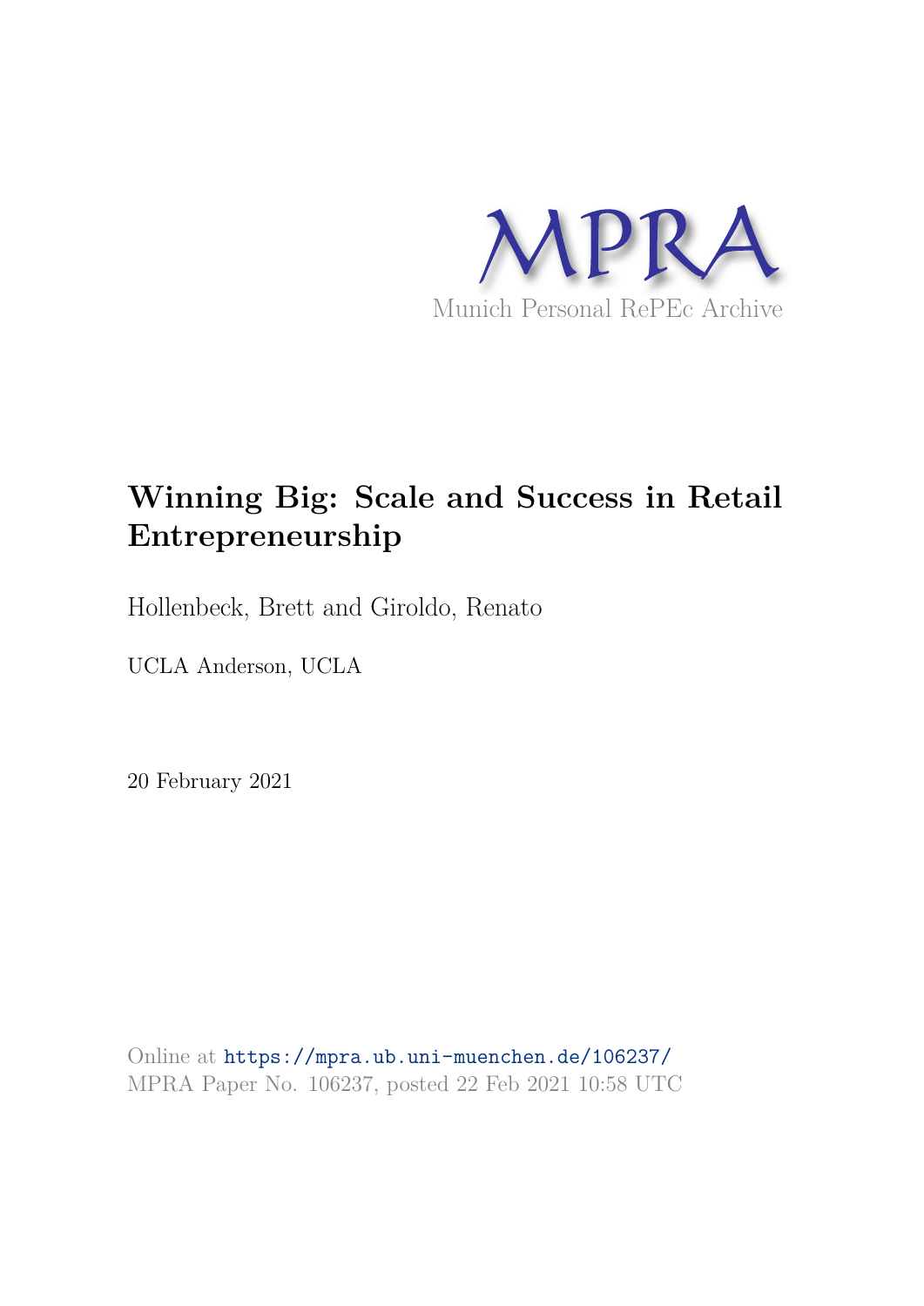MPRA

Munich Personal RePEc Archive

# Winning Big: Scale and Success in Retail Entrepreneurship

Hollenbeck, Brett and Giroldo, Renato

UCLA Anderson, UCLA

20 February 2021

Online at https://mpra.ub.uni-muenchen.de/106237/
MPRA Paper No. 106237, posted 22 Feb 2021 10:58 UTC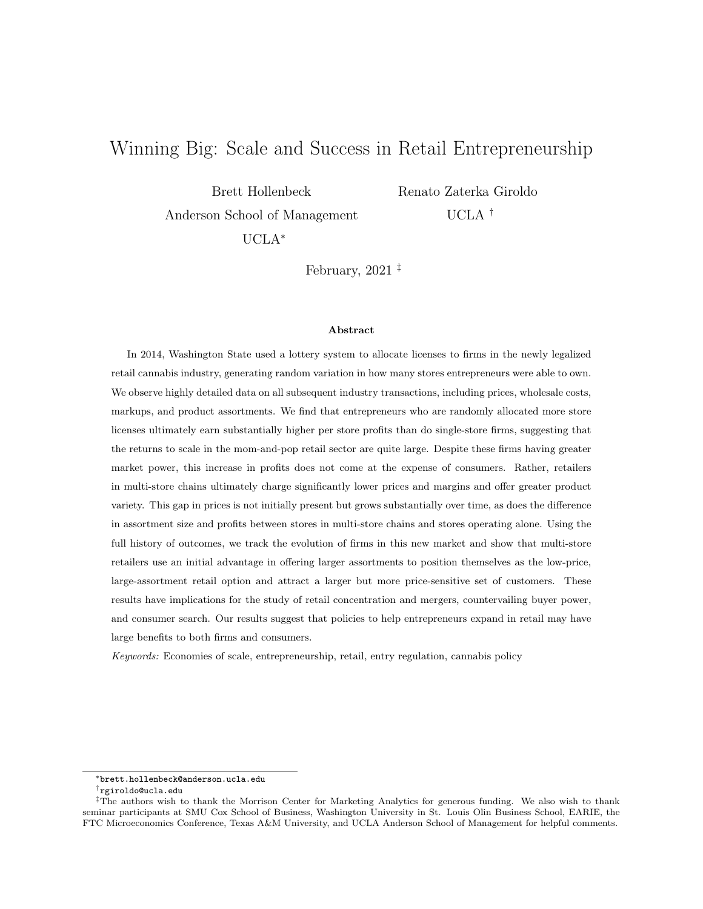# Winning Big: Scale and Success in Retail Entrepreneurship

Brett Hollenbeck
Anderson School of Management
UCLA*

Renato Zaterka Giroldo
UCLA †

February, 2021 ‡

### Abstract

In 2014, Washington State used a lottery system to allocate licenses to firms in the newly legalized retail cannabis industry, generating random variation in how many stores entrepreneurs were able to own. We observe highly detailed data on all subsequent industry transactions, including prices, wholesale costs, markups, and product assortments. We find that entrepreneurs who are randomly allocated more store licenses ultimately earn substantially higher per store profits than do single-store firms, suggesting that the returns to scale in the mom-and-pop retail sector are quite large. Despite these firms having greater market power, this increase in profits does not come at the expense of consumers. Rather, retailers in multi-store chains ultimately charge significantly lower prices and margins and offer greater product variety. This gap in prices is not initially present but grows substantially over time, as does the difference in assortment size and profits between stores in multi-store chains and stores operating alone. Using the full history of outcomes, we track the evolution of firms in this new market and show that multi-store retailers use an initial advantage in offering larger assortments to position themselves as the low-price, large-assortment retail option and attract a larger but more price-sensitive set of customers. These results have implications for the study of retail concentration and mergers, countervailing buyer power, and consumer search. Our results suggest that policies to help entrepreneurs expand in retail may have large benefits to both firms and consumers.

*Keywords:* Economies of scale, entrepreneurship, retail, entry regulation, cannabis policy

---

*brett.hollenbeck@anderson.ucla.edu

†rgiroldo@ucla.edu

‡The authors wish to thank the Morrison Center for Marketing Analytics for generous funding. We also wish to thank seminar participants at SMU Cox School of Business, Washington University in St. Louis Olin Business School, EARIE, the FTC Microeconomics Conference, Texas A&M University, and UCLA Anderson School of Management for helpful comments.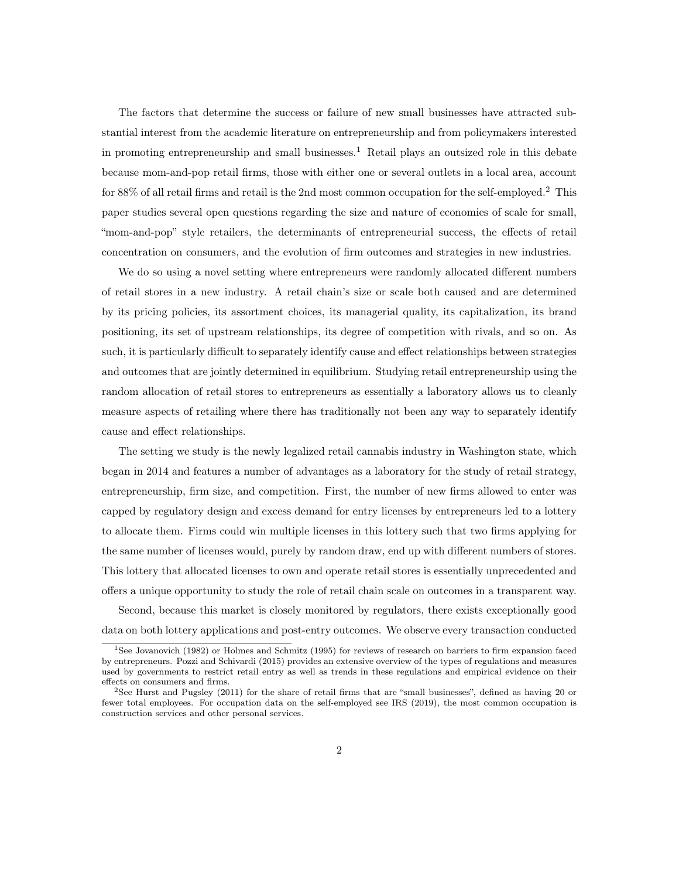The factors that determine the success or failure of new small businesses have attracted substantial interest from the academic literature on entrepreneurship and from policymakers interested in promoting entrepreneurship and small businesses.[1] Retail plays an outsized role in this debate because mom-and-pop retail firms, those with either one or several outlets in a local area, account for 88% of all retail firms and retail is the 2nd most common occupation for the self-employed.[2] This paper studies several open questions regarding the size and nature of economies of scale for small, "mom-and-pop" style retailers, the determinants of entrepreneurial success, the effects of retail concentration on consumers, and the evolution of firm outcomes and strategies in new industries.

We do so using a novel setting where entrepreneurs were randomly allocated different numbers of retail stores in a new industry. A retail chain's size or scale both caused and are determined by its pricing policies, its assortment choices, its managerial quality, its capitalization, its brand positioning, its set of upstream relationships, its degree of competition with rivals, and so on. As such, it is particularly difficult to separately identify cause and effect relationships between strategies and outcomes that are jointly determined in equilibrium. Studying retail entrepreneurship using the random allocation of retail stores to entrepreneurs as essentially a laboratory allows us to cleanly measure aspects of retailing where there has traditionally not been any way to separately identify cause and effect relationships.

The setting we study is the newly legalized retail cannabis industry in Washington state, which began in 2014 and features a number of advantages as a laboratory for the study of retail strategy, entrepreneurship, firm size, and competition. First, the number of new firms allowed to enter was capped by regulatory design and excess demand for entry licenses by entrepreneurs led to a lottery to allocate them. Firms could win multiple licenses in this lottery such that two firms applying for the same number of licenses would, purely by random draw, end up with different numbers of stores. This lottery that allocated licenses to own and operate retail stores is essentially unprecedented and offers a unique opportunity to study the role of retail chain scale on outcomes in a transparent way.

Second, because this market is closely monitored by regulators, there exists exceptionally good data on both lottery applications and post-entry outcomes. We observe every transaction conducted

[1] See Jovanovich (1982) or Holmes and Schmitz (1995) for reviews of research on barriers to firm expansion faced by entrepreneurs. Pozzi and Schivardi (2015) provides an extensive overview of the types of regulations and measures used by governments to restrict retail entry as well as trends in these regulations and empirical evidence on their effects on consumers and firms.

[2] See Hurst and Pugsley (2011) for the share of retail firms that are "small businesses", defined as having 20 or fewer total employees. For occupation data on the self-employed see IRS (2019), the most common occupation is construction services and other personal services.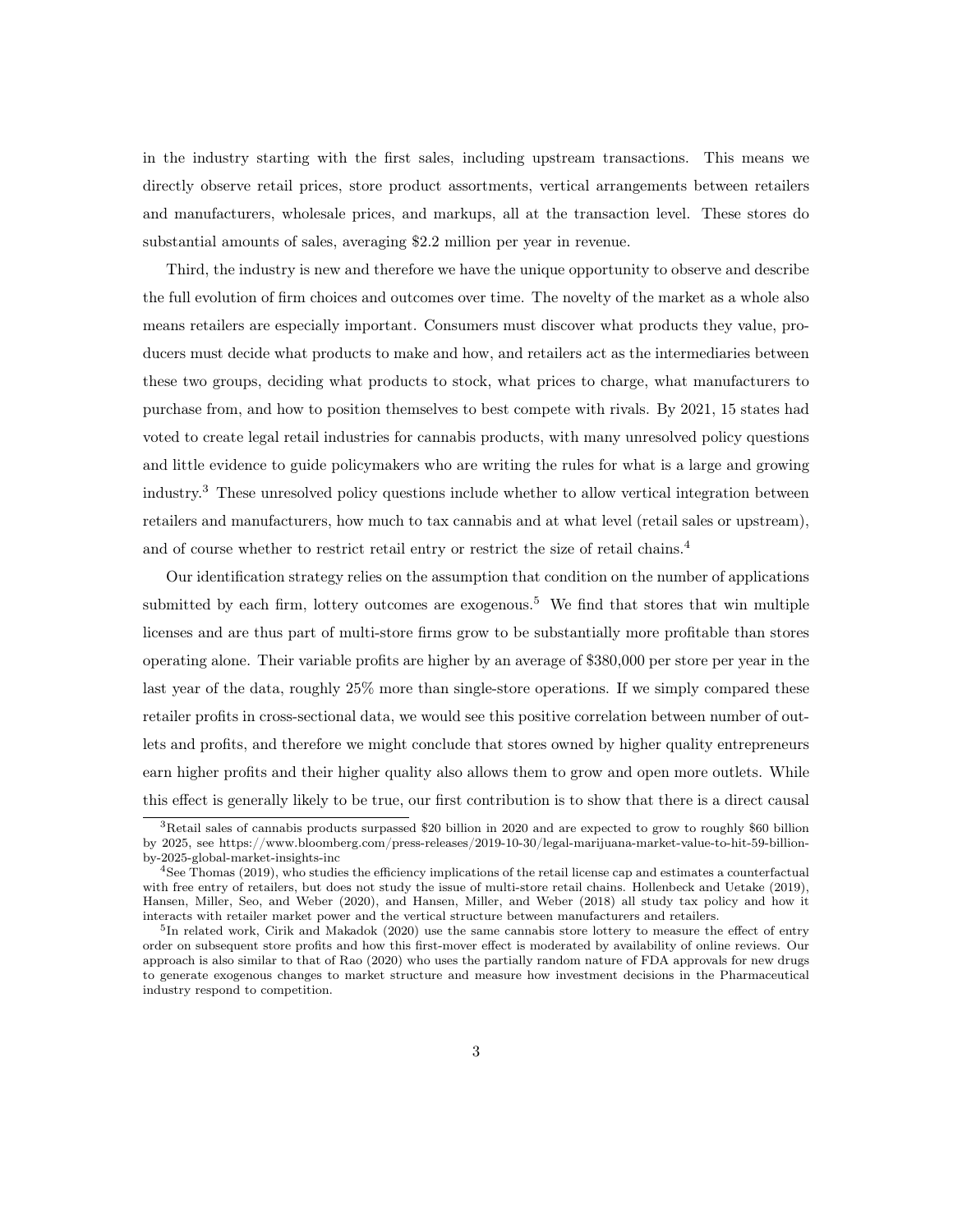in the industry starting with the first sales, including upstream transactions. This means we directly observe retail prices, store product assortments, vertical arrangements between retailers and manufacturers, wholesale prices, and markups, all at the transaction level. These stores do substantial amounts of sales, averaging \$2.2 million per year in revenue.

Third, the industry is new and therefore we have the unique opportunity to observe and describe the full evolution of firm choices and outcomes over time. The novelty of the market as a whole also means retailers are especially important. Consumers must discover what products they value, producers must decide what products to make and how, and retailers act as the intermediaries between these two groups, deciding what products to stock, what prices to charge, what manufacturers to purchase from, and how to position themselves to best compete with rivals. By 2021, 15 states had voted to create legal retail industries for cannabis products, with many unresolved policy questions and little evidence to guide policymakers who are writing the rules for what is a large and growing industry.[3] These unresolved policy questions include whether to allow vertical integration between retailers and manufacturers, how much to tax cannabis and at what level (retail sales or upstream), and of course whether to restrict retail entry or restrict the size of retail chains.[4]

Our identification strategy relies on the assumption that condition on the number of applications submitted by each firm, lottery outcomes are exogenous.[5] We find that stores that win multiple licenses and are thus part of multi-store firms grow to be substantially more profitable than stores operating alone. Their variable profits are higher by an average of \$380,000 per store per year in the last year of the data, roughly 25% more than single-store operations. If we simply compared these retailer profits in cross-sectional data, we would see this positive correlation between number of outlets and profits, and therefore we might conclude that stores owned by higher quality entrepreneurs earn higher profits and their higher quality also allows them to grow and open more outlets. While this effect is generally likely to be true, our first contribution is to show that there is a direct causal

[3] Retail sales of cannabis products surpassed \$20 billion in 2020 and are expected to grow to roughly \$60 billion by 2025, see https://www.bloomberg.com/press-releases/2019-10-30/legal-marijuana-market-value-to-hit-59-billion-by-2025-global-market-insights-inc

[4] See Thomas (2019), who studies the efficiency implications of the retail license cap and estimates a counterfactual with free entry of retailers, but does not study the issue of multi-store retail chains. Hollenbeck and Uetake (2019), Hansen, Miller, Seo, and Weber (2020), and Hansen, Miller, and Weber (2018) all study tax policy and how it interacts with retailer market power and the vertical structure between manufacturers and retailers.

[5] In related work, Cirik and Makadok (2020) use the same cannabis store lottery to measure the effect of entry order on subsequent store profits and how this first-mover effect is moderated by availability of online reviews. Our approach is also similar to that of Rao (2020) who uses the partially random nature of FDA approvals for new drugs to generate exogenous changes to market structure and measure how investment decisions in the Pharmaceutical industry respond to competition.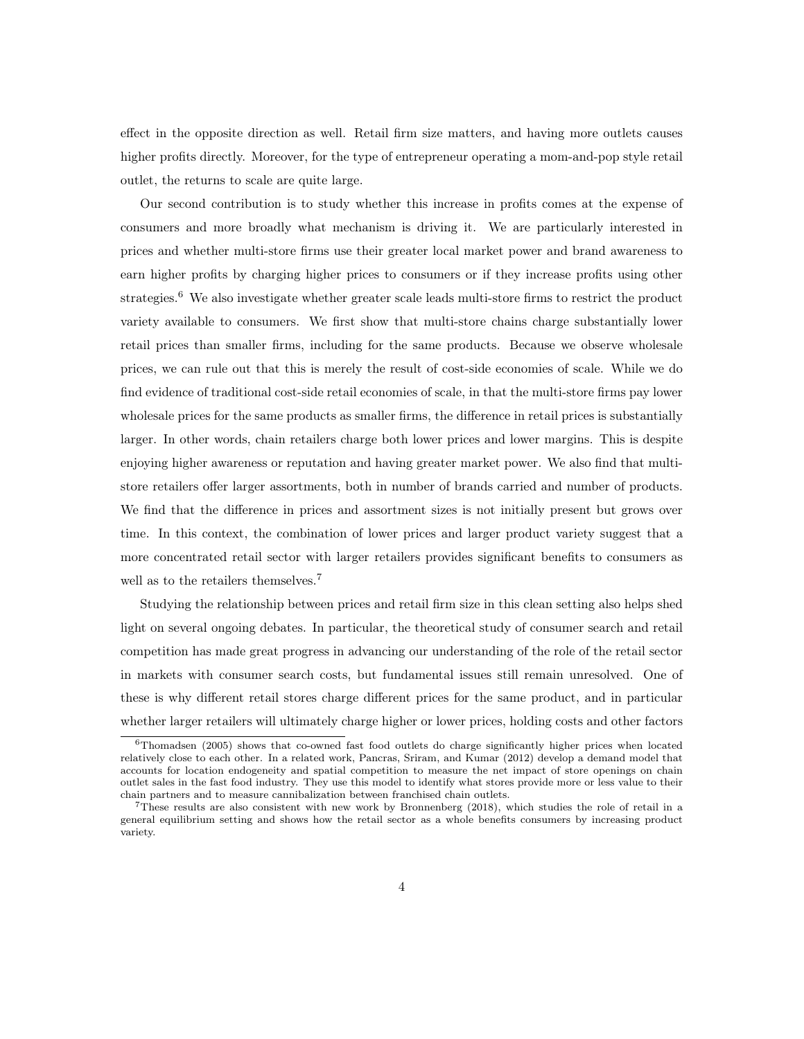effect in the opposite direction as well. Retail firm size matters, and having more outlets causes higher profits directly. Moreover, for the type of entrepreneur operating a mom-and-pop style retail outlet, the returns to scale are quite large.

Our second contribution is to study whether this increase in profits comes at the expense of consumers and more broadly what mechanism is driving it. We are particularly interested in prices and whether multi-store firms use their greater local market power and brand awareness to earn higher profits by charging higher prices to consumers or if they increase profits using other strategies.[6] We also investigate whether greater scale leads multi-store firms to restrict the product variety available to consumers. We first show that multi-store chains charge substantially lower retail prices than smaller firms, including for the same products. Because we observe wholesale prices, we can rule out that this is merely the result of cost-side economies of scale. While we do find evidence of traditional cost-side retail economies of scale, in that the multi-store firms pay lower wholesale prices for the same products as smaller firms, the difference in retail prices is substantially larger. In other words, chain retailers charge both lower prices and lower margins. This is despite enjoying higher awareness or reputation and having greater market power. We also find that multi-store retailers offer larger assortments, both in number of brands carried and number of products. We find that the difference in prices and assortment sizes is not initially present but grows over time. In this context, the combination of lower prices and larger product variety suggest that a more concentrated retail sector with larger retailers provides significant benefits to consumers as well as to the retailers themselves.[7]

Studying the relationship between prices and retail firm size in this clean setting also helps shed light on several ongoing debates. In particular, the theoretical study of consumer search and retail competition has made great progress in advancing our understanding of the role of the retail sector in markets with consumer search costs, but fundamental issues still remain unresolved. One of these is why different retail stores charge different prices for the same product, and in particular whether larger retailers will ultimately charge higher or lower prices, holding costs and other factors

---

[6] Thomadsen (2005) shows that co-owned fast food outlets do charge significantly higher prices when located relatively close to each other. In a related work, Pancras, Sriram, and Kumar (2012) develop a demand model that accounts for location endogeneity and spatial competition to measure the net impact of store openings on chain outlet sales in the fast food industry. They use this model to identify what stores provide more or less value to their chain partners and to measure cannibalization between franchised chain outlets.

[7] These results are also consistent with new work by Bronnenberg (2018), which studies the role of retail in a general equilibrium setting and shows how the retail sector as a whole benefits consumers by increasing product variety.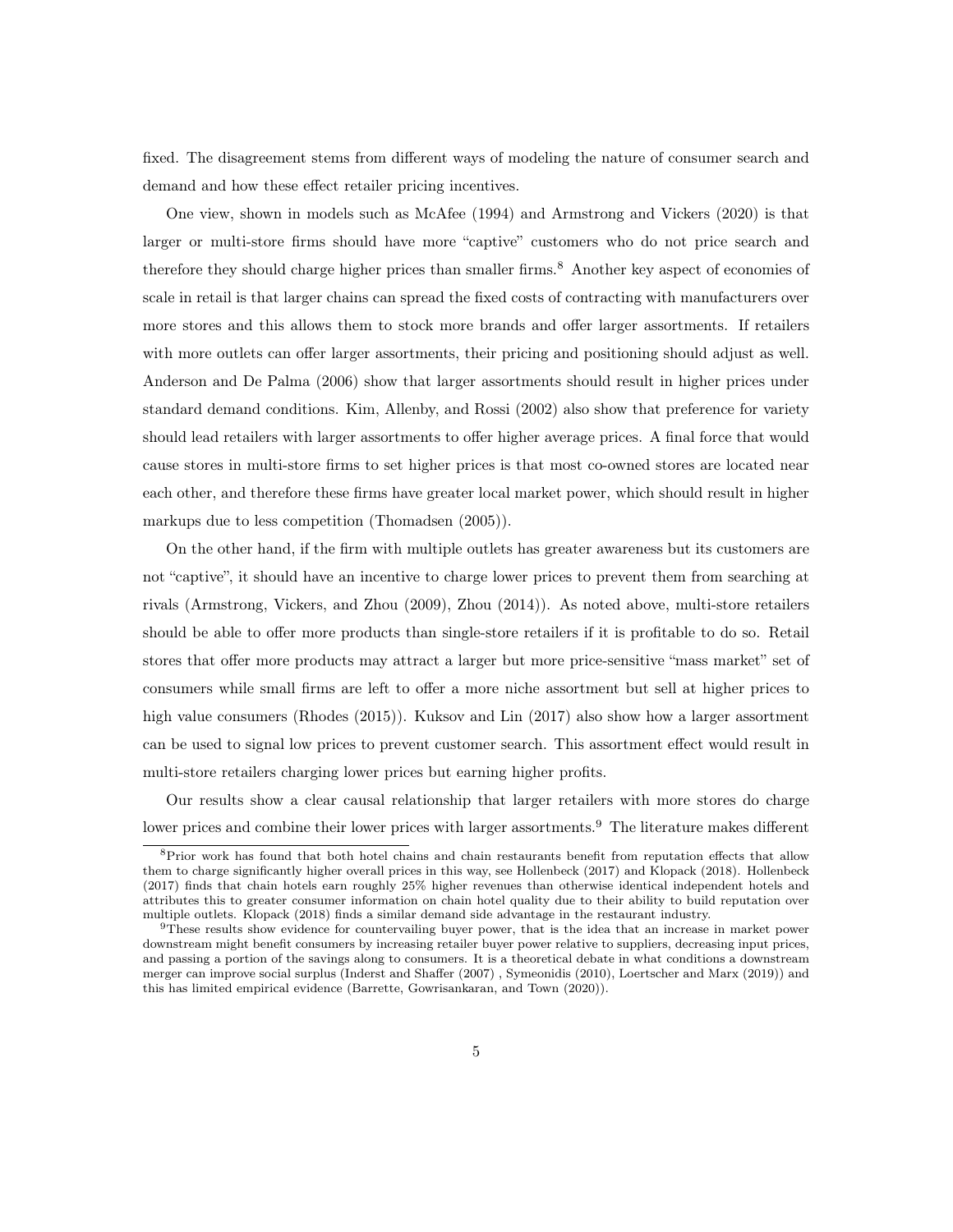fixed. The disagreement stems from different ways of modeling the nature of consumer search and demand and how these effect retailer pricing incentives.

One view, shown in models such as McAfee (1994) and Armstrong and Vickers (2020) is that larger or multi-store firms should have more "captive" customers who do not price search and therefore they should charge higher prices than smaller firms.[8] Another key aspect of economies of scale in retail is that larger chains can spread the fixed costs of contracting with manufacturers over more stores and this allows them to stock more brands and offer larger assortments. If retailers with more outlets can offer larger assortments, their pricing and positioning should adjust as well. Anderson and De Palma (2006) show that larger assortments should result in higher prices under standard demand conditions. Kim, Allenby, and Rossi (2002) also show that preference for variety should lead retailers with larger assortments to offer higher average prices. A final force that would cause stores in multi-store firms to set higher prices is that most co-owned stores are located near each other, and therefore these firms have greater local market power, which should result in higher markups due to less competition (Thomadsen (2005)).

On the other hand, if the firm with multiple outlets has greater awareness but its customers are not "captive", it should have an incentive to charge lower prices to prevent them from searching at rivals (Armstrong, Vickers, and Zhou (2009), Zhou (2014)). As noted above, multi-store retailers should be able to offer more products than single-store retailers if it is profitable to do so. Retail stores that offer more products may attract a larger but more price-sensitive "mass market" set of consumers while small firms are left to offer a more niche assortment but sell at higher prices to high value consumers (Rhodes (2015)). Kuksov and Lin (2017) also show how a larger assortment can be used to signal low prices to prevent customer search. This assortment effect would result in multi-store retailers charging lower prices but earning higher profits.

Our results show a clear causal relationship that larger retailers with more stores do charge lower prices and combine their lower prices with larger assortments.[9] The literature makes different

[8]Prior work has found that both hotel chains and chain restaurants benefit from reputation effects that allow them to charge significantly higher overall prices in this way, see Hollenbeck (2017) and Klopack (2018). Hollenbeck (2017) finds that chain hotels earn roughly 25% higher revenues than otherwise identical independent hotels and attributes this to greater consumer information on chain hotel quality due to their ability to build reputation over multiple outlets. Klopack (2018) finds a similar demand side advantage in the restaurant industry.

[9]These results show evidence for countervailing buyer power, that is the idea that an increase in market power downstream might benefit consumers by increasing retailer buyer power relative to suppliers, decreasing input prices, and passing a portion of the savings along to consumers. It is a theoretical debate in what conditions a downstream merger can improve social surplus (Inderst and Shaffer (2007) , Symeonidis (2010), Loertscher and Marx (2019)) and this has limited empirical evidence (Barrette, Gowrisankaran, and Town (2020)).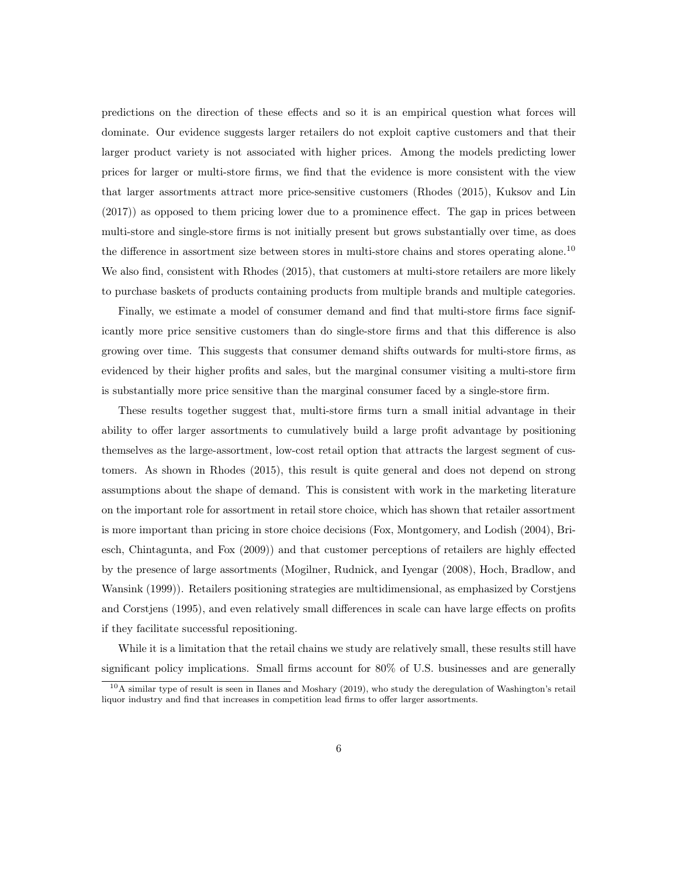predictions on the direction of these effects and so it is an empirical question what forces will dominate. Our evidence suggests larger retailers do not exploit captive customers and that their larger product variety is not associated with higher prices. Among the models predicting lower prices for larger or multi-store firms, we find that the evidence is more consistent with the view that larger assortments attract more price-sensitive customers (Rhodes (2015), Kuksov and Lin (2017)) as opposed to them pricing lower due to a prominence effect. The gap in prices between multi-store and single-store firms is not initially present but grows substantially over time, as does the difference in assortment size between stores in multi-store chains and stores operating alone.[10] We also find, consistent with Rhodes (2015), that customers at multi-store retailers are more likely to purchase baskets of products containing products from multiple brands and multiple categories.

Finally, we estimate a model of consumer demand and find that multi-store firms face significantly more price sensitive customers than do single-store firms and that this difference is also growing over time. This suggests that consumer demand shifts outwards for multi-store firms, as evidenced by their higher profits and sales, but the marginal consumer visiting a multi-store firm is substantially more price sensitive than the marginal consumer faced by a single-store firm.

These results together suggest that, multi-store firms turn a small initial advantage in their ability to offer larger assortments to cumulatively build a large profit advantage by positioning themselves as the large-assortment, low-cost retail option that attracts the largest segment of customers. As shown in Rhodes (2015), this result is quite general and does not depend on strong assumptions about the shape of demand. This is consistent with work in the marketing literature on the important role for assortment in retail store choice, which has shown that retailer assortment is more important than pricing in store choice decisions (Fox, Montgomery, and Lodish (2004), Briesch, Chintagunta, and Fox (2009)) and that customer perceptions of retailers are highly effected by the presence of large assortments (Mogilner, Rudnick, and Iyengar (2008), Hoch, Bradlow, and Wansink (1999)). Retailers positioning strategies are multidimensional, as emphasized by Corstjens and Corstjens (1995), and even relatively small differences in scale can have large effects on profits if they facilitate successful repositioning.

While it is a limitation that the retail chains we study are relatively small, these results still have significant policy implications. Small firms account for 80% of U.S. businesses and are generally

[10] A similar type of result is seen in Ilanes and Moshary (2019), who study the deregulation of Washington's retail liquor industry and find that increases in competition lead firms to offer larger assortments.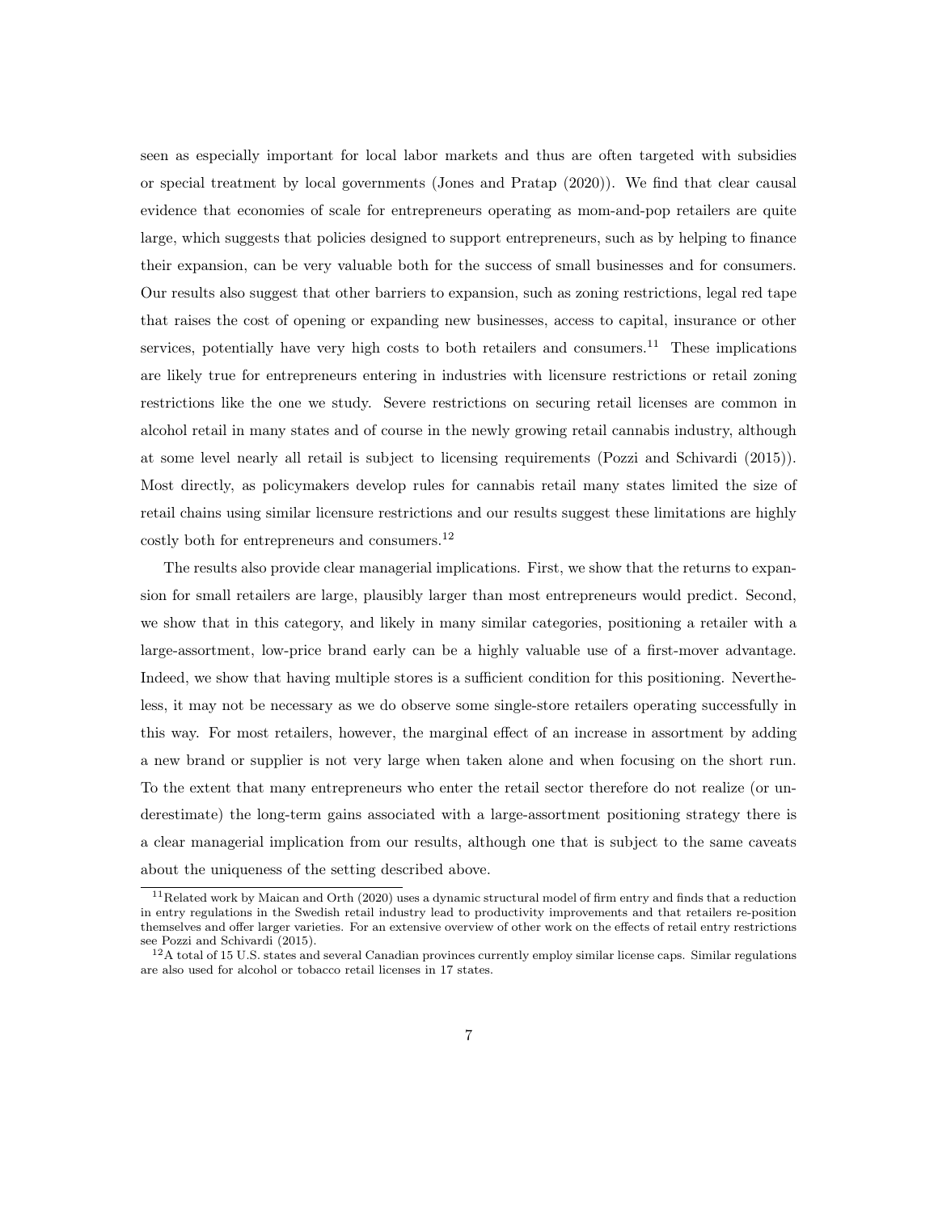seen as especially important for local labor markets and thus are often targeted with subsidies or special treatment by local governments (Jones and Pratap (2020)). We find that clear causal evidence that economies of scale for entrepreneurs operating as mom-and-pop retailers are quite large, which suggests that policies designed to support entrepreneurs, such as by helping to finance their expansion, can be very valuable both for the success of small businesses and for consumers. Our results also suggest that other barriers to expansion, such as zoning restrictions, legal red tape that raises the cost of opening or expanding new businesses, access to capital, insurance or other services, potentially have very high costs to both retailers and consumers.[11] These implications are likely true for entrepreneurs entering in industries with licensure restrictions or retail zoning restrictions like the one we study. Severe restrictions on securing retail licenses are common in alcohol retail in many states and of course in the newly growing retail cannabis industry, although at some level nearly all retail is subject to licensing requirements (Pozzi and Schivardi (2015)). Most directly, as policymakers develop rules for cannabis retail many states limited the size of retail chains using similar licensure restrictions and our results suggest these limitations are highly costly both for entrepreneurs and consumers.[12]

The results also provide clear managerial implications. First, we show that the returns to expansion for small retailers are large, plausibly larger than most entrepreneurs would predict. Second, we show that in this category, and likely in many similar categories, positioning a retailer with a large-assortment, low-price brand early can be a highly valuable use of a first-mover advantage. Indeed, we show that having multiple stores is a sufficient condition for this positioning. Nevertheless, it may not be necessary as we do observe some single-store retailers operating successfully in this way. For most retailers, however, the marginal effect of an increase in assortment by adding a new brand or supplier is not very large when taken alone and when focusing on the short run. To the extent that many entrepreneurs who enter the retail sector therefore do not realize (or underestimate) the long-term gains associated with a large-assortment positioning strategy there is a clear managerial implication from our results, although one that is subject to the same caveats about the uniqueness of the setting described above.

[11] Related work by Maican and Orth (2020) uses a dynamic structural model of firm entry and finds that a reduction in entry regulations in the Swedish retail industry lead to productivity improvements and that retailers re-position themselves and offer larger varieties. For an extensive overview of other work on the effects of retail entry restrictions see Pozzi and Schivardi (2015).

[12] A total of 15 U.S. states and several Canadian provinces currently employ similar license caps. Similar regulations are also used for alcohol or tobacco retail licenses in 17 states.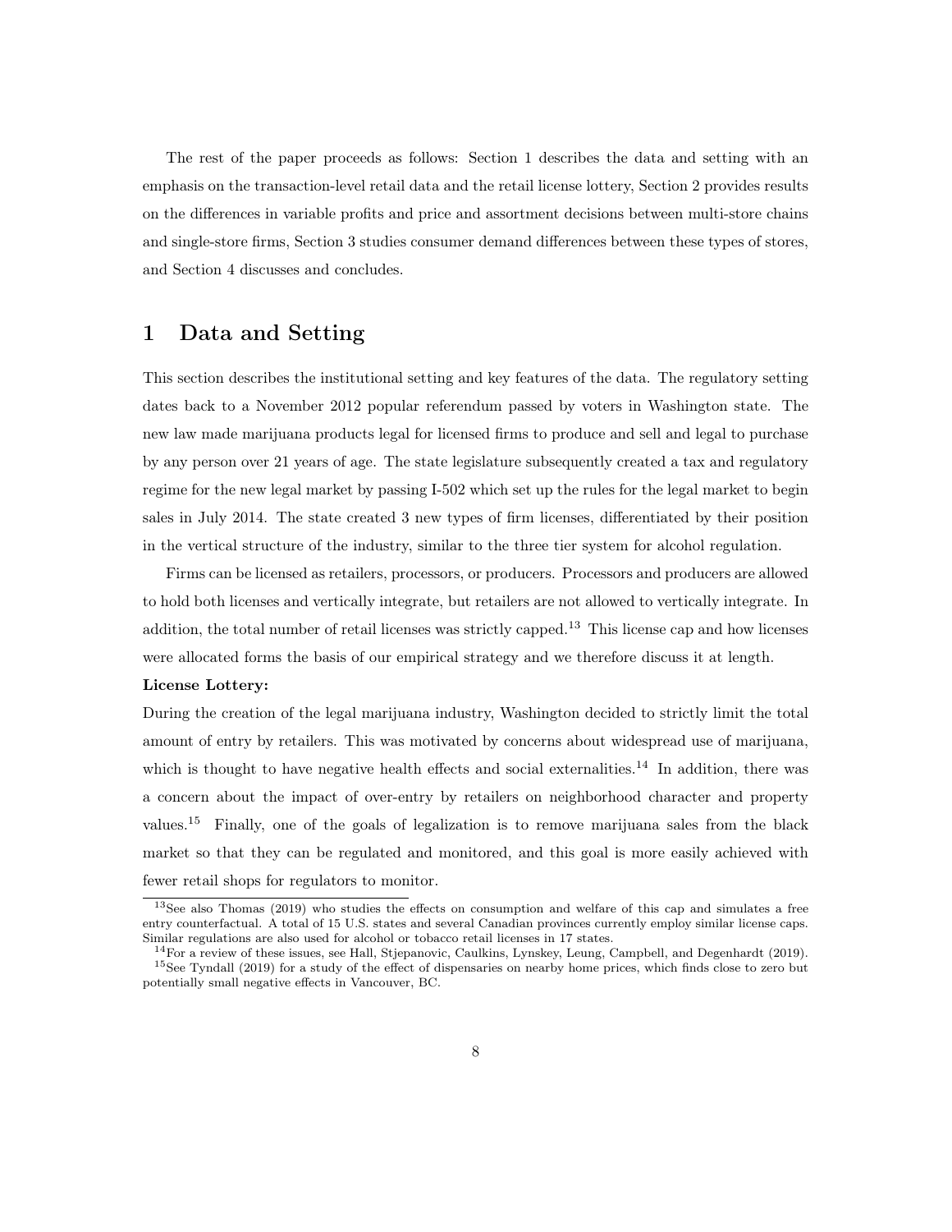The rest of the paper proceeds as follows: Section 1 describes the data and setting with an emphasis on the transaction-level retail data and the retail license lottery, Section 2 provides results on the differences in variable profits and price and assortment decisions between multi-store chains and single-store firms, Section 3 studies consumer demand differences between these types of stores, and Section 4 discusses and concludes.

# 1 Data and Setting

This section describes the institutional setting and key features of the data. The regulatory setting dates back to a November 2012 popular referendum passed by voters in Washington state. The new law made marijuana products legal for licensed firms to produce and sell and legal to purchase by any person over 21 years of age. The state legislature subsequently created a tax and regulatory regime for the new legal market by passing I-502 which set up the rules for the legal market to begin sales in July 2014. The state created 3 new types of firm licenses, differentiated by their position in the vertical structure of the industry, similar to the three tier system for alcohol regulation.

Firms can be licensed as retailers, processors, or producers. Processors and producers are allowed to hold both licenses and vertically integrate, but retailers are not allowed to vertically integrate. In addition, the total number of retail licenses was strictly capped.[13] This license cap and how licenses were allocated forms the basis of our empirical strategy and we therefore discuss it at length.

**License Lottery:**

During the creation of the legal marijuana industry, Washington decided to strictly limit the total amount of entry by retailers. This was motivated by concerns about widespread use of marijuana, which is thought to have negative health effects and social externalities.[14] In addition, there was a concern about the impact of over-entry by retailers on neighborhood character and property values.[15] Finally, one of the goals of legalization is to remove marijuana sales from the black market so that they can be regulated and monitored, and this goal is more easily achieved with fewer retail shops for regulators to monitor.

[13]See also Thomas (2019) who studies the effects on consumption and welfare of this cap and simulates a free entry counterfactual. A total of 15 U.S. states and several Canadian provinces currently employ similar license caps. Similar regulations are also used for alcohol or tobacco retail licenses in 17 states.

[14]For a review of these issues, see Hall, Stjepanovic, Caulkins, Lynskey, Leung, Campbell, and Degenhardt (2019).

[15]See Tyndall (2019) for a study of the effect of dispensaries on nearby home prices, which finds close to zero but potentially small negative effects in Vancouver, BC.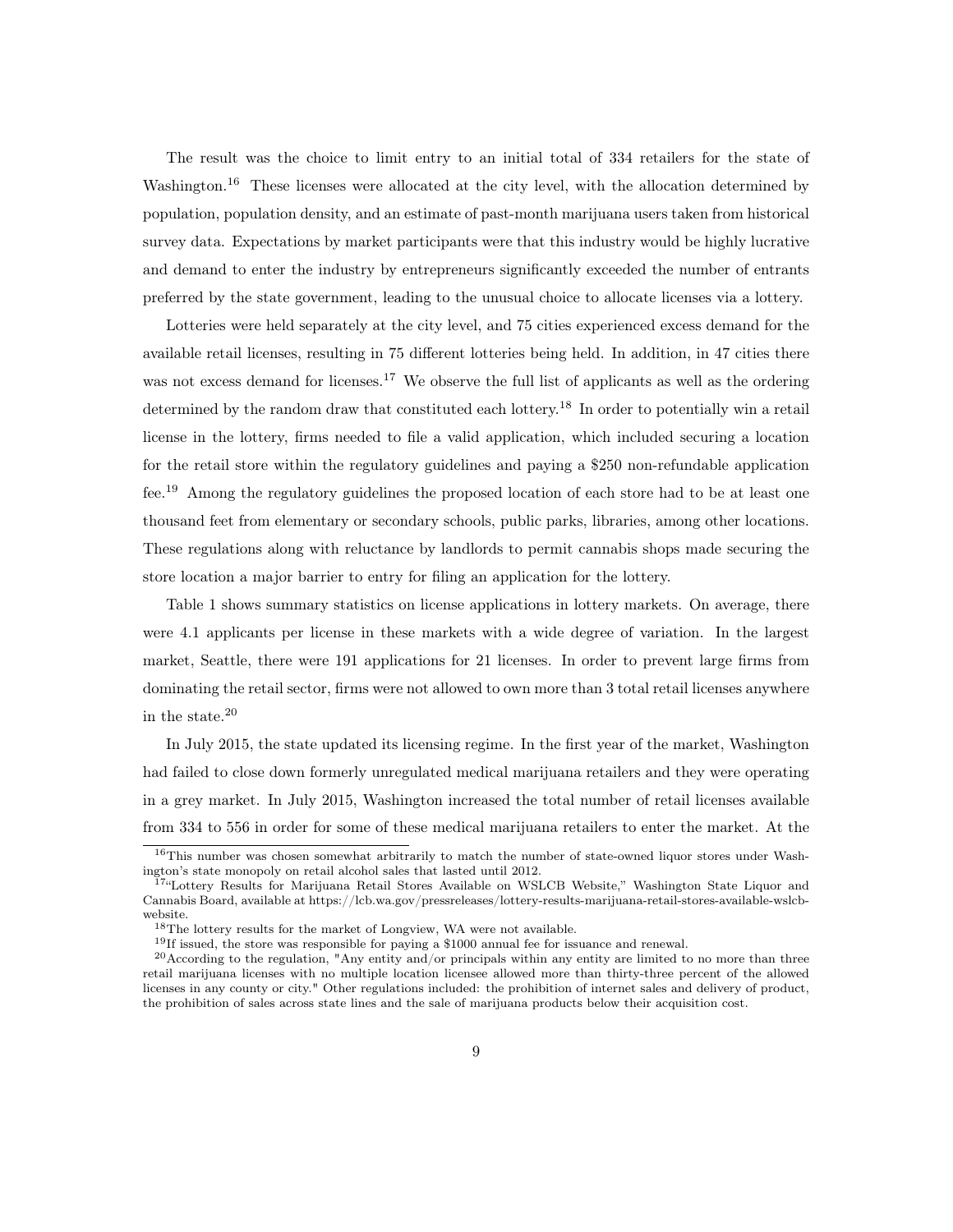The result was the choice to limit entry to an initial total of 334 retailers for the state of Washington.[16] These licenses were allocated at the city level, with the allocation determined by population, population density, and an estimate of past-month marijuana users taken from historical survey data. Expectations by market participants were that this industry would be highly lucrative and demand to enter the industry by entrepreneurs significantly exceeded the number of entrants preferred by the state government, leading to the unusual choice to allocate licenses via a lottery.

Lotteries were held separately at the city level, and 75 cities experienced excess demand for the available retail licenses, resulting in 75 different lotteries being held. In addition, in 47 cities there was not excess demand for licenses.[17] We observe the full list of applicants as well as the ordering determined by the random draw that constituted each lottery.[18] In order to potentially win a retail license in the lottery, firms needed to file a valid application, which included securing a location for the retail store within the regulatory guidelines and paying a $250 non-refundable application fee.[19] Among the regulatory guidelines the proposed location of each store had to be at least one thousand feet from elementary or secondary schools, public parks, libraries, among other locations. These regulations along with reluctance by landlords to permit cannabis shops made securing the store location a major barrier to entry for filing an application for the lottery.

Table 1 shows summary statistics on license applications in lottery markets. On average, there were 4.1 applicants per license in these markets with a wide degree of variation. In the largest market, Seattle, there were 191 applications for 21 licenses. In order to prevent large firms from dominating the retail sector, firms were not allowed to own more than 3 total retail licenses anywhere in the state.[20]

In July 2015, the state updated its licensing regime. In the first year of the market, Washington had failed to close down formerly unregulated medical marijuana retailers and they were operating in a grey market. In July 2015, Washington increased the total number of retail licenses available from 334 to 556 in order for some of these medical marijuana retailers to enter the market. At the

[16] This number was chosen somewhat arbitrarily to match the number of state-owned liquor stores under Washington's state monopoly on retail alcohol sales that lasted until 2012.

[17] "Lottery Results for Marijuana Retail Stores Available on WSLCB Website," Washington State Liquor and Cannabis Board, available at https://lcb.wa.gov/pressreleases/lottery-results-marijuana-retail-stores-available-wslcb-website.

[18] The lottery results for the market of Longview, WA were not available.

[19] If issued, the store was responsible for paying a $1000 annual fee for issuance and renewal.

[20] According to the regulation, "Any entity and/or principals within any entity are limited to no more than three retail marijuana licenses with no multiple location licensee allowed more than thirty-three percent of the allowed licenses in any county or city." Other regulations included: the prohibition of internet sales and delivery of product, the prohibition of sales across state lines and the sale of marijuana products below their acquisition cost.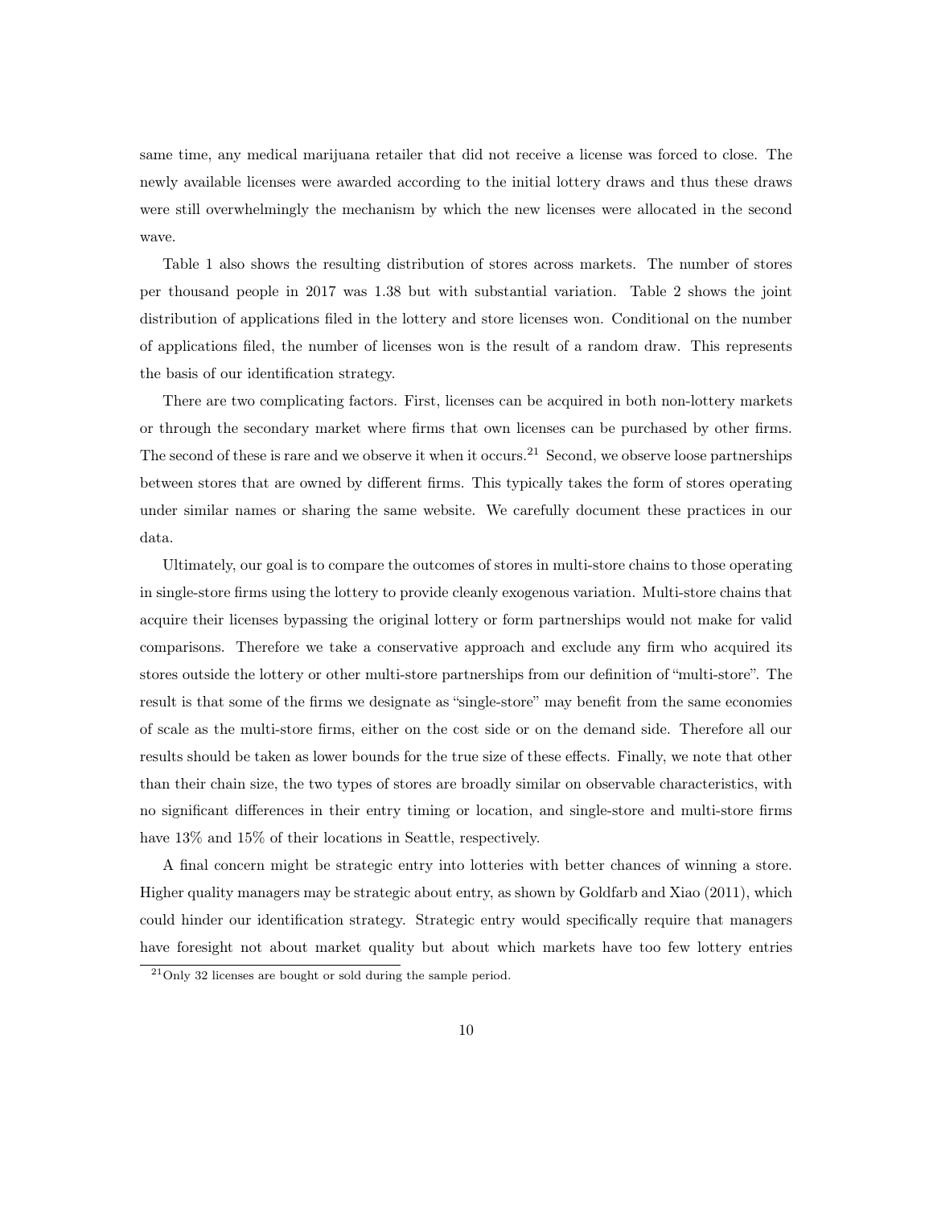same time, any medical marijuana retailer that did not receive a license was forced to close. The newly available licenses were awarded according to the initial lottery draws and thus these draws were still overwhelmingly the mechanism by which the new licenses were allocated in the second wave.

Table 1 also shows the resulting distribution of stores across markets. The number of stores per thousand people in 2017 was 1.38 but with substantial variation. Table 2 shows the joint distribution of applications filed in the lottery and store licenses won. Conditional on the number of applications filed, the number of licenses won is the result of a random draw. This represents the basis of our identification strategy.

There are two complicating factors. First, licenses can be acquired in both non-lottery markets or through the secondary market where firms that own licenses can be purchased by other firms. The second of these is rare and we observe it when it occurs.[21] Second, we observe loose partnerships between stores that are owned by different firms. This typically takes the form of stores operating under similar names or sharing the same website. We carefully document these practices in our data.

Ultimately, our goal is to compare the outcomes of stores in multi-store chains to those operating in single-store firms using the lottery to provide cleanly exogenous variation. Multi-store chains that acquire their licenses bypassing the original lottery or form partnerships would not make for valid comparisons. Therefore we take a conservative approach and exclude any firm who acquired its stores outside the lottery or other multi-store partnerships from our definition of "multi-store". The result is that some of the firms we designate as "single-store" may benefit from the same economies of scale as the multi-store firms, either on the cost side or on the demand side. Therefore all our results should be taken as lower bounds for the true size of these effects. Finally, we note that other than their chain size, the two types of stores are broadly similar on observable characteristics, with no significant differences in their entry timing or location, and single-store and multi-store firms have 13% and 15% of their locations in Seattle, respectively.

A final concern might be strategic entry into lotteries with better chances of winning a store. Higher quality managers may be strategic about entry, as shown by Goldfarb and Xiao (2011), which could hinder our identification strategy. Strategic entry would specifically require that managers have foresight not about market quality but about which markets have too few lottery entries

[21] Only 32 licenses are bought or sold during the sample period.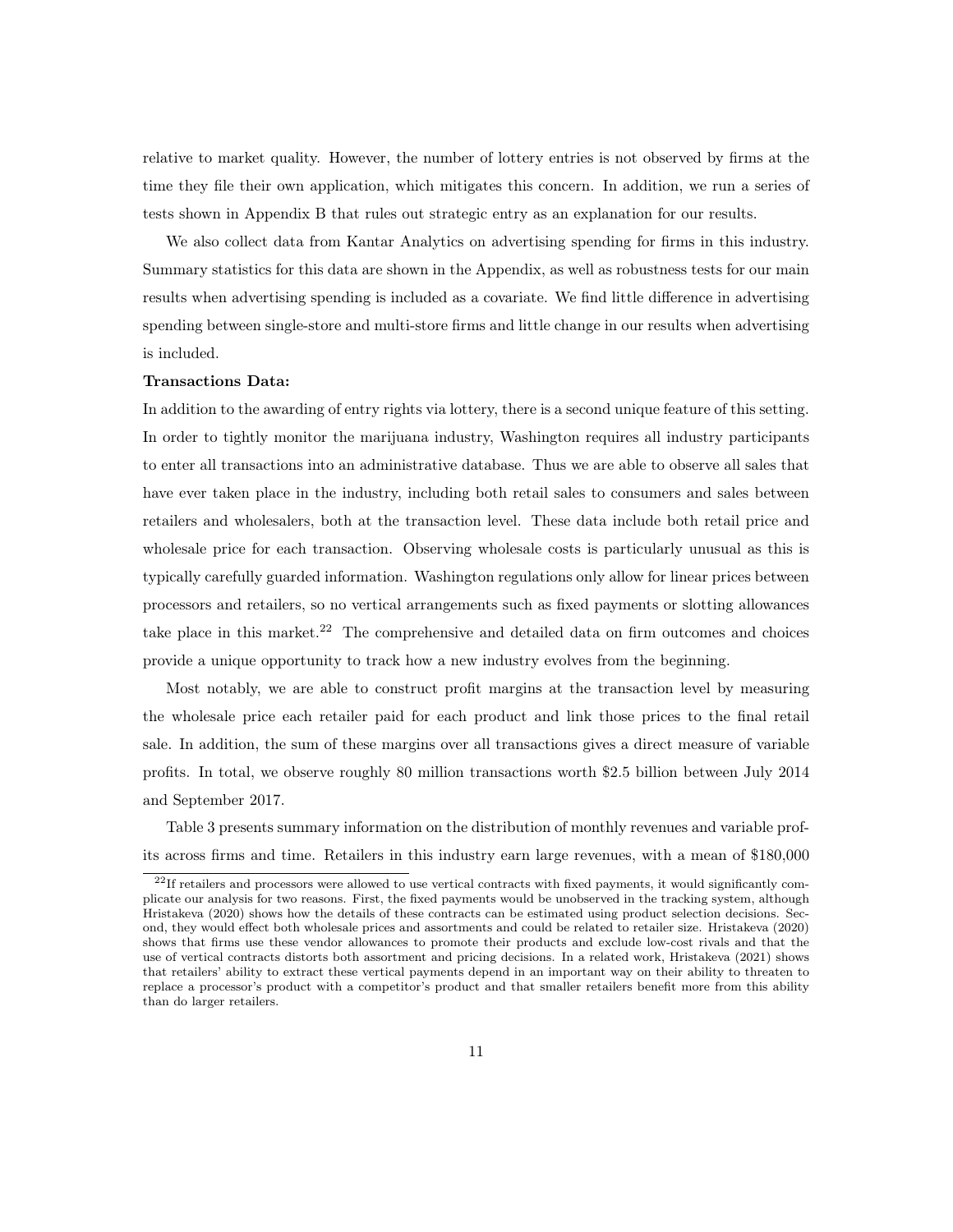relative to market quality. However, the number of lottery entries is not observed by firms at the time they file their own application, which mitigates this concern. In addition, we run a series of tests shown in Appendix B that rules out strategic entry as an explanation for our results.

We also collect data from Kantar Analytics on advertising spending for firms in this industry. Summary statistics for this data are shown in the Appendix, as well as robustness tests for our main results when advertising spending is included as a covariate. We find little difference in advertising spending between single-store and multi-store firms and little change in our results when advertising is included.

**Transactions Data:**

In addition to the awarding of entry rights via lottery, there is a second unique feature of this setting. In order to tightly monitor the marijuana industry, Washington requires all industry participants to enter all transactions into an administrative database. Thus we are able to observe all sales that have ever taken place in the industry, including both retail sales to consumers and sales between retailers and wholesalers, both at the transaction level. These data include both retail price and wholesale price for each transaction. Observing wholesale costs is particularly unusual as this is typically carefully guarded information. Washington regulations only allow for linear prices between processors and retailers, so no vertical arrangements such as fixed payments or slotting allowances take place in this market.[22] The comprehensive and detailed data on firm outcomes and choices provide a unique opportunity to track how a new industry evolves from the beginning.

Most notably, we are able to construct profit margins at the transaction level by measuring the wholesale price each retailer paid for each product and link those prices to the final retail sale. In addition, the sum of these margins over all transactions gives a direct measure of variable profits. In total, we observe roughly 80 million transactions worth $2.5 billion between July 2014 and September 2017.

Table 3 presents summary information on the distribution of monthly revenues and variable profits across firms and time. Retailers in this industry earn large revenues, with a mean of $180,000

[22] If retailers and processors were allowed to use vertical contracts with fixed payments, it would significantly complicate our analysis for two reasons. First, the fixed payments would be unobserved in the tracking system, although Hristakeva (2020) shows how the details of these contracts can be estimated using product selection decisions. Second, they would effect both wholesale prices and assortments and could be related to retailer size. Hristakeva (2020) shows that firms use these vendor allowances to promote their products and exclude low-cost rivals and that the use of vertical contracts distorts both assortment and pricing decisions. In a related work, Hristakeva (2021) shows that retailers' ability to extract these vertical payments depend in an important way on their ability to threaten to replace a processor's product with a competitor's product and that smaller retailers benefit more from this ability than do larger retailers.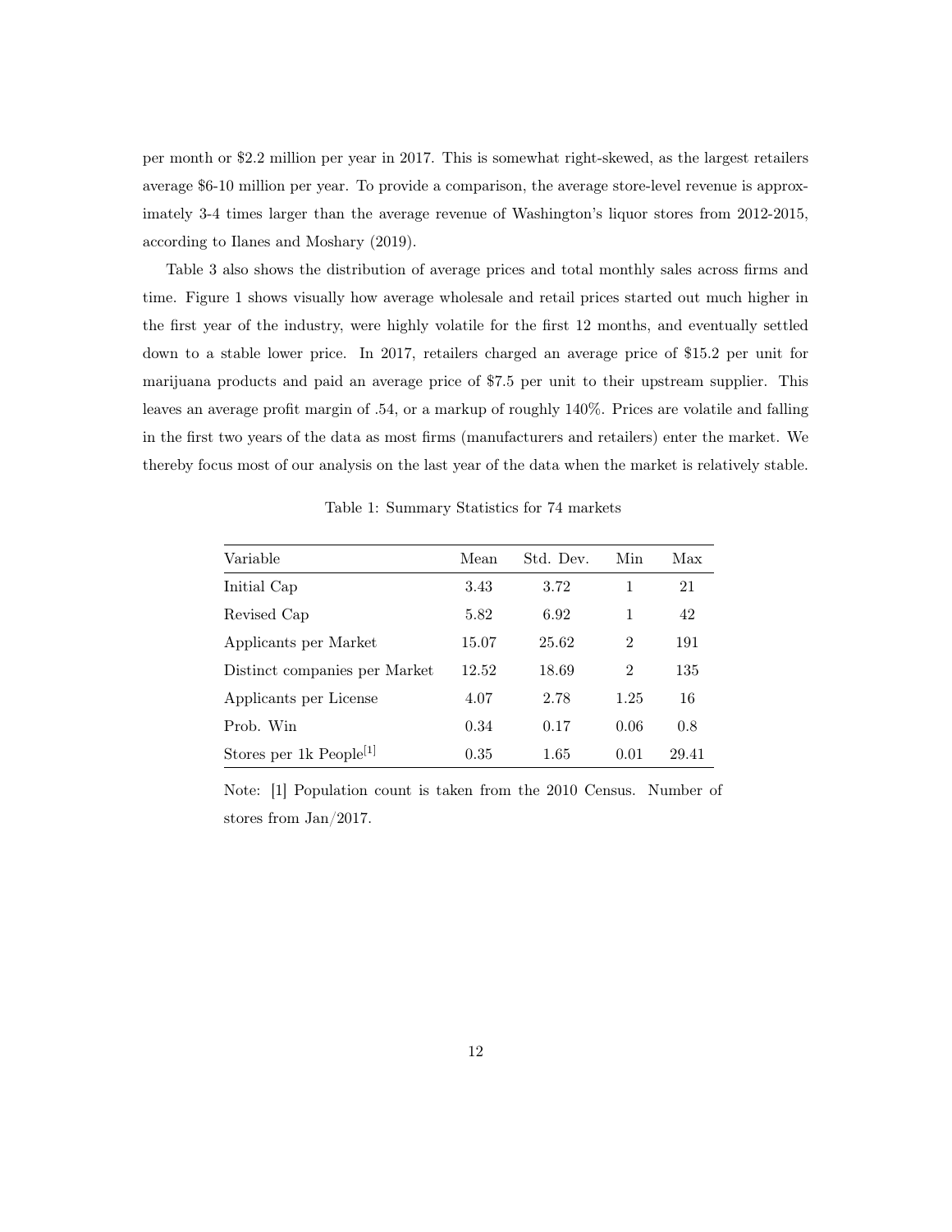per month or \$2.2 million per year in 2017. This is somewhat right-skewed, as the largest retailers average \$6-10 million per year. To provide a comparison, the average store-level revenue is approximately 3-4 times larger than the average revenue of Washington's liquor stores from 2012-2015, according to Ilanes and Moshary (2019).

Table 3 also shows the distribution of average prices and total monthly sales across firms and time. Figure 1 shows visually how average wholesale and retail prices started out much higher in the first year of the industry, were highly volatile for the first 12 months, and eventually settled down to a stable lower price. In 2017, retailers charged an average price of \$15.2 per unit for marijuana products and paid an average price of \$7.5 per unit to their upstream supplier. This leaves an average profit margin of .54, or a markup of roughly 140%. Prices are volatile and falling in the first two years of the data as most firms (manufacturers and retailers) enter the market. We thereby focus most of our analysis on the last year of the data when the market is relatively stable.

Table 1: Summary Statistics for 74 markets

| Variable | Mean | Std. Dev. | Min | Max |
|---|---|---|---|---|
| Initial Cap | 3.43 | 3.72 | 1 | 21 |
| Revised Cap | 5.82 | 6.92 | 1 | 42 |
| Applicants per Market | 15.07 | 25.62 | 2 | 191 |
| Distinct companies per Market | 12.52 | 18.69 | 2 | 135 |
| Applicants per License | 4.07 | 2.78 | 1.25 | 16 |
| Prob. Win | 0.34 | 0.17 | 0.06 | 0.8 |
| Stores per 1k People[1] | 0.35 | 1.65 | 0.01 | 29.41 |

Note: [1] Population count is taken from the 2010 Census. Number of stores from Jan/2017.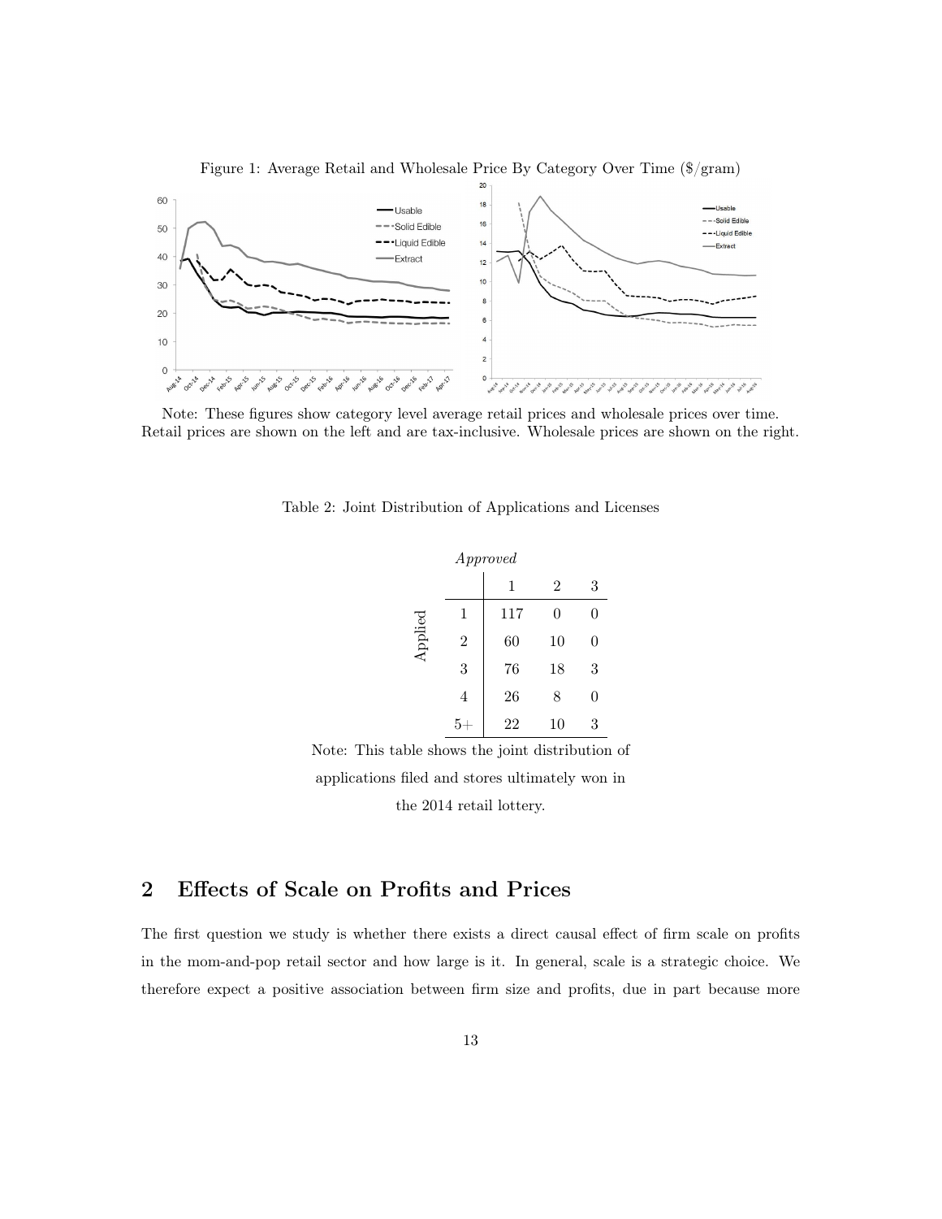Figure 1: Average Retail and Wholesale Price By Category Over Time ($/gram)

Note: These figures show category level average retail prices and wholesale prices over time. Retail prices are shown on the left and are tax-inclusive. Wholesale prices are shown on the right.

Table 2: Joint Distribution of Applications and Licenses

| | | *Approved* | | |
|---|---|---|---|---|
| | | 1 | 2 | 3 |
| Applied | 1 | 117 | 0 | 0 |
| | 2 | 60 | 10 | 0 |
| | 3 | 76 | 18 | 3 |
| | 4 | 26 | 8 | 0 |
| | 5+ | 22 | 10 | 3 |

Note: This table shows the joint distribution of applications filed and stores ultimately won in the 2014 retail lottery.

## 2 Effects of Scale on Profits and Prices

The first question we study is whether there exists a direct causal effect of firm scale on profits in the mom-and-pop retail sector and how large is it. In general, scale is a strategic choice. We therefore expect a positive association between firm size and profits, due in part because more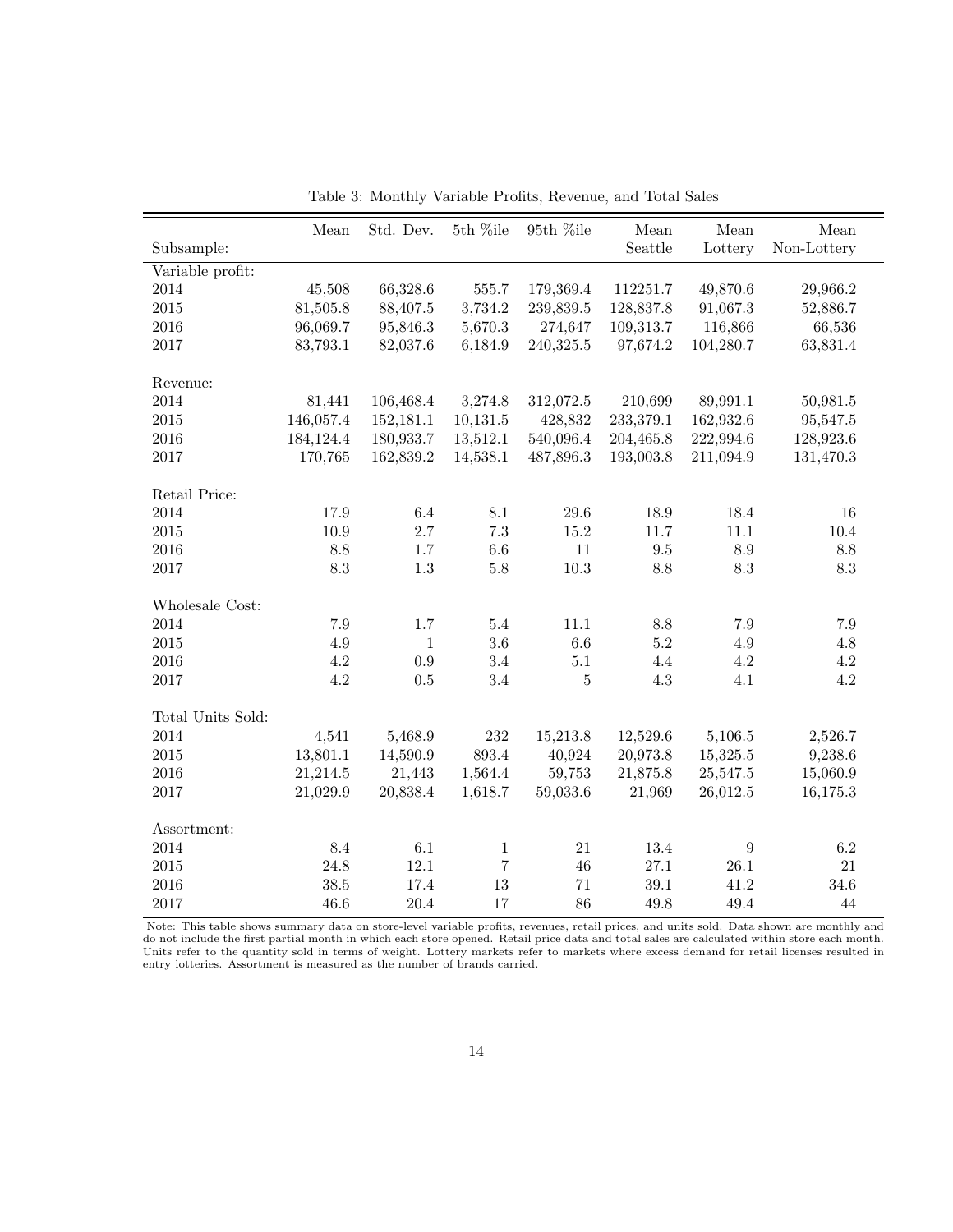Table 3: Monthly Variable Profits, Revenue, and Total Sales

| Subsample: | Mean | Std. Dev. | 5th %ile | 95th %ile | Mean Seattle | Mean Lottery | Mean Non-Lottery |
|---|---|---|---|---|---|---|---|
| Variable profit: | | | | | | | |
| 2014 | 45,508 | 66,328.6 | 555.7 | 179,369.4 | 112251.7 | 49,870.6 | 29,966.2 |
| 2015 | 81,505.8 | 88,407.5 | 3,734.2 | 239,839.5 | 128,837.8 | 91,067.3 | 52,886.7 |
| 2016 | 96,069.7 | 95,846.3 | 5,670.3 | 274,647 | 109,313.7 | 116,866 | 66,536 |
| 2017 | 83,793.1 | 82,037.6 | 6,184.9 | 240,325.5 | 97,674.2 | 104,280.7 | 63,831.4 |
| Revenue: | | | | | | | |
| 2014 | 81,441 | 106,468.4 | 3,274.8 | 312,072.5 | 210,699 | 89,991.1 | 50,981.5 |
| 2015 | 146,057.4 | 152,181.1 | 10,131.5 | 428,832 | 233,379.1 | 162,932.6 | 95,547.5 |
| 2016 | 184,124.4 | 180,933.7 | 13,512.1 | 540,096.4 | 204,465.8 | 222,994.6 | 128,923.6 |
| 2017 | 170,765 | 162,839.2 | 14,538.1 | 487,896.3 | 193,003.8 | 211,094.9 | 131,470.3 |
| Retail Price: | | | | | | | |
| 2014 | 17.9 | 6.4 | 8.1 | 29.6 | 18.9 | 18.4 | 16 |
| 2015 | 10.9 | 2.7 | 7.3 | 15.2 | 11.7 | 11.1 | 10.4 |
| 2016 | 8.8 | 1.7 | 6.6 | 11 | 9.5 | 8.9 | 8.8 |
| 2017 | 8.3 | 1.3 | 5.8 | 10.3 | 8.8 | 8.3 | 8.3 |
| Wholesale Cost: | | | | | | | |
| 2014 | 7.9 | 1.7 | 5.4 | 11.1 | 8.8 | 7.9 | 7.9 |
| 2015 | 4.9 | 1 | 3.6 | 6.6 | 5.2 | 4.9 | 4.8 |
| 2016 | 4.2 | 0.9 | 3.4 | 5.1 | 4.4 | 4.2 | 4.2 |
| 2017 | 4.2 | 0.5 | 3.4 | 5 | 4.3 | 4.1 | 4.2 |
| Total Units Sold: | | | | | | | |
| 2014 | 4,541 | 5,468.9 | 232 | 15,213.8 | 12,529.6 | 5,106.5 | 2,526.7 |
| 2015 | 13,801.1 | 14,590.9 | 893.4 | 40,924 | 20,973.8 | 15,325.5 | 9,238.6 |
| 2016 | 21,214.5 | 21,443 | 1,564.4 | 59,753 | 21,875.8 | 25,547.5 | 15,060.9 |
| 2017 | 21,029.9 | 20,838.4 | 1,618.7 | 59,033.6 | 21,969 | 26,012.5 | 16,175.3 |
| Assortment: | | | | | | | |
| 2014 | 8.4 | 6.1 | 1 | 21 | 13.4 | 9 | 6.2 |
| 2015 | 24.8 | 12.1 | 7 | 46 | 27.1 | 26.1 | 21 |
| 2016 | 38.5 | 17.4 | 13 | 71 | 39.1 | 41.2 | 34.6 |
| 2017 | 46.6 | 20.4 | 17 | 86 | 49.8 | 49.4 | 44 |

Note: This table shows summary data on store-level variable profits, revenues, retail prices, and units sold. Data shown are monthly and do not include the first partial month in which each store opened. Retail price data and total sales are calculated within store each month. Units refer to the quantity sold in terms of weight. Lottery markets refer to markets where excess demand for retail licenses resulted in entry lotteries. Assortment is measured as the number of brands carried.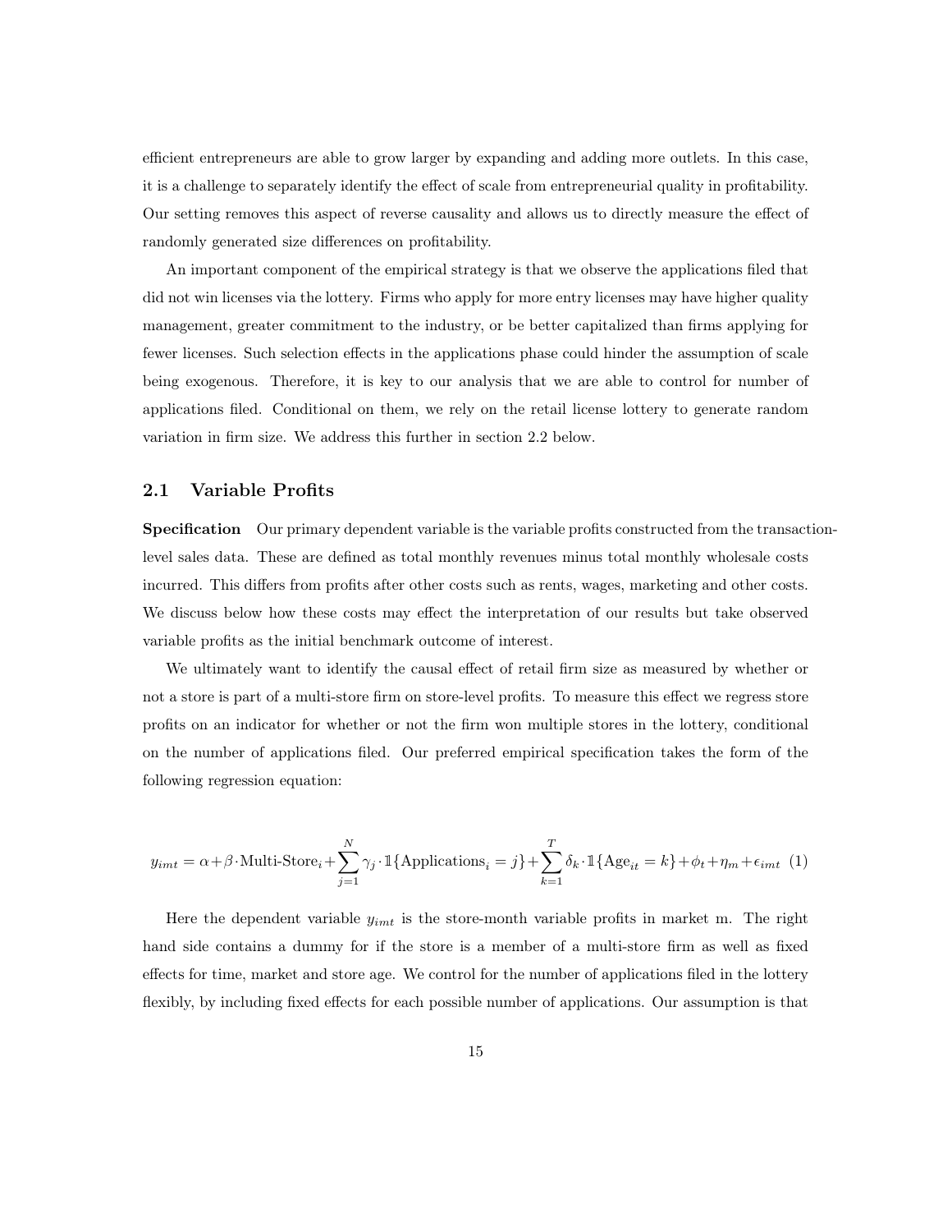efficient entrepreneurs are able to grow larger by expanding and adding more outlets. In this case, it is a challenge to separately identify the effect of scale from entrepreneurial quality in profitability. Our setting removes this aspect of reverse causality and allows us to directly measure the effect of randomly generated size differences on profitability.

An important component of the empirical strategy is that we observe the applications filed that did not win licenses via the lottery. Firms who apply for more entry licenses may have higher quality management, greater commitment to the industry, or be better capitalized than firms applying for fewer licenses. Such selection effects in the applications phase could hinder the assumption of scale being exogenous. Therefore, it is key to our analysis that we are able to control for number of applications filed. Conditional on them, we rely on the retail license lottery to generate random variation in firm size. We address this further in section 2.2 below.

## 2.1 Variable Profits

**Specification** Our primary dependent variable is the variable profits constructed from the transaction-level sales data. These are defined as total monthly revenues minus total monthly wholesale costs incurred. This differs from profits after other costs such as rents, wages, marketing and other costs. We discuss below how these costs may effect the interpretation of our results but take observed variable profits as the initial benchmark outcome of interest.

We ultimately want to identify the causal effect of retail firm size as measured by whether or not a store is part of a multi-store firm on store-level profits. To measure this effect we regress store profits on an indicator for whether or not the firm won multiple stores in the lottery, conditional on the number of applications filed. Our preferred empirical specification takes the form of the following regression equation:

$$y_{imt} = \alpha + \beta \cdot \text{Multi-Store}_i + \sum_{j=1}^{N} \gamma_j \cdot \mathbb{1}\{\text{Applications}_i = j\} + \sum_{k=1}^{T} \delta_k \cdot \mathbb{1}\{\text{Age}_{it} = k\} + \phi_t + \eta_m + \epsilon_{imt} \quad (1)$$

Here the dependent variable $y_{imt}$ is the store-month variable profits in market m. The right hand side contains a dummy for if the store is a member of a multi-store firm as well as fixed effects for time, market and store age. We control for the number of applications filed in the lottery flexibly, by including fixed effects for each possible number of applications. Our assumption is that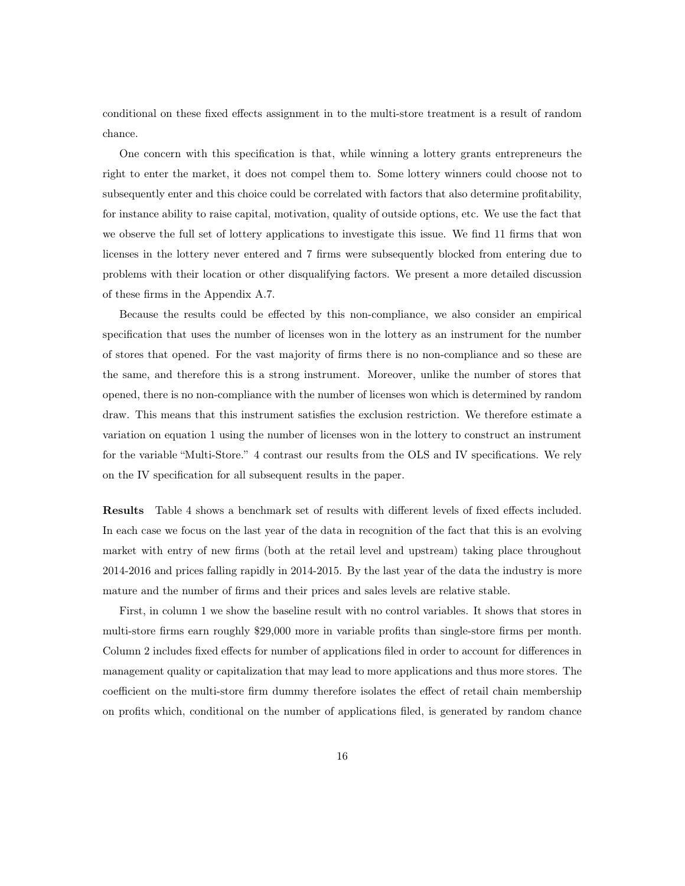conditional on these fixed effects assignment in to the multi-store treatment is a result of random chance.

One concern with this specification is that, while winning a lottery grants entrepreneurs the right to enter the market, it does not compel them to. Some lottery winners could choose not to subsequently enter and this choice could be correlated with factors that also determine profitability, for instance ability to raise capital, motivation, quality of outside options, etc. We use the fact that we observe the full set of lottery applications to investigate this issue. We find 11 firms that won licenses in the lottery never entered and 7 firms were subsequently blocked from entering due to problems with their location or other disqualifying factors. We present a more detailed discussion of these firms in the Appendix A.7.

Because the results could be effected by this non-compliance, we also consider an empirical specification that uses the number of licenses won in the lottery as an instrument for the number of stores that opened. For the vast majority of firms there is no non-compliance and so these are the same, and therefore this is a strong instrument. Moreover, unlike the number of stores that opened, there is no non-compliance with the number of licenses won which is determined by random draw. This means that this instrument satisfies the exclusion restriction. We therefore estimate a variation on equation 1 using the number of licenses won in the lottery to construct an instrument for the variable "Multi-Store." 4 contrast our results from the OLS and IV specifications. We rely on the IV specification for all subsequent results in the paper.

**Results** Table 4 shows a benchmark set of results with different levels of fixed effects included. In each case we focus on the last year of the data in recognition of the fact that this is an evolving market with entry of new firms (both at the retail level and upstream) taking place throughout 2014-2016 and prices falling rapidly in 2014-2015. By the last year of the data the industry is more mature and the number of firms and their prices and sales levels are relative stable.

First, in column 1 we show the baseline result with no control variables. It shows that stores in multi-store firms earn roughly $29,000 more in variable profits than single-store firms per month. Column 2 includes fixed effects for number of applications filed in order to account for differences in management quality or capitalization that may lead to more applications and thus more stores. The coefficient on the multi-store firm dummy therefore isolates the effect of retail chain membership on profits which, conditional on the number of applications filed, is generated by random chance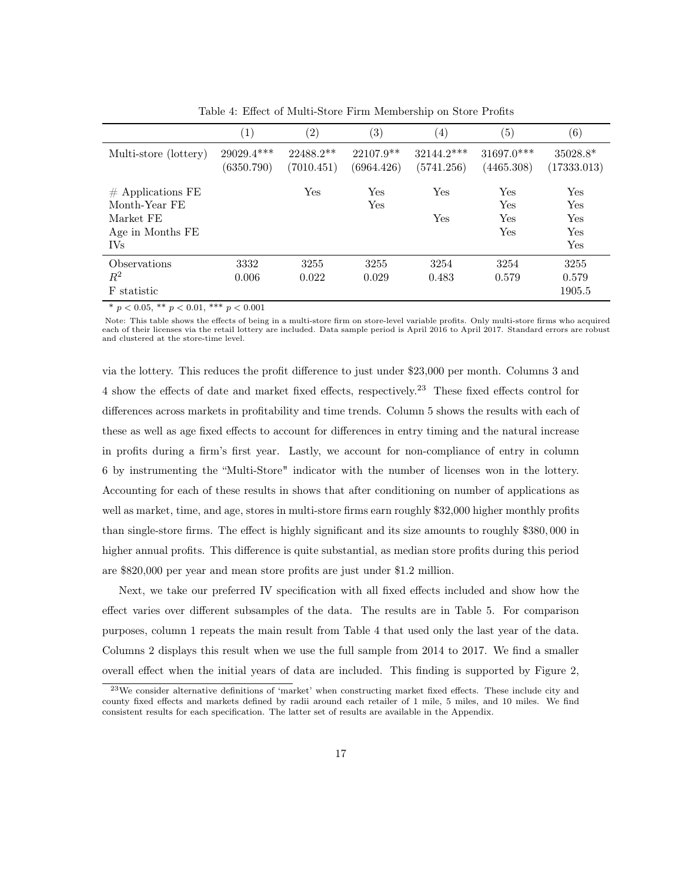Table 4: Effect of Multi-Store Firm Membership on Store Profits

| | (1) | (2) | (3) | (4) | (5) | (6) |
|---|---|---|---|---|---|---|
| Multi-store (lottery) | 29029.4*** | 22488.2** | 22107.9** | 32144.2*** | 31697.0*** | 35028.8* |
| | (6350.790) | (7010.451) | (6964.426) | (5741.256) | (4465.308) | (17333.013) |
| # Applications FE | | Yes | Yes | Yes | Yes | Yes |
| Month-Year FE | | | Yes | | Yes | Yes |
| Market FE | | | | Yes | Yes | Yes |
| Age in Months FE | | | | | Yes | Yes |
| IVs | | | | | | Yes |
| Observations | 3332 | 3255 | 3255 | 3254 | 3254 | 3255 |
| $R^2$ | 0.006 | 0.022 | 0.029 | 0.483 | 0.579 | 0.579 |
| F statistic | | | | | | 1905.5 |

* $p < 0.05$, ** $p < 0.01$, *** $p < 0.001$

Note: This table shows the effects of being in a multi-store firm on store-level variable profits. Only multi-store firms who acquired each of their licenses via the retail lottery are included. Data sample period is April 2016 to April 2017. Standard errors are robust and clustered at the store-time level.

via the lottery. This reduces the profit difference to just under \$23,000 per month. Columns 3 and 4 show the effects of date and market fixed effects, respectively.[23] These fixed effects control for differences across markets in profitability and time trends. Column 5 shows the results with each of these as well as age fixed effects to account for differences in entry timing and the natural increase in profits during a firm's first year. Lastly, we account for non-compliance of entry in column 6 by instrumenting the "Multi-Store" indicator with the number of licenses won in the lottery. Accounting for each of these results in shows that after conditioning on number of applications as well as market, time, and age, stores in multi-store firms earn roughly \$32,000 higher monthly profits than single-store firms. The effect is highly significant and its size amounts to roughly \$380,000 in higher annual profits. This difference is quite substantial, as median store profits during this period are \$820,000 per year and mean store profits are just under \$1.2 million.

Next, we take our preferred IV specification with all fixed effects included and show how the effect varies over different subsamples of the data. The results are in Table 5. For comparison purposes, column 1 repeats the main result from Table 4 that used only the last year of the data. Columns 2 displays this result when we use the full sample from 2014 to 2017. We find a smaller overall effect when the initial years of data are included. This finding is supported by Figure 2,

[23] We consider alternative definitions of 'market' when constructing market fixed effects. These include city and county fixed effects and markets defined by radii around each retailer of 1 mile, 5 miles, and 10 miles. We find consistent results for each specification. The latter set of results are available in the Appendix.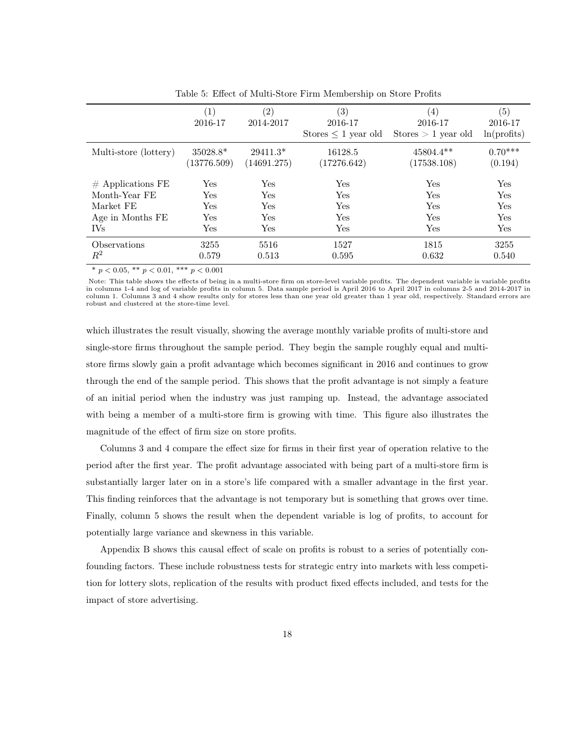Table 5: Effect of Multi-Store Firm Membership on Store Profits

| | (1) 2016-17 | (2) 2014-2017 | (3) 2016-17 Stores $\leq$ 1 year old | (4) 2016-17 Stores $>$ 1 year old | (5) 2016-17 ln(profits) |
|---|---|---|---|---|---|
| Multi-store (lottery) | 35028.8* | 29411.3* | 16128.5 | 45804.4** | 0.70*** |
| | (13776.509) | (14691.275) | (17276.642) | (17538.108) | (0.194) |
| # Applications FE | Yes | Yes | Yes | Yes | Yes |
| Month-Year FE | Yes | Yes | Yes | Yes | Yes |
| Market FE | Yes | Yes | Yes | Yes | Yes |
| Age in Months FE | Yes | Yes | Yes | Yes | Yes |
| IVs | Yes | Yes | Yes | Yes | Yes |
| Observations | 3255 | 5516 | 1527 | 1815 | 3255 |
| $R^2$ | 0.579 | 0.513 | 0.595 | 0.632 | 0.540 |

* $p < 0.05$, ** $p < 0.01$, *** $p < 0.001$

Note: This table shows the effects of being in a multi-store firm on store-level variable profits. The dependent variable is variable profits in columns 1-4 and log of variable profits in column 5. Data sample period is April 2016 to April 2017 in columns 2-5 and 2014-2017 in column 1. Columns 3 and 4 show results only for stores less than one year old greater than 1 year old, respectively. Standard errors are robust and clustered at the store-time level.

which illustrates the result visually, showing the average monthly variable profits of multi-store and single-store firms throughout the sample period. They begin the sample roughly equal and multi-store firms slowly gain a profit advantage which becomes significant in 2016 and continues to grow through the end of the sample period. This shows that the profit advantage is not simply a feature of an initial period when the industry was just ramping up. Instead, the advantage associated with being a member of a multi-store firm is growing with time. This figure also illustrates the magnitude of the effect of firm size on store profits.

Columns 3 and 4 compare the effect size for firms in their first year of operation relative to the period after the first year. The profit advantage associated with being part of a multi-store firm is substantially larger later on in a store's life compared with a smaller advantage in the first year. This finding reinforces that the advantage is not temporary but is something that grows over time. Finally, column 5 shows the result when the dependent variable is log of profits, to account for potentially large variance and skewness in this variable.

Appendix B shows this causal effect of scale on profits is robust to a series of potentially confounding factors. These include robustness tests for strategic entry into markets with less competition for lottery slots, replication of the results with product fixed effects included, and tests for the impact of store advertising.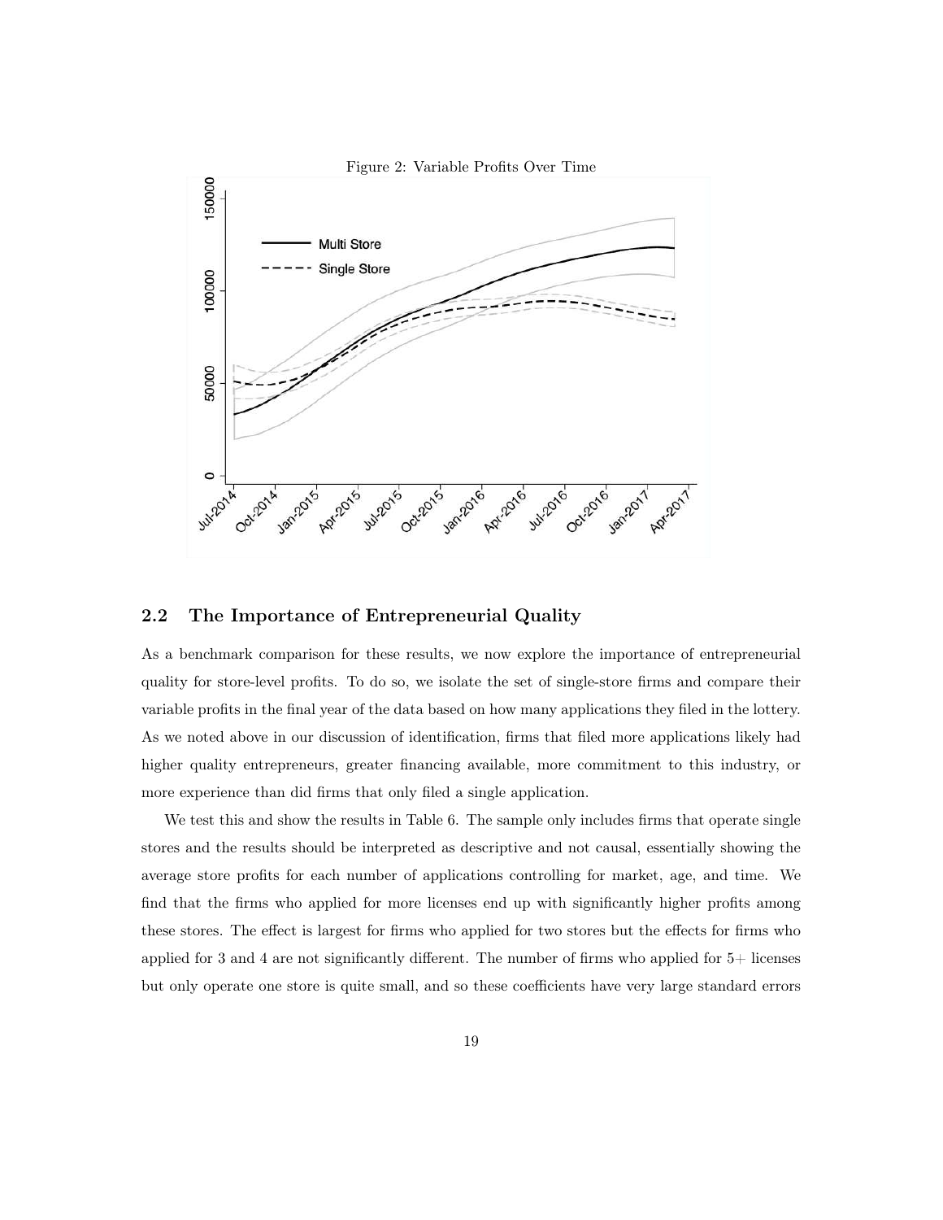Figure 2: Variable Profits Over Time

## 2.2 The Importance of Entrepreneurial Quality

As a benchmark comparison for these results, we now explore the importance of entrepreneurial quality for store-level profits. To do so, we isolate the set of single-store firms and compare their variable profits in the final year of the data based on how many applications they filed in the lottery. As we noted above in our discussion of identification, firms that filed more applications likely had higher quality entrepreneurs, greater financing available, more commitment to this industry, or more experience than did firms that only filed a single application.

We test this and show the results in Table 6. The sample only includes firms that operate single stores and the results should be interpreted as descriptive and not causal, essentially showing the average store profits for each number of applications controlling for market, age, and time. We find that the firms who applied for more licenses end up with significantly higher profits among these stores. The effect is largest for firms who applied for two stores but the effects for firms who applied for 3 and 4 are not significantly different. The number of firms who applied for 5+ licenses but only operate one store is quite small, and so these coefficients have very large standard errors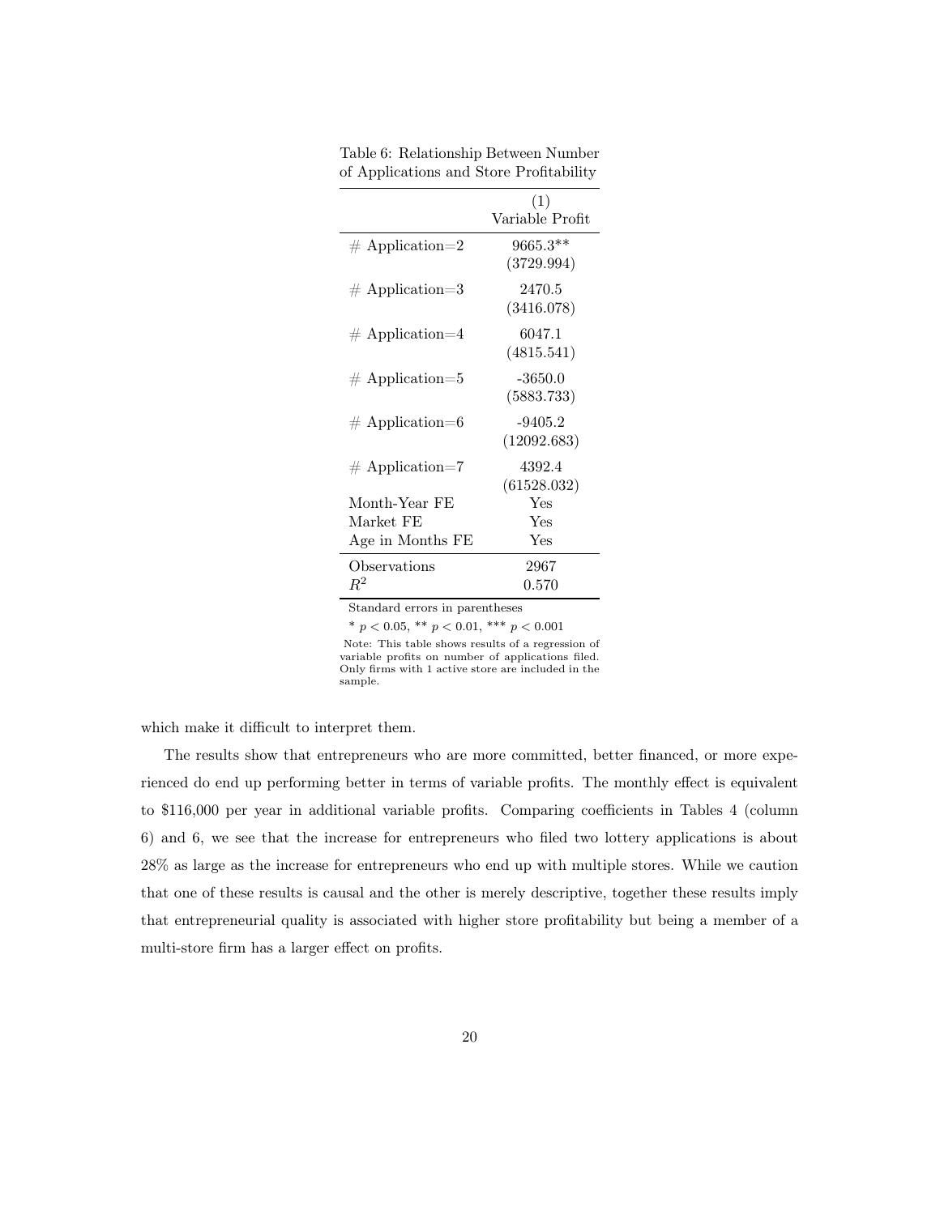Table 6: Relationship Between Number of Applications and Store Profitability

| | (1) Variable Profit |
|---|---|
| # Application=2 | 9665.3** |
| | (3729.994) |
| # Application=3 | 2470.5 |
| | (3416.078) |
| # Application=4 | 6047.1 |
| | (4815.541) |
| # Application=5 | -3650.0 |
| | (5883.733) |
| # Application=6 | -9405.2 |
| | (12092.683) |
| # Application=7 | 4392.4 |
| | (61528.032) |
| Month-Year FE | Yes |
| Market FE | Yes |
| Age in Months FE | Yes |
| Observations | 2967 |
| $R^2$ | 0.570 |

Standard errors in parentheses

* $p < 0.05$, ** $p < 0.01$, *** $p < 0.001$

Note: This table shows results of a regression of variable profits on number of applications filed. Only firms with 1 active store are included in the sample.

which make it difficult to interpret them.

The results show that entrepreneurs who are more committed, better financed, or more experienced do end up performing better in terms of variable profits. The monthly effect is equivalent to \$116,000 per year in additional variable profits. Comparing coefficients in Tables 4 (column 6) and 6, we see that the increase for entrepreneurs who filed two lottery applications is about 28% as large as the increase for entrepreneurs who end up with multiple stores. While we caution that one of these results is causal and the other is merely descriptive, together these results imply that entrepreneurial quality is associated with higher store profitability but being a member of a multi-store firm has a larger effect on profits.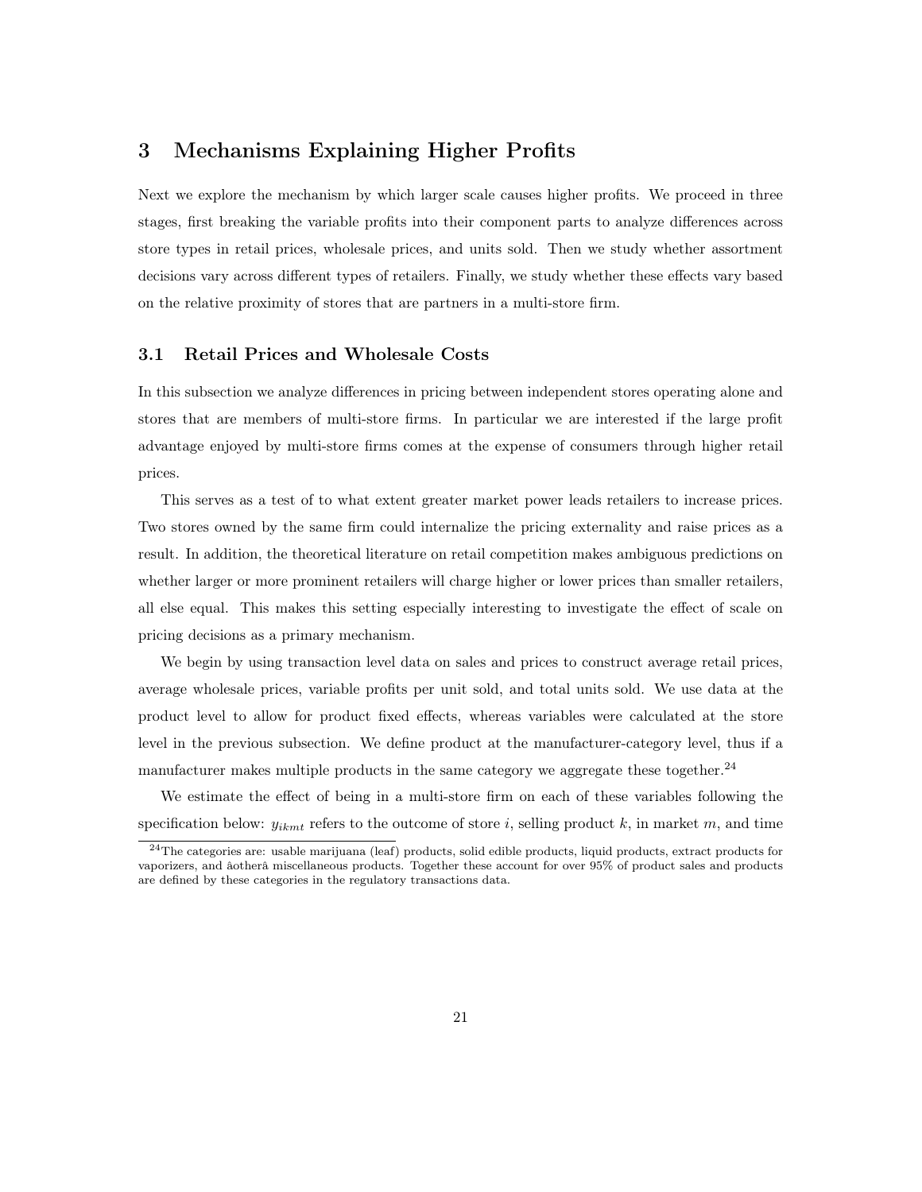# 3 Mechanisms Explaining Higher Profits

Next we explore the mechanism by which larger scale causes higher profits. We proceed in three stages, first breaking the variable profits into their component parts to analyze differences across store types in retail prices, wholesale prices, and units sold. Then we study whether assortment decisions vary across different types of retailers. Finally, we study whether these effects vary based on the relative proximity of stores that are partners in a multi-store firm.

## 3.1 Retail Prices and Wholesale Costs

In this subsection we analyze differences in pricing between independent stores operating alone and stores that are members of multi-store firms. In particular we are interested if the large profit advantage enjoyed by multi-store firms comes at the expense of consumers through higher retail prices.

This serves as a test of to what extent greater market power leads retailers to increase prices. Two stores owned by the same firm could internalize the pricing externality and raise prices as a result. In addition, the theoretical literature on retail competition makes ambiguous predictions on whether larger or more prominent retailers will charge higher or lower prices than smaller retailers, all else equal. This makes this setting especially interesting to investigate the effect of scale on pricing decisions as a primary mechanism.

We begin by using transaction level data on sales and prices to construct average retail prices, average wholesale prices, variable profits per unit sold, and total units sold. We use data at the product level to allow for product fixed effects, whereas variables were calculated at the store level in the previous subsection. We define product at the manufacturer-category level, thus if a manufacturer makes multiple products in the same category we aggregate these together.[24]

We estimate the effect of being in a multi-store firm on each of these variables following the specification below: $y_{ikmt}$ refers to the outcome of store $i$, selling product $k$, in market $m$, and time

[24]The categories are: usable marijuana (leaf) products, solid edible products, liquid products, extract products for vaporizers, and âotherâ miscellaneous products. Together these account for over 95% of product sales and products are defined by these categories in the regulatory transactions data.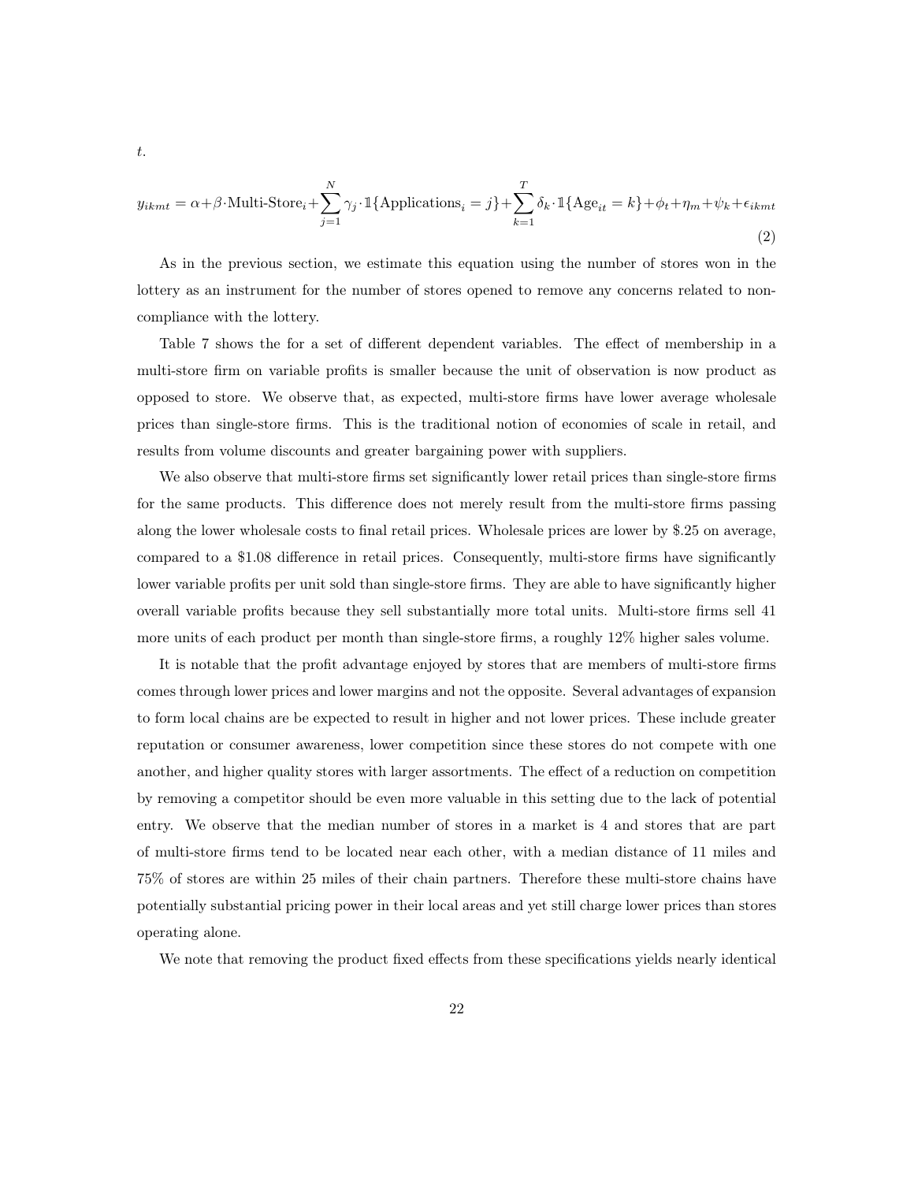$t$.

$$y_{ikmt} = \alpha + \beta \cdot \text{Multi-Store}_i + \sum_{j=1}^{N} \gamma_j \cdot \mathbb{1}\{\text{Applications}_i = j\} + \sum_{k=1}^{T} \delta_k \cdot \mathbb{1}\{\text{Age}_{it} = k\} + \phi_t + \eta_m + \psi_k + \epsilon_{ikmt} \tag{2}$$

As in the previous section, we estimate this equation using the number of stores won in the lottery as an instrument for the number of stores opened to remove any concerns related to non-compliance with the lottery.

Table 7 shows the for a set of different dependent variables. The effect of membership in a multi-store firm on variable profits is smaller because the unit of observation is now product as opposed to store. We observe that, as expected, multi-store firms have lower average wholesale prices than single-store firms. This is the traditional notion of economies of scale in retail, and results from volume discounts and greater bargaining power with suppliers.

We also observe that multi-store firms set significantly lower retail prices than single-store firms for the same products. This difference does not merely result from the multi-store firms passing along the lower wholesale costs to final retail prices. Wholesale prices are lower by \$.25 on average, compared to a \$1.08 difference in retail prices. Consequently, multi-store firms have significantly lower variable profits per unit sold than single-store firms. They are able to have significantly higher overall variable profits because they sell substantially more total units. Multi-store firms sell 41 more units of each product per month than single-store firms, a roughly 12% higher sales volume.

It is notable that the profit advantage enjoyed by stores that are members of multi-store firms comes through lower prices and lower margins and not the opposite. Several advantages of expansion to form local chains are be expected to result in higher and not lower prices. These include greater reputation or consumer awareness, lower competition since these stores do not compete with one another, and higher quality stores with larger assortments. The effect of a reduction on competition by removing a competitor should be even more valuable in this setting due to the lack of potential entry. We observe that the median number of stores in a market is 4 and stores that are part of multi-store firms tend to be located near each other, with a median distance of 11 miles and 75% of stores are within 25 miles of their chain partners. Therefore these multi-store chains have potentially substantial pricing power in their local areas and yet still charge lower prices than stores operating alone.

We note that removing the product fixed effects from these specifications yields nearly identical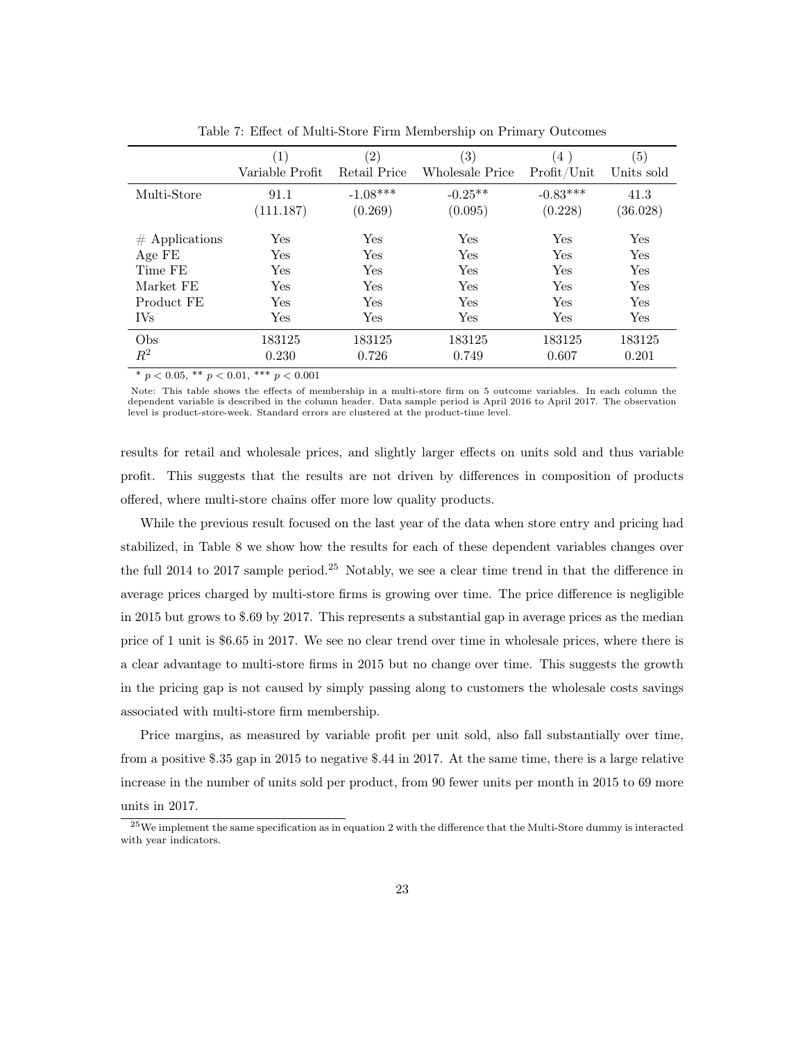Table 7: Effect of Multi-Store Firm Membership on Primary Outcomes

| | (1) Variable Profit | (2) Retail Price | (3) Wholesale Price | (4 ) Profit/Unit | (5) Units sold |
|---|---|---|---|---|---|
| Multi-Store | 91.1 | -1.08*** | -0.25** | -0.83*** | 41.3 |
| | (111.187) | (0.269) | (0.095) | (0.228) | (36.028) |
| # Applications | Yes | Yes | Yes | Yes | Yes |
| Age FE | Yes | Yes | Yes | Yes | Yes |
| Time FE | Yes | Yes | Yes | Yes | Yes |
| Market FE | Yes | Yes | Yes | Yes | Yes |
| Product FE | Yes | Yes | Yes | Yes | Yes |
| IVs | Yes | Yes | Yes | Yes | Yes |
| Obs | 183125 | 183125 | 183125 | 183125 | 183125 |
| $R^2$ | 0.230 | 0.726 | 0.749 | 0.607 | 0.201 |

* $p < 0.05$, ** $p < 0.01$, *** $p < 0.001$

Note: This table shows the effects of membership in a multi-store firm on 5 outcome variables. In each column the dependent variable is described in the column header. Data sample period is April 2016 to April 2017. The observation level is product-store-week. Standard errors are clustered at the product-time level.

results for retail and wholesale prices, and slightly larger effects on units sold and thus variable profit. This suggests that the results are not driven by differences in composition of products offered, where multi-store chains offer more low quality products.

While the previous result focused on the last year of the data when store entry and pricing had stabilized, in Table 8 we show how the results for each of these dependent variables changes over the full 2014 to 2017 sample period.[25] Notably, we see a clear time trend in that the difference in average prices charged by multi-store firms is growing over time. The price difference is negligible in 2015 but grows to \$.69 by 2017. This represents a substantial gap in average prices as the median price of 1 unit is \$6.65 in 2017. We see no clear trend over time in wholesale prices, where there is a clear advantage to multi-store firms in 2015 but no change over time. This suggests the growth in the pricing gap is not caused by simply passing along to customers the wholesale costs savings associated with multi-store firm membership.

Price margins, as measured by variable profit per unit sold, also fall substantially over time, from a positive \$.35 gap in 2015 to negative \$.44 in 2017. At the same time, there is a large relative increase in the number of units sold per product, from 90 fewer units per month in 2015 to 69 more units in 2017.

[25] We implement the same specification as in equation 2 with the difference that the Multi-Store dummy is interacted with year indicators.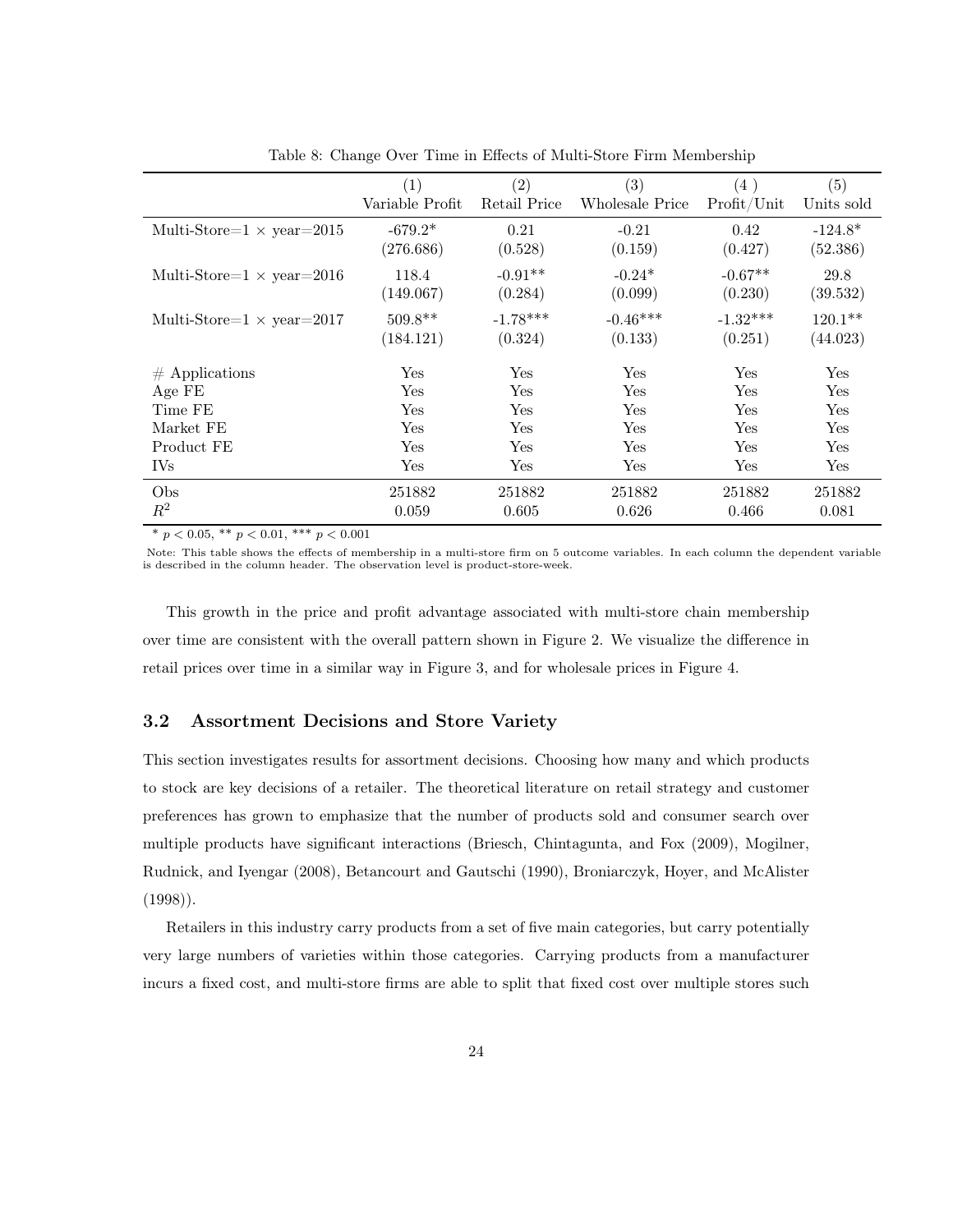Table 8: Change Over Time in Effects of Multi-Store Firm Membership

| | (1) Variable Profit | (2) Retail Price | (3) Wholesale Price | (4 ) Profit/Unit | (5) Units sold |
|---|---|---|---|---|---|
| Multi-Store=1 × year=2015 | -679.2* | 0.21 | -0.21 | 0.42 | -124.8* |
| | (276.686) | (0.528) | (0.159) | (0.427) | (52.386) |
| Multi-Store=1 × year=2016 | 118.4 | -0.91** | -0.24* | -0.67** | 29.8 |
| | (149.067) | (0.284) | (0.099) | (0.230) | (39.532) |
| Multi-Store=1 × year=2017 | 509.8** | -1.78*** | -0.46*** | -1.32*** | 120.1** |
| | (184.121) | (0.324) | (0.133) | (0.251) | (44.023) |
| # Applications | Yes | Yes | Yes | Yes | Yes |
| Age FE | Yes | Yes | Yes | Yes | Yes |
| Time FE | Yes | Yes | Yes | Yes | Yes |
| Market FE | Yes | Yes | Yes | Yes | Yes |
| Product FE | Yes | Yes | Yes | Yes | Yes |
| IVs | Yes | Yes | Yes | Yes | Yes |
| Obs | 251882 | 251882 | 251882 | 251882 | 251882 |
| $R^2$ | 0.059 | 0.605 | 0.626 | 0.466 | 0.081 |

* $p < 0.05$, ** $p < 0.01$, *** $p < 0.001$

Note: This table shows the effects of membership in a multi-store firm on 5 outcome variables. In each column the dependent variable is described in the column header. The observation level is product-store-week.

This growth in the price and profit advantage associated with multi-store chain membership over time are consistent with the overall pattern shown in Figure 2. We visualize the difference in retail prices over time in a similar way in Figure 3, and for wholesale prices in Figure 4.

### 3.2 Assortment Decisions and Store Variety

This section investigates results for assortment decisions. Choosing how many and which products to stock are key decisions of a retailer. The theoretical literature on retail strategy and customer preferences has grown to emphasize that the number of products sold and consumer search over multiple products have significant interactions (Briesch, Chintagunta, and Fox (2009), Mogilner, Rudnick, and Iyengar (2008), Betancourt and Gautschi (1990), Broniarczyk, Hoyer, and McAlister (1998)).

Retailers in this industry carry products from a set of five main categories, but carry potentially very large numbers of varieties within those categories. Carrying products from a manufacturer incurs a fixed cost, and multi-store firms are able to split that fixed cost over multiple stores such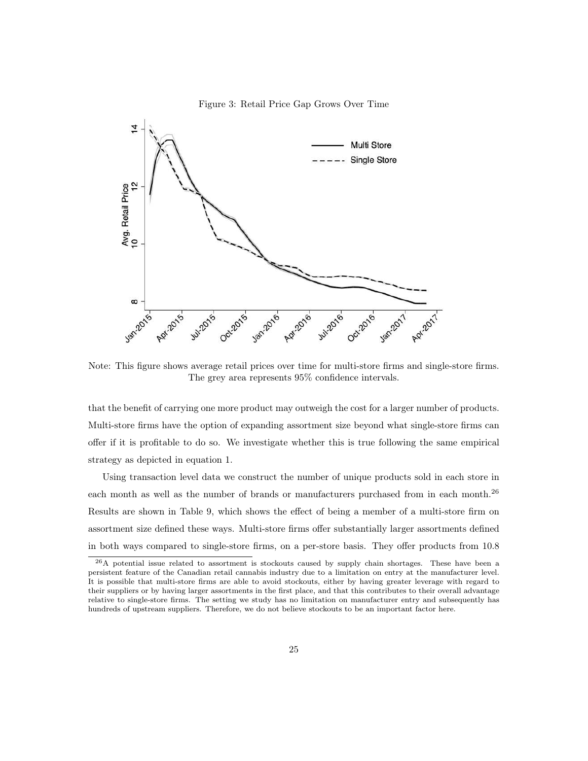Figure 3: Retail Price Gap Grows Over Time

Note: This figure shows average retail prices over time for multi-store firms and single-store firms. The grey area represents 95% confidence intervals.

that the benefit of carrying one more product may outweigh the cost for a larger number of products. Multi-store firms have the option of expanding assortment size beyond what single-store firms can offer if it is profitable to do so. We investigate whether this is true following the same empirical strategy as depicted in equation 1.

Using transaction level data we construct the number of unique products sold in each store in each month as well as the number of brands or manufacturers purchased from in each month.[26] Results are shown in Table 9, which shows the effect of being a member of a multi-store firm on assortment size defined these ways. Multi-store firms offer substantially larger assortments defined in both ways compared to single-store firms, on a per-store basis. They offer products from 10.8

[26] A potential issue related to assortment is stockouts caused by supply chain shortages. These have been a persistent feature of the Canadian retail cannabis industry due to a limitation on entry at the manufacturer level. It is possible that multi-store firms are able to avoid stockouts, either by having greater leverage with regard to their suppliers or by having larger assortments in the first place, and that this contributes to their overall advantage relative to single-store firms. The setting we study has no limitation on manufacturer entry and subsequently has hundreds of upstream suppliers. Therefore, we do not believe stockouts to be an important factor here.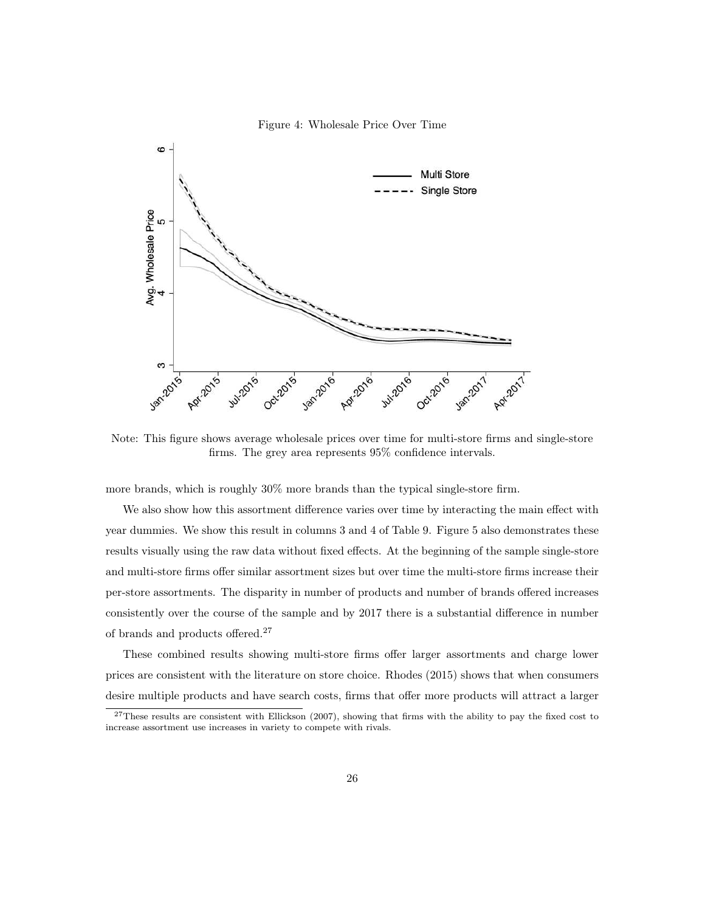Figure 4: Wholesale Price Over Time

Note: This figure shows average wholesale prices over time for multi-store firms and single-store firms. The grey area represents 95% confidence intervals.

more brands, which is roughly 30% more brands than the typical single-store firm.

We also show how this assortment difference varies over time by interacting the main effect with year dummies. We show this result in columns 3 and 4 of Table 9. Figure 5 also demonstrates these results visually using the raw data without fixed effects. At the beginning of the sample single-store and multi-store firms offer similar assortment sizes but over time the multi-store firms increase their per-store assortments. The disparity in number of products and number of brands offered increases consistently over the course of the sample and by 2017 there is a substantial difference in number of brands and products offered.[27]

These combined results showing multi-store firms offer larger assortments and charge lower prices are consistent with the literature on store choice. Rhodes (2015) shows that when consumers desire multiple products and have search costs, firms that offer more products will attract a larger

[27] These results are consistent with Ellickson (2007), showing that firms with the ability to pay the fixed cost to increase assortment use increases in variety to compete with rivals.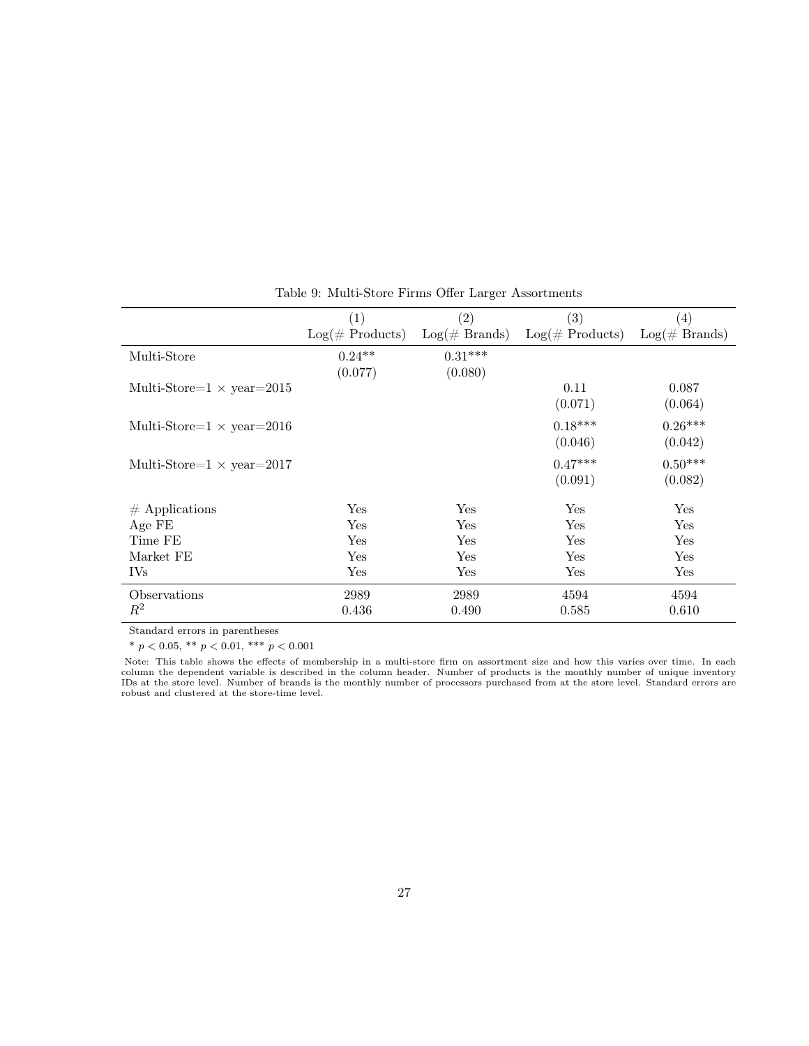Table 9: Multi-Store Firms Offer Larger Assortments

| | (1)<br>Log(# Products) | (2)<br>Log(# Brands) | (3)<br>Log(# Products) | (4)<br>Log(# Brands) |
|---|---|---|---|---|
| Multi-Store | 0.24** | 0.31*** | | |
| | (0.077) | (0.080) | | |
| Multi-Store=1 × year=2015 | | | 0.11 | 0.087 |
| | | | (0.071) | (0.064) |
| Multi-Store=1 × year=2016 | | | 0.18*** | 0.26*** |
| | | | (0.046) | (0.042) |
| Multi-Store=1 × year=2017 | | | 0.47*** | 0.50*** |
| | | | (0.091) | (0.082) |
| # Applications | Yes | Yes | Yes | Yes |
| Age FE | Yes | Yes | Yes | Yes |
| Time FE | Yes | Yes | Yes | Yes |
| Market FE | Yes | Yes | Yes | Yes |
| IVs | Yes | Yes | Yes | Yes |
| Observations | 2989 | 2989 | 4594 | 4594 |
| $R^2$ | 0.436 | 0.490 | 0.585 | 0.610 |

Standard errors in parentheses

* $p < 0.05$, ** $p < 0.01$, *** $p < 0.001$

Note: This table shows the effects of membership in a multi-store firm on assortment size and how this varies over time. In each column the dependent variable is described in the column header. Number of products is the monthly number of unique inventory IDs at the store level. Number of brands is the monthly number of processors purchased from at the store level. Standard errors are robust and clustered at the store-time level.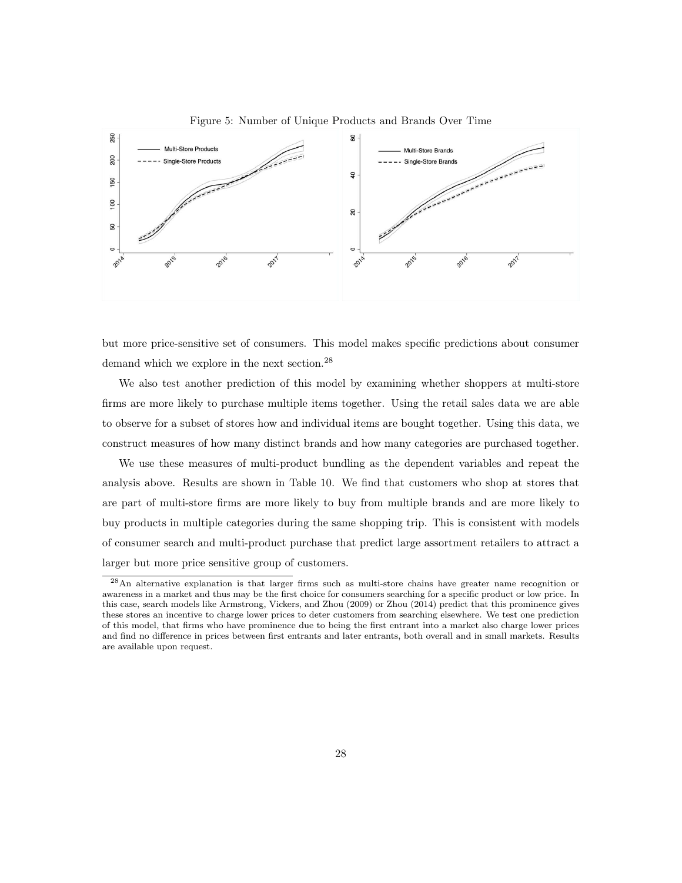Figure 5: Number of Unique Products and Brands Over Time

but more price-sensitive set of consumers. This model makes specific predictions about consumer demand which we explore in the next section.[28]

We also test another prediction of this model by examining whether shoppers at multi-store firms are more likely to purchase multiple items together. Using the retail sales data we are able to observe for a subset of stores how and individual items are bought together. Using this data, we construct measures of how many distinct brands and how many categories are purchased together.

We use these measures of multi-product bundling as the dependent variables and repeat the analysis above. Results are shown in Table 10. We find that customers who shop at stores that are part of multi-store firms are more likely to buy from multiple brands and are more likely to buy products in multiple categories during the same shopping trip. This is consistent with models of consumer search and multi-product purchase that predict large assortment retailers to attract a larger but more price sensitive group of customers.

[28] An alternative explanation is that larger firms such as multi-store chains have greater name recognition or awareness in a market and thus may be the first choice for consumers searching for a specific product or low price. In this case, search models like Armstrong, Vickers, and Zhou (2009) or Zhou (2014) predict that this prominence gives these stores an incentive to charge lower prices to deter customers from searching elsewhere. We test one prediction of this model, that firms who have prominence due to being the first entrant into a market also charge lower prices and find no difference in prices between first entrants and later entrants, both overall and in small markets. Results are available upon request.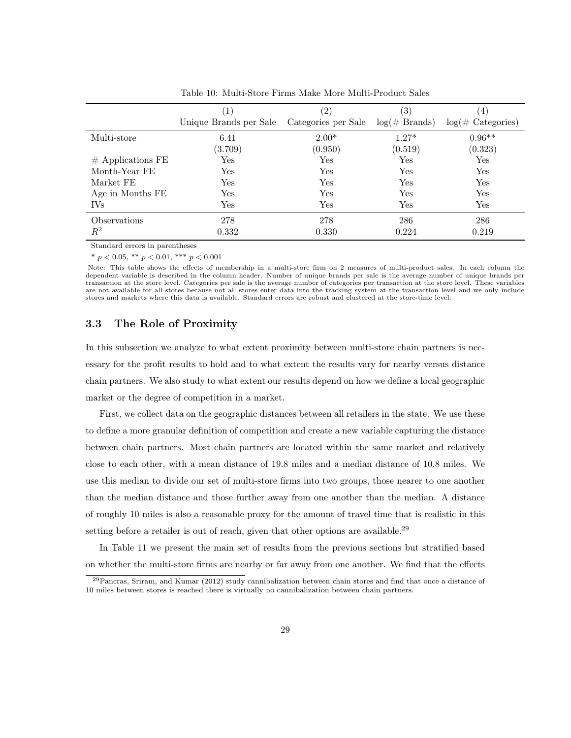Table 10: Multi-Store Firms Make More Multi-Product Sales

| | (1) Unique Brands per Sale | (2) Categories per Sale | (3) $\log(\#$ Brands) | (4) $\log(\#$ Categories) |
|---|---|---|---|---|
| Multi-store | 6.41 | 2.00* | 1.27* | 0.96** |
| | (3.709) | (0.950) | (0.519) | (0.323) |
| # Applications FE | Yes | Yes | Yes | Yes |
| Month-Year FE | Yes | Yes | Yes | Yes |
| Market FE | Yes | Yes | Yes | Yes |
| Age in Months FE | Yes | Yes | Yes | Yes |
| IVs | Yes | Yes | Yes | Yes |
| Observations | 278 | 278 | 286 | 286 |
| $R^2$ | 0.332 | 0.330 | 0.224 | 0.219 |

Standard errors in parentheses

* $p < 0.05$, ** $p < 0.01$, *** $p < 0.001$

Note: This table shows the effects of membership in a multi-store firm on 2 measures of multi-product sales. In each column the dependent variable is described in the column header. Number of unique brands per sale is the average number of unique brands per transaction at the store level. Categories per sale is the average number of categories per transaction at the store level. These variables are not available for all stores because not all stores enter data into the tracking system at the transaction level and we only include stores and markets where this data is available. Standard errors are robust and clustered at the store-time level.

### 3.3 The Role of Proximity

In this subsection we analyze to what extent proximity between multi-store chain partners is necessary for the profit results to hold and to what extent the results vary for nearby versus distance chain partners. We also study to what extent our results depend on how we define a local geographic market or the degree of competition in a market.

First, we collect data on the geographic distances between all retailers in the state. We use these to define a more granular definition of competition and create a new variable capturing the distance between chain partners. Most chain partners are located within the same market and relatively close to each other, with a mean distance of 19.8 miles and a median distance of 10.8 miles. We use this median to divide our set of multi-store firms into two groups, those nearer to one another than the median distance and those further away from one another than the median. A distance of roughly 10 miles is also a reasonable proxy for the amount of travel time that is realistic in this setting before a retailer is out of reach, given that other options are available.[29]

In Table 11 we present the main set of results from the previous sections but stratified based on whether the multi-store firms are nearby or far away from one another. We find that the effects

[29] Pancras, Sriram, and Kumar (2012) study cannibalization between chain stores and find that once a distance of 10 miles between stores is reached there is virtually no cannibalization between chain partners.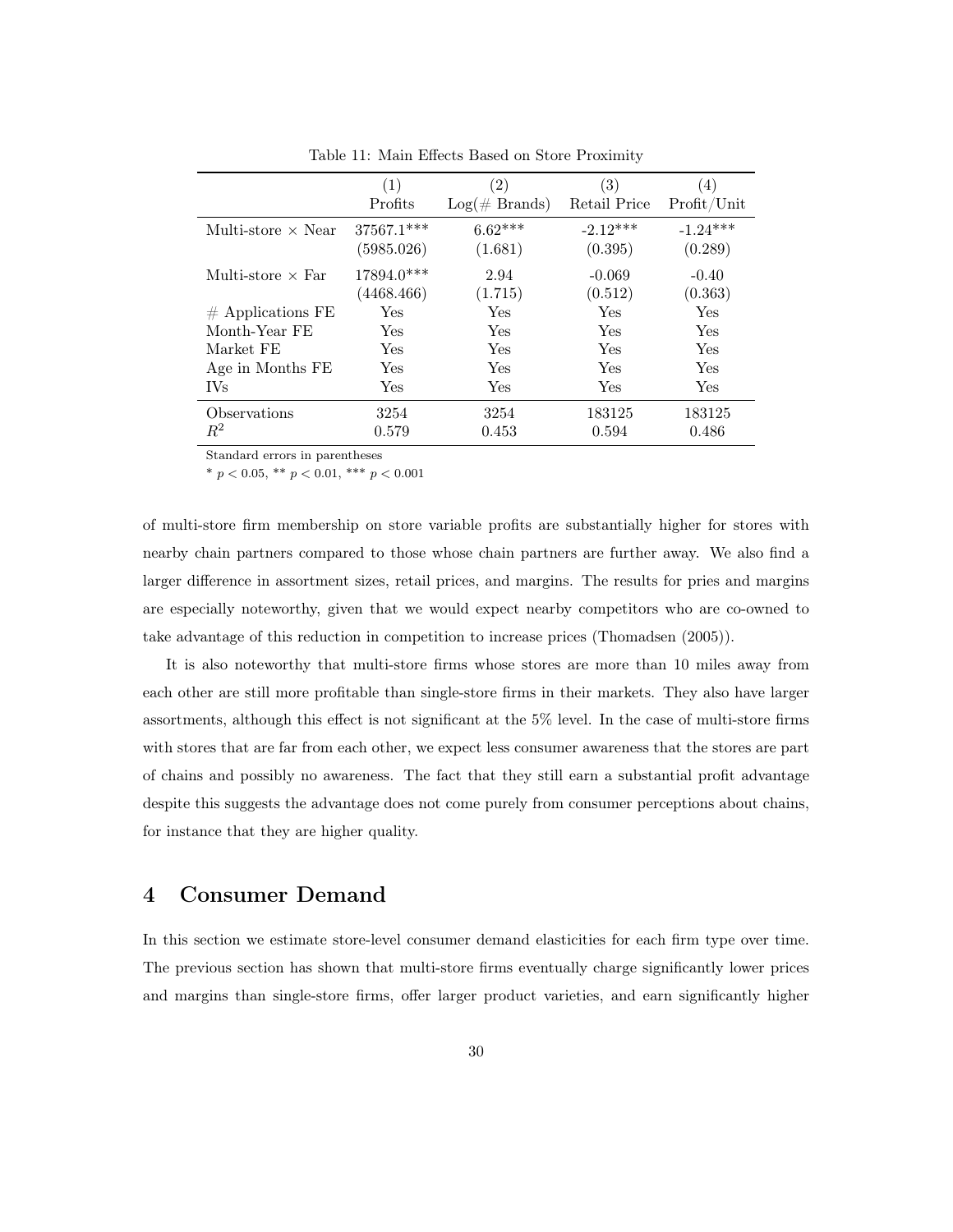Table 11: Main Effects Based on Store Proximity

| | (1) Profits | (2) Log(# Brands) | (3) Retail Price | (4) Profit/Unit |
|---|---|---|---|---|
| Multi-store × Near | 37567.1*** | 6.62*** | -2.12*** | -1.24*** |
| | (5985.026) | (1.681) | (0.395) | (0.289) |
| Multi-store × Far | 17894.0*** | 2.94 | -0.069 | -0.40 |
| | (4468.466) | (1.715) | (0.512) | (0.363) |
| # Applications FE | Yes | Yes | Yes | Yes |
| Month-Year FE | Yes | Yes | Yes | Yes |
| Market FE | Yes | Yes | Yes | Yes |
| Age in Months FE | Yes | Yes | Yes | Yes |
| IVs | Yes | Yes | Yes | Yes |
| Observations | 3254 | 3254 | 183125 | 183125 |
| $R^2$ | 0.579 | 0.453 | 0.594 | 0.486 |

Standard errors in parentheses

* $p < 0.05$, ** $p < 0.01$, *** $p < 0.001$

of multi-store firm membership on store variable profits are substantially higher for stores with nearby chain partners compared to those whose chain partners are further away. We also find a larger difference in assortment sizes, retail prices, and margins. The results for pries and margins are especially noteworthy, given that we would expect nearby competitors who are co-owned to take advantage of this reduction in competition to increase prices (Thomadsen (2005)).

It is also noteworthy that multi-store firms whose stores are more than 10 miles away from each other are still more profitable than single-store firms in their markets. They also have larger assortments, although this effect is not significant at the 5% level. In the case of multi-store firms with stores that are far from each other, we expect less consumer awareness that the stores are part of chains and possibly no awareness. The fact that they still earn a substantial profit advantage despite this suggests the advantage does not come purely from consumer perceptions about chains, for instance that they are higher quality.

# 4 Consumer Demand

In this section we estimate store-level consumer demand elasticities for each firm type over time. The previous section has shown that multi-store firms eventually charge significantly lower prices and margins than single-store firms, offer larger product varieties, and earn significantly higher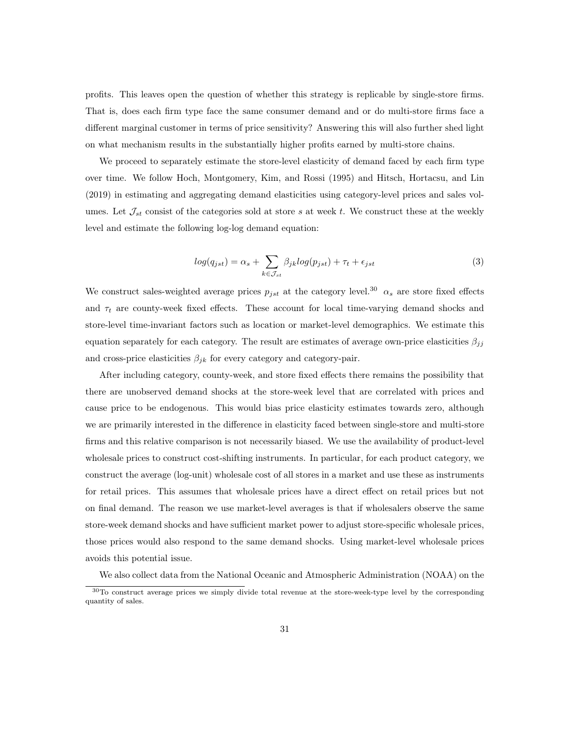profits. This leaves open the question of whether this strategy is replicable by single-store firms. That is, does each firm type face the same consumer demand and or do multi-store firms face a different marginal customer in terms of price sensitivity? Answering this will also further shed light on what mechanism results in the substantially higher profits earned by multi-store chains.

We proceed to separately estimate the store-level elasticity of demand faced by each firm type over time. We follow Hoch, Montgomery, Kim, and Rossi (1995) and Hitsch, Hortacsu, and Lin (2019) in estimating and aggregating demand elasticities using category-level prices and sales volumes. Let $\mathcal{J}_{st}$ consist of the categories sold at store $s$ at week $t$. We construct these at the weekly level and estimate the following log-log demand equation:

$$log(q_{jst}) = \alpha_s + \sum_{k \in \mathcal{J}_{st}} \beta_{jk} log(p_{jst}) + \tau_t + \epsilon_{jst} \tag{3}$$

We construct sales-weighted average prices $p_{jst}$ at the category level.[30] $\alpha_s$ are store fixed effects and $\tau_t$ are county-week fixed effects. These account for local time-varying demand shocks and store-level time-invariant factors such as location or market-level demographics. We estimate this equation separately for each category. The result are estimates of average own-price elasticities $\beta_{jj}$ and cross-price elasticities $\beta_{jk}$ for every category and category-pair.

After including category, county-week, and store fixed effects there remains the possibility that there are unobserved demand shocks at the store-week level that are correlated with prices and cause price to be endogenous. This would bias price elasticity estimates towards zero, although we are primarily interested in the difference in elasticity faced between single-store and multi-store firms and this relative comparison is not necessarily biased. We use the availability of product-level wholesale prices to construct cost-shifting instruments. In particular, for each product category, we construct the average (log-unit) wholesale cost of all stores in a market and use these as instruments for retail prices. This assumes that wholesale prices have a direct effect on retail prices but not on final demand. The reason we use market-level averages is that if wholesalers observe the same store-week demand shocks and have sufficient market power to adjust store-specific wholesale prices, those prices would also respond to the same demand shocks. Using market-level wholesale prices avoids this potential issue.

We also collect data from the National Oceanic and Atmospheric Administration (NOAA) on the

[30] To construct average prices we simply divide total revenue at the store-week-type level by the corresponding quantity of sales.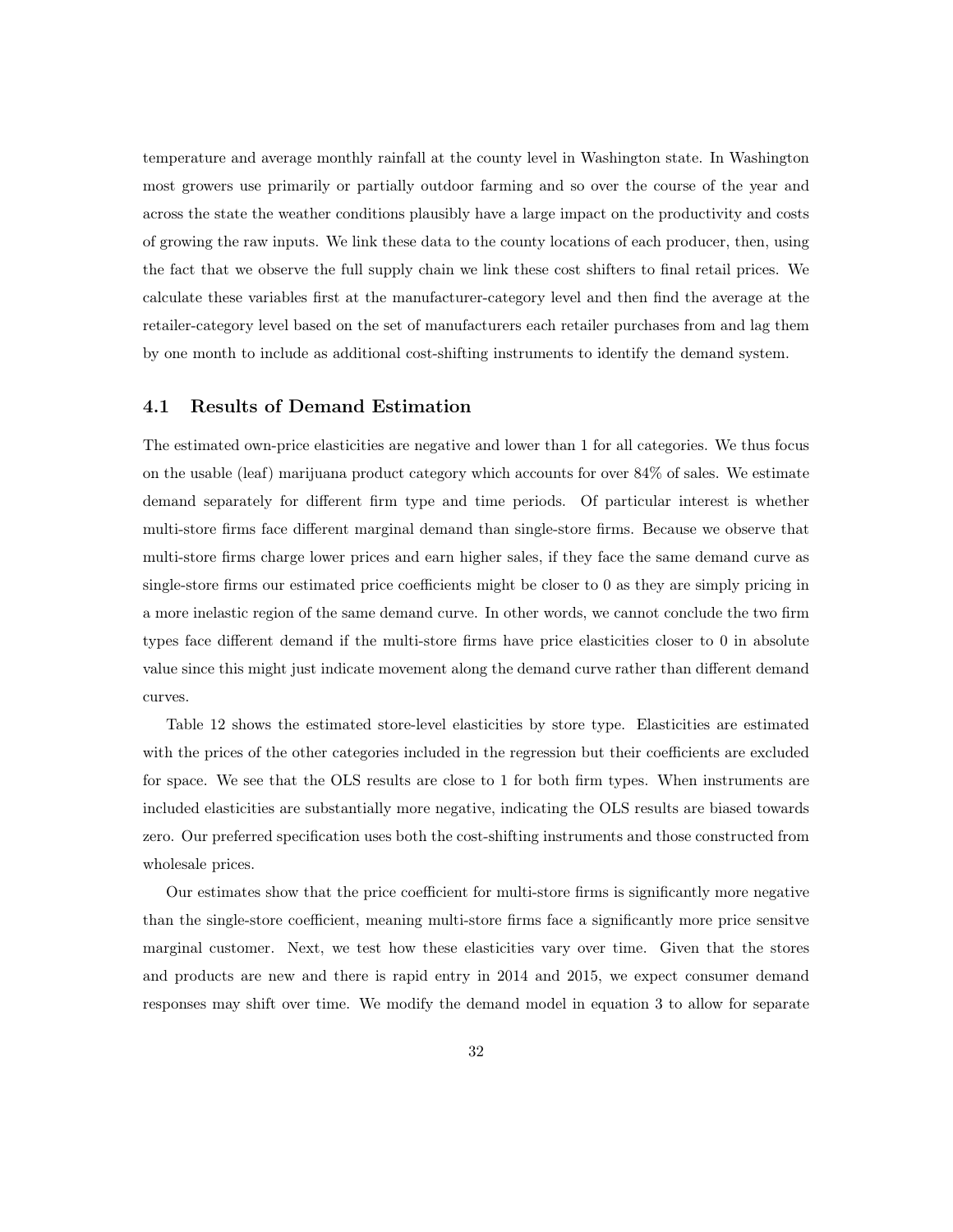temperature and average monthly rainfall at the county level in Washington state. In Washington most growers use primarily or partially outdoor farming and so over the course of the year and across the state the weather conditions plausibly have a large impact on the productivity and costs of growing the raw inputs. We link these data to the county locations of each producer, then, using the fact that we observe the full supply chain we link these cost shifters to final retail prices. We calculate these variables first at the manufacturer-category level and then find the average at the retailer-category level based on the set of manufacturers each retailer purchases from and lag them by one month to include as additional cost-shifting instruments to identify the demand system.

### 4.1 Results of Demand Estimation

The estimated own-price elasticities are negative and lower than 1 for all categories. We thus focus on the usable (leaf) marijuana product category which accounts for over 84% of sales. We estimate demand separately for different firm type and time periods. Of particular interest is whether multi-store firms face different marginal demand than single-store firms. Because we observe that multi-store firms charge lower prices and earn higher sales, if they face the same demand curve as single-store firms our estimated price coefficients might be closer to 0 as they are simply pricing in a more inelastic region of the same demand curve. In other words, we cannot conclude the two firm types face different demand if the multi-store firms have price elasticities closer to 0 in absolute value since this might just indicate movement along the demand curve rather than different demand curves.

Table 12 shows the estimated store-level elasticities by store type. Elasticities are estimated with the prices of the other categories included in the regression but their coefficients are excluded for space. We see that the OLS results are close to 1 for both firm types. When instruments are included elasticities are substantially more negative, indicating the OLS results are biased towards zero. Our preferred specification uses both the cost-shifting instruments and those constructed from wholesale prices.

Our estimates show that the price coefficient for multi-store firms is significantly more negative than the single-store coefficient, meaning multi-store firms face a significantly more price sensitve marginal customer. Next, we test how these elasticities vary over time. Given that the stores and products are new and there is rapid entry in 2014 and 2015, we expect consumer demand responses may shift over time. We modify the demand model in equation 3 to allow for separate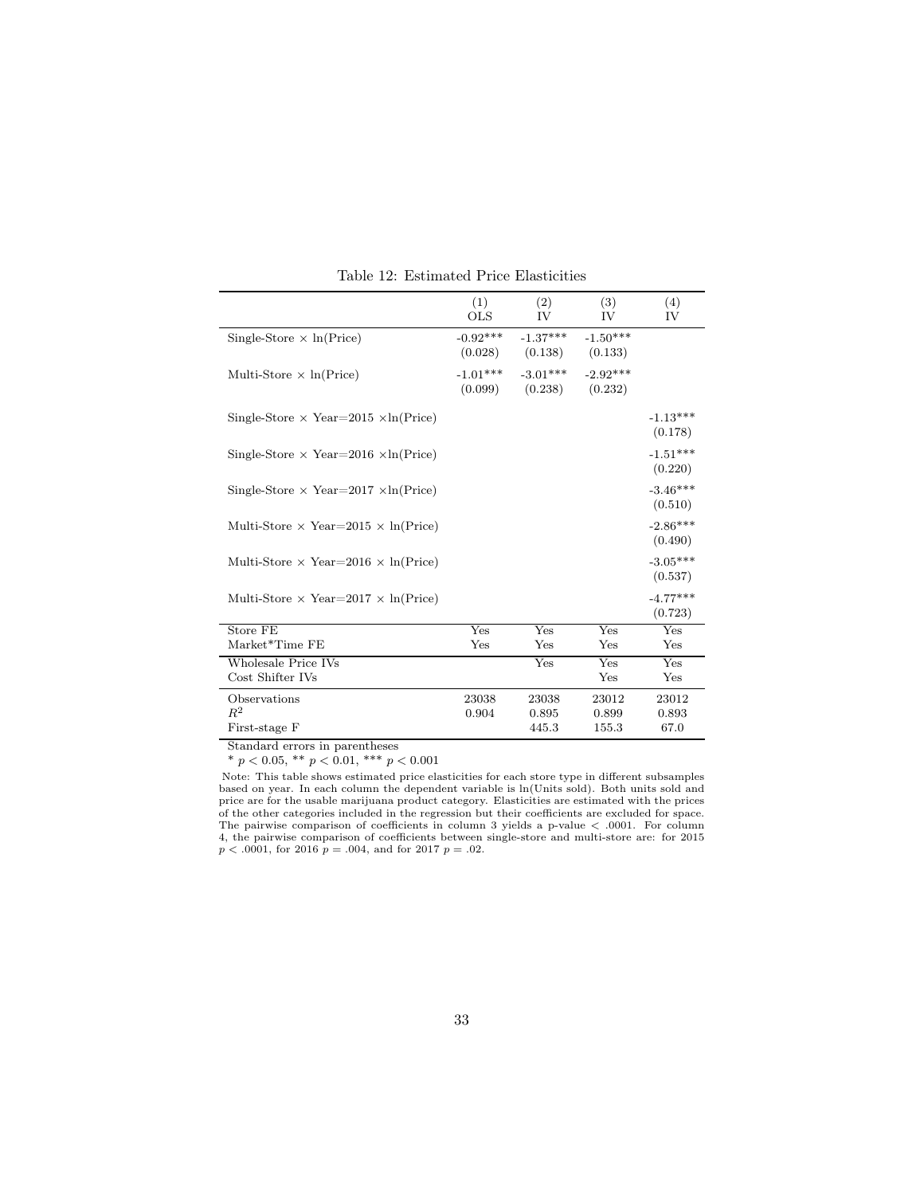Table 12: Estimated Price Elasticities

| | (1) OLS | (2) IV | (3) IV | (4) IV |
|---|---|---|---|---|
| Single-Store × ln(Price) | -0.92*** | -1.37*** | -1.50*** | |
| | (0.028) | (0.138) | (0.133) | |
| Multi-Store × ln(Price) | -1.01*** | -3.01*** | -2.92*** | |
| | (0.099) | (0.238) | (0.232) | |
| Single-Store × Year=2015 ×ln(Price) | | | | -1.13*** |
| | | | | (0.178) |
| Single-Store × Year=2016 ×ln(Price) | | | | -1.51*** |
| | | | | (0.220) |
| Single-Store × Year=2017 ×ln(Price) | | | | -3.46*** |
| | | | | (0.510) |
| Multi-Store × Year=2015 × ln(Price) | | | | -2.86*** |
| | | | | (0.490) |
| Multi-Store × Year=2016 × ln(Price) | | | | -3.05*** |
| | | | | (0.537) |
| Multi-Store × Year=2017 × ln(Price) | | | | -4.77*** |
| | | | | (0.723) |
| Store FE | Yes | Yes | Yes | Yes |
| Market*Time FE | Yes | Yes | Yes | Yes |
| Wholesale Price IVs | | Yes | Yes | Yes |
| Cost Shifter IVs | | | Yes | Yes |
| Observations | 23038 | 23038 | 23012 | 23012 |
| $R^2$ | 0.904 | 0.895 | 0.899 | 0.893 |
| First-stage F | | 445.3 | 155.3 | 67.0 |

Standard errors in parentheses

* $p < 0.05$, ** $p < 0.01$, *** $p < 0.001$

Note: This table shows estimated price elasticities for each store type in different subsamples based on year. In each column the dependent variable is ln(Units sold). Both units sold and price are for the usable marijuana product category. Elasticities are estimated with the prices of the other categories included in the regression but their coefficients are excluded for space. The pairwise comparison of coefficients in column 3 yields a p-value $< .0001$. For column 4, the pairwise comparison of coefficients between single-store and multi-store are: for 2015 $p < .0001$, for 2016 $p = .004$, and for 2017 $p = .02$.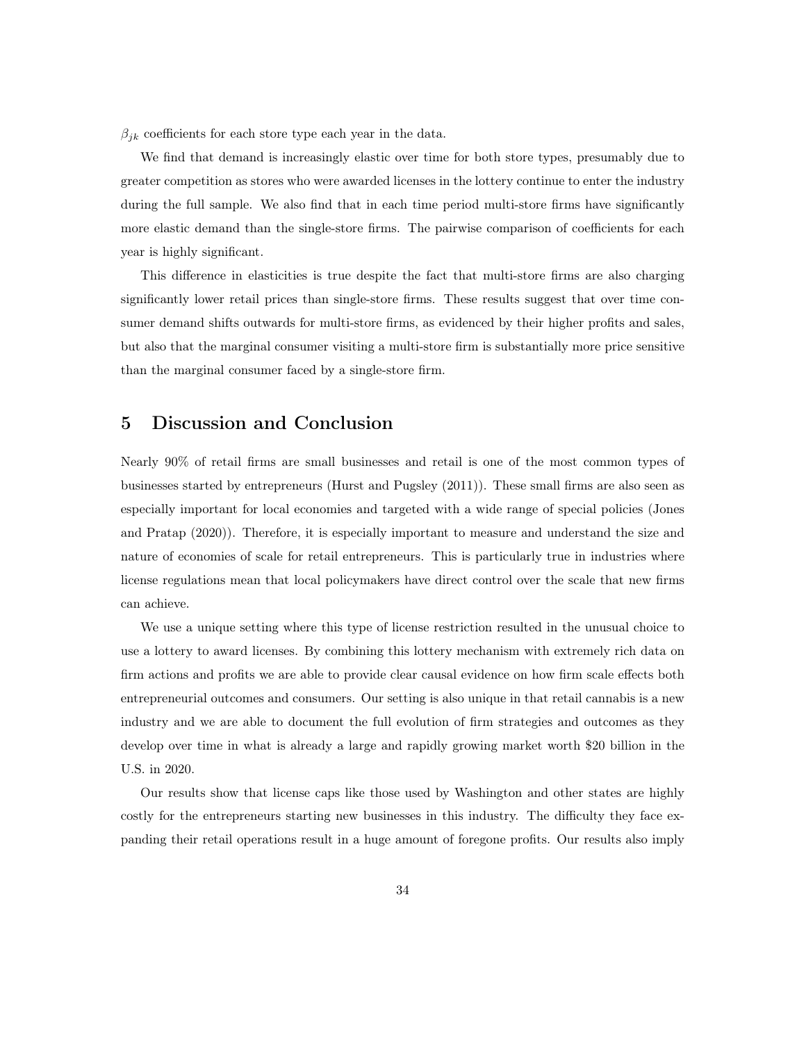$\beta_{jk}$ coefficients for each store type each year in the data.

We find that demand is increasingly elastic over time for both store types, presumably due to greater competition as stores who were awarded licenses in the lottery continue to enter the industry during the full sample. We also find that in each time period multi-store firms have significantly more elastic demand than the single-store firms. The pairwise comparison of coefficients for each year is highly significant.

This difference in elasticities is true despite the fact that multi-store firms are also charging significantly lower retail prices than single-store firms. These results suggest that over time consumer demand shifts outwards for multi-store firms, as evidenced by their higher profits and sales, but also that the marginal consumer visiting a multi-store firm is substantially more price sensitive than the marginal consumer faced by a single-store firm.

# 5 Discussion and Conclusion

Nearly 90% of retail firms are small businesses and retail is one of the most common types of businesses started by entrepreneurs (Hurst and Pugsley (2011)). These small firms are also seen as especially important for local economies and targeted with a wide range of special policies (Jones and Pratap (2020)). Therefore, it is especially important to measure and understand the size and nature of economies of scale for retail entrepreneurs. This is particularly true in industries where license regulations mean that local policymakers have direct control over the scale that new firms can achieve.

We use a unique setting where this type of license restriction resulted in the unusual choice to use a lottery to award licenses. By combining this lottery mechanism with extremely rich data on firm actions and profits we are able to provide clear causal evidence on how firm scale effects both entrepreneurial outcomes and consumers. Our setting is also unique in that retail cannabis is a new industry and we are able to document the full evolution of firm strategies and outcomes as they develop over time in what is already a large and rapidly growing market worth $20 billion in the U.S. in 2020.

Our results show that license caps like those used by Washington and other states are highly costly for the entrepreneurs starting new businesses in this industry. The difficulty they face expanding their retail operations result in a huge amount of foregone profits. Our results also imply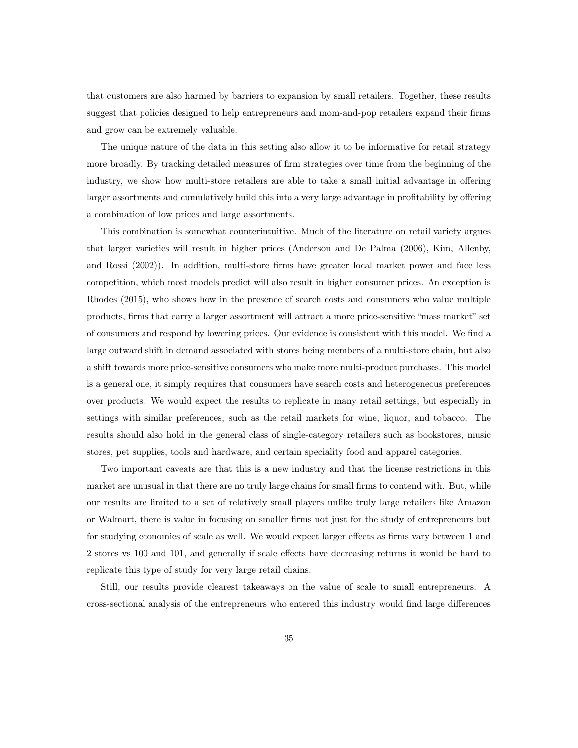that customers are also harmed by barriers to expansion by small retailers. Together, these results suggest that policies designed to help entrepreneurs and mom-and-pop retailers expand their firms and grow can be extremely valuable.

The unique nature of the data in this setting also allow it to be informative for retail strategy more broadly. By tracking detailed measures of firm strategies over time from the beginning of the industry, we show how multi-store retailers are able to take a small initial advantage in offering larger assortments and cumulatively build this into a very large advantage in profitability by offering a combination of low prices and large assortments.

This combination is somewhat counterintuitive. Much of the literature on retail variety argues that larger varieties will result in higher prices (Anderson and De Palma (2006), Kim, Allenby, and Rossi (2002)). In addition, multi-store firms have greater local market power and face less competition, which most models predict will also result in higher consumer prices. An exception is Rhodes (2015), who shows how in the presence of search costs and consumers who value multiple products, firms that carry a larger assortment will attract a more price-sensitive "mass market" set of consumers and respond by lowering prices. Our evidence is consistent with this model. We find a large outward shift in demand associated with stores being members of a multi-store chain, but also a shift towards more price-sensitive consumers who make more multi-product purchases. This model is a general one, it simply requires that consumers have search costs and heterogeneous preferences over products. We would expect the results to replicate in many retail settings, but especially in settings with similar preferences, such as the retail markets for wine, liquor, and tobacco. The results should also hold in the general class of single-category retailers such as bookstores, music stores, pet supplies, tools and hardware, and certain speciality food and apparel categories.

Two important caveats are that this is a new industry and that the license restrictions in this market are unusual in that there are no truly large chains for small firms to contend with. But, while our results are limited to a set of relatively small players unlike truly large retailers like Amazon or Walmart, there is value in focusing on smaller firms not just for the study of entrepreneurs but for studying economies of scale as well. We would expect larger effects as firms vary between 1 and 2 stores vs 100 and 101, and generally if scale effects have decreasing returns it would be hard to replicate this type of study for very large retail chains.

Still, our results provide clearest takeaways on the value of scale to small entrepreneurs. A cross-sectional analysis of the entrepreneurs who entered this industry would find large differences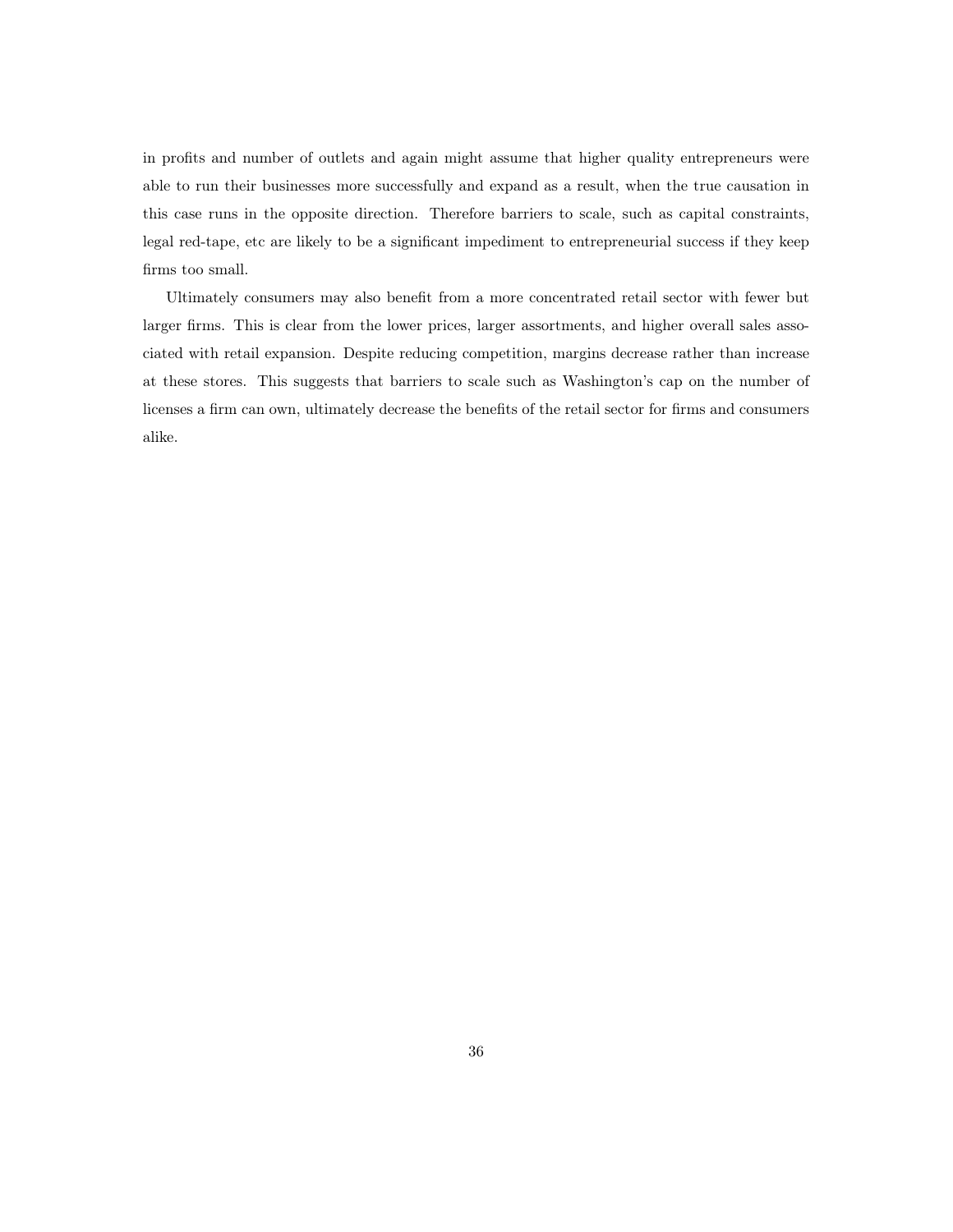in profits and number of outlets and again might assume that higher quality entrepreneurs were able to run their businesses more successfully and expand as a result, when the true causation in this case runs in the opposite direction. Therefore barriers to scale, such as capital constraints, legal red-tape, etc are likely to be a significant impediment to entrepreneurial success if they keep firms too small.

Ultimately consumers may also benefit from a more concentrated retail sector with fewer but larger firms. This is clear from the lower prices, larger assortments, and higher overall sales associated with retail expansion. Despite reducing competition, margins decrease rather than increase at these stores. This suggests that barriers to scale such as Washington's cap on the number of licenses a firm can own, ultimately decrease the benefits of the retail sector for firms and consumers alike.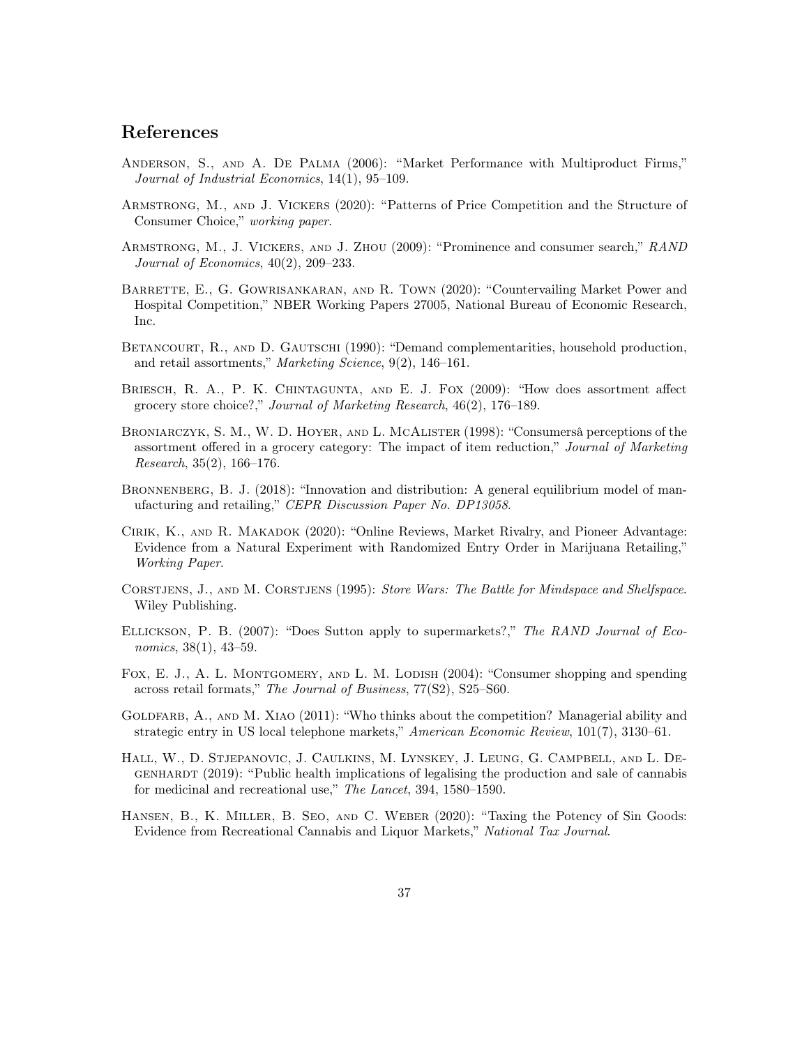## References

Anderson, S., and A. De Palma (2006): "Market Performance with Multiproduct Firms," *Journal of Industrial Economics*, 14(1), 95–109.

Armstrong, M., and J. Vickers (2020): "Patterns of Price Competition and the Structure of Consumer Choice," *working paper*.

Armstrong, M., J. Vickers, and J. Zhou (2009): "Prominence and consumer search," *RAND Journal of Economics*, 40(2), 209–233.

Barrette, E., G. Gowrisankaran, and R. Town (2020): "Countervailing Market Power and Hospital Competition," NBER Working Papers 27005, National Bureau of Economic Research, Inc.

Betancourt, R., and D. Gautschi (1990): "Demand complementarities, household production, and retail assortments," *Marketing Science*, 9(2), 146–161.

Briesch, R. A., P. K. Chintagunta, and E. J. Fox (2009): "How does assortment affect grocery store choice?," *Journal of Marketing Research*, 46(2), 176–189.

Broniarczyk, S. M., W. D. Hoyer, and L. McAlister (1998): "Consumersâ perceptions of the assortment offered in a grocery category: The impact of item reduction," *Journal of Marketing Research*, 35(2), 166–176.

Bronnenberg, B. J. (2018): "Innovation and distribution: A general equilibrium model of manufacturing and retailing," *CEPR Discussion Paper No. DP13058*.

Cirik, K., and R. Makadok (2020): "Online Reviews, Market Rivalry, and Pioneer Advantage: Evidence from a Natural Experiment with Randomized Entry Order in Marijuana Retailing," *Working Paper*.

Corstjens, J., and M. Corstjens (1995): *Store Wars: The Battle for Mindspace and Shelfspace*. Wiley Publishing.

Ellickson, P. B. (2007): "Does Sutton apply to supermarkets?," *The RAND Journal of Economics*, 38(1), 43–59.

Fox, E. J., A. L. Montgomery, and L. M. Lodish (2004): "Consumer shopping and spending across retail formats," *The Journal of Business*, 77(S2), S25–S60.

Goldfarb, A., and M. Xiao (2011): "Who thinks about the competition? Managerial ability and strategic entry in US local telephone markets," *American Economic Review*, 101(7), 3130–61.

Hall, W., D. Stjepanovic, J. Caulkins, M. Lynskey, J. Leung, G. Campbell, and L. Degenhardt (2019): "Public health implications of legalising the production and sale of cannabis for medicinal and recreational use," *The Lancet*, 394, 1580–1590.

Hansen, B., K. Miller, B. Seo, and C. Weber (2020): "Taxing the Potency of Sin Goods: Evidence from Recreational Cannabis and Liquor Markets," *National Tax Journal*.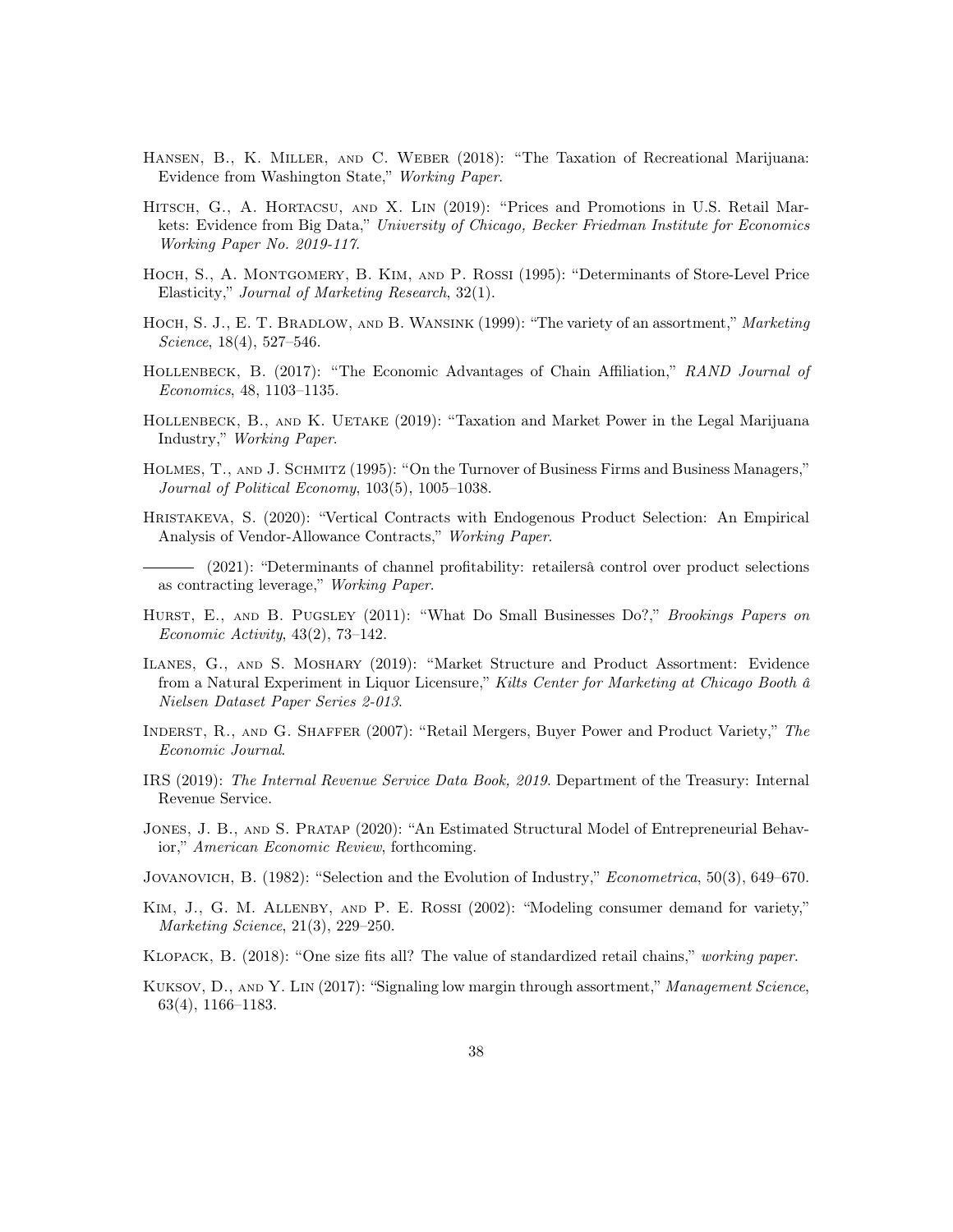Hansen, B., K. Miller, and C. Weber (2018): "The Taxation of Recreational Marijuana: Evidence from Washington State," *Working Paper*.

Hitsch, G., A. Hortacsu, and X. Lin (2019): "Prices and Promotions in U.S. Retail Markets: Evidence from Big Data," *University of Chicago, Becker Friedman Institute for Economics Working Paper No. 2019-117*.

Hoch, S., A. Montgomery, B. Kim, and P. Rossi (1995): "Determinants of Store-Level Price Elasticity," *Journal of Marketing Research*, 32(1).

Hoch, S. J., E. T. Bradlow, and B. Wansink (1999): "The variety of an assortment," *Marketing Science*, 18(4), 527–546.

Hollenbeck, B. (2017): "The Economic Advantages of Chain Affiliation," *RAND Journal of Economics*, 48, 1103–1135.

Hollenbeck, B., and K. Uetake (2019): "Taxation and Market Power in the Legal Marijuana Industry," *Working Paper*.

Holmes, T., and J. Schmitz (1995): "On the Turnover of Business Firms and Business Managers," *Journal of Political Economy*, 103(5), 1005–1038.

Hristakeva, S. (2020): "Vertical Contracts with Endogenous Product Selection: An Empirical Analysis of Vendor-Allowance Contracts," *Working Paper*.

——— (2021): "Determinants of channel profitability: retailersâ control over product selections as contracting leverage," *Working Paper*.

Hurst, E., and B. Pugsley (2011): "What Do Small Businesses Do?," *Brookings Papers on Economic Activity*, 43(2), 73–142.

Ilanes, G., and S. Moshary (2019): "Market Structure and Product Assortment: Evidence from a Natural Experiment in Liquor Licensure," *Kilts Center for Marketing at Chicago Booth â Nielsen Dataset Paper Series 2-013*.

Inderst, R., and G. Shaffer (2007): "Retail Mergers, Buyer Power and Product Variety," *The Economic Journal*.

IRS (2019): *The Internal Revenue Service Data Book, 2019*. Department of the Treasury: Internal Revenue Service.

Jones, J. B., and S. Pratap (2020): "An Estimated Structural Model of Entrepreneurial Behavior," *American Economic Review*, forthcoming.

Jovanovich, B. (1982): "Selection and the Evolution of Industry," *Econometrica*, 50(3), 649–670.

Kim, J., G. M. Allenby, and P. E. Rossi (2002): "Modeling consumer demand for variety," *Marketing Science*, 21(3), 229–250.

Klopack, B. (2018): "One size fits all? The value of standardized retail chains," *working paper*.

Kuksov, D., and Y. Lin (2017): "Signaling low margin through assortment," *Management Science*, 63(4), 1166–1183.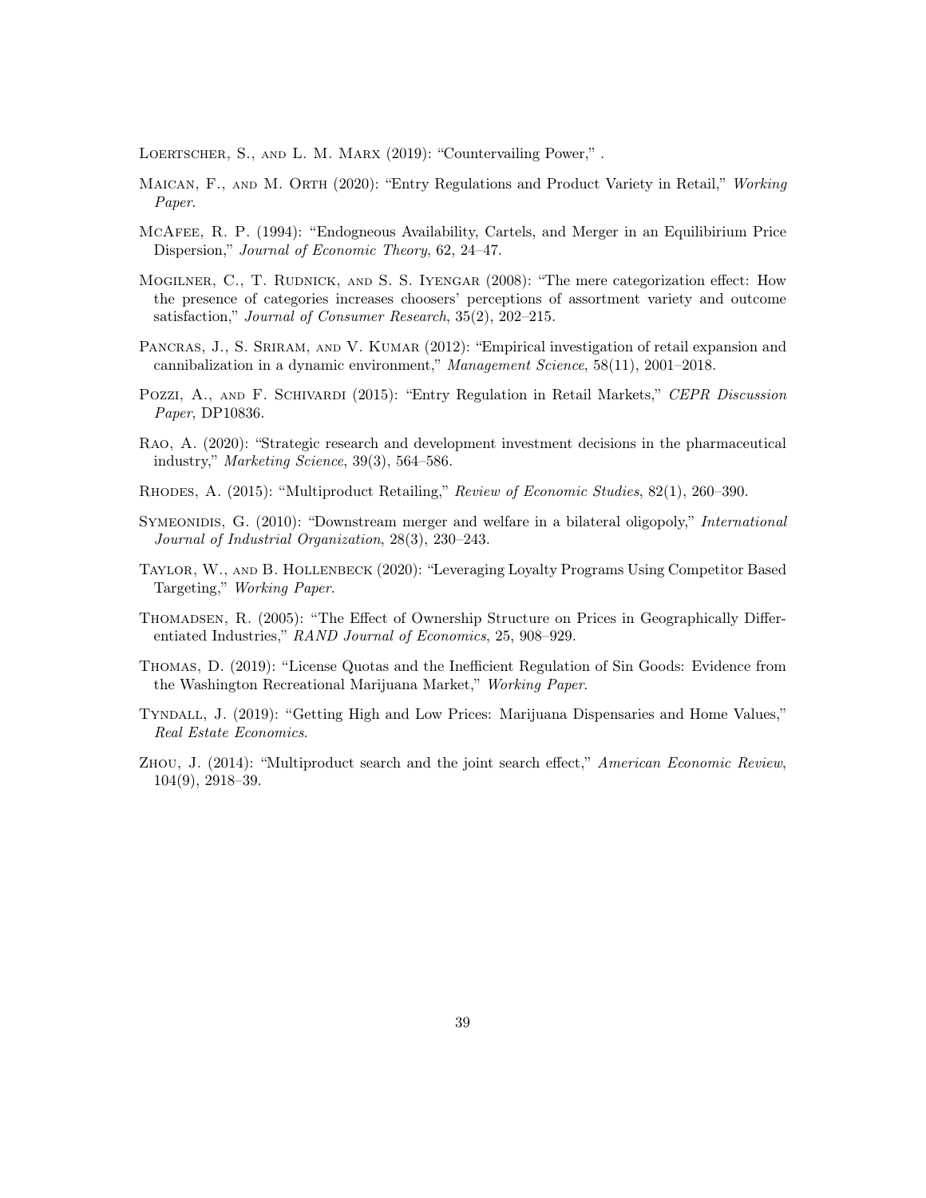Loertscher, S., and L. M. Marx (2019): "Countervailing Power," .

Maican, F., and M. Orth (2020): "Entry Regulations and Product Variety in Retail," *Working Paper*.

McAfee, R. P. (1994): "Endogneous Availability, Cartels, and Merger in an Equilibirium Price Dispersion," *Journal of Economic Theory*, 62, 24–47.

Mogilner, C., T. Rudnick, and S. S. Iyengar (2008): "The mere categorization effect: How the presence of categories increases choosers' perceptions of assortment variety and outcome satisfaction," *Journal of Consumer Research*, 35(2), 202–215.

Pancras, J., S. Sriram, and V. Kumar (2012): "Empirical investigation of retail expansion and cannibalization in a dynamic environment," *Management Science*, 58(11), 2001–2018.

Pozzi, A., and F. Schivardi (2015): "Entry Regulation in Retail Markets," *CEPR Discussion Paper*, DP10836.

Rao, A. (2020): "Strategic research and development investment decisions in the pharmaceutical industry," *Marketing Science*, 39(3), 564–586.

Rhodes, A. (2015): "Multiproduct Retailing," *Review of Economic Studies*, 82(1), 260–390.

Symeonidis, G. (2010): "Downstream merger and welfare in a bilateral oligopoly," *International Journal of Industrial Organization*, 28(3), 230–243.

Taylor, W., and B. Hollenbeck (2020): "Leveraging Loyalty Programs Using Competitor Based Targeting," *Working Paper*.

Thomadsen, R. (2005): "The Effect of Ownership Structure on Prices in Geographically Differentiated Industries," *RAND Journal of Economics*, 25, 908–929.

Thomas, D. (2019): "License Quotas and the Inefficient Regulation of Sin Goods: Evidence from the Washington Recreational Marijuana Market," *Working Paper*.

Tyndall, J. (2019): "Getting High and Low Prices: Marijuana Dispensaries and Home Values," *Real Estate Economics*.

Zhou, J. (2014): "Multiproduct search and the joint search effect," *American Economic Review*, 104(9), 2918–39.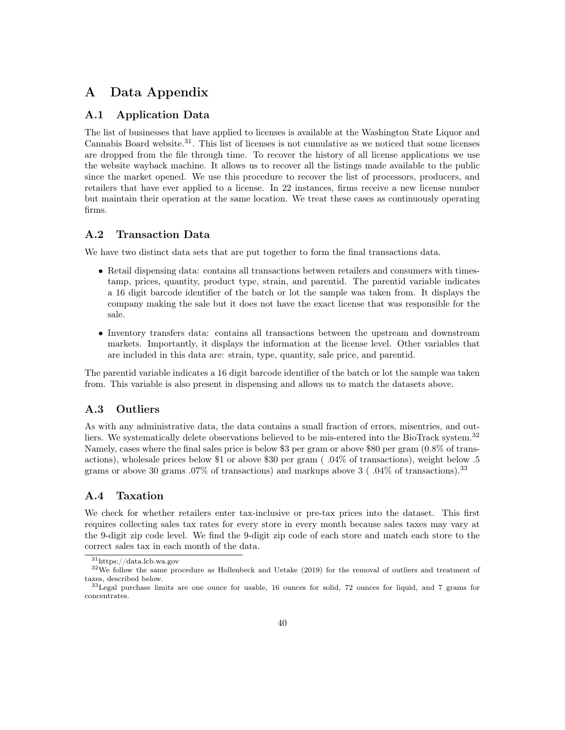# A Data Appendix

## A.1 Application Data

The list of businesses that have applied to licenses is available at the Washington State Liquor and Cannabis Board website.[31]. This list of licenses is not cumulative as we noticed that some licenses are dropped from the file through time. To recover the history of all license applications we use the website wayback machine. It allows us to recover all the listings made available to the public since the market opened. We use this procedure to recover the list of processors, producers, and retailers that have ever applied to a license. In 22 instances, firms receive a new license number but maintain their operation at the same location. We treat these cases as continuously operating firms.

## A.2 Transaction Data

We have two distinct data sets that are put together to form the final transactions data.

- Retail dispensing data: contains all transactions between retailers and consumers with timestamp, prices, quantity, product type, strain, and parentid. The parentid variable indicates a 16 digit barcode identifier of the batch or lot the sample was taken from. It displays the company making the sale but it does not have the exact license that was responsible for the sale.
- Inventory transfers data: contains all transactions between the upstream and downstream markets. Importantly, it displays the information at the license level. Other variables that are included in this data are: strain, type, quantity, sale price, and parentid.

The parentid variable indicates a 16 digit barcode identifier of the batch or lot the sample was taken from. This variable is also present in dispensing and allows us to match the datasets above.

## A.3 Outliers

As with any administrative data, the data contains a small fraction of errors, misentries, and outliers. We systematically delete observations believed to be mis-entered into the BioTrack system.[32] Namely, cases where the final sales price is below \$3 per gram or above \$80 per gram (0.8% of transactions), wholesale prices below \$1 or above \$30 per gram ( .04% of transactions), weight below .5 grams or above 30 grams .07% of transactions) and markups above 3 ( .04% of transactions).[33]

## A.4 Taxation

We check for whether retailers enter tax-inclusive or pre-tax prices into the dataset. This first requires collecting sales tax rates for every store in every month because sales taxes may vary at the 9-digit zip code level. We find the 9-digit zip code of each store and match each store to the correct sales tax in each month of the data.

[31] https://data.lcb.wa.gov

[32] We follow the same procedure as Hollenbeck and Uetake (2019) for the removal of outliers and treatment of taxes, described below.

[33] Legal purchase limits are one ounce for usable, 16 ounces for solid, 72 ounces for liquid, and 7 grams for concentrates.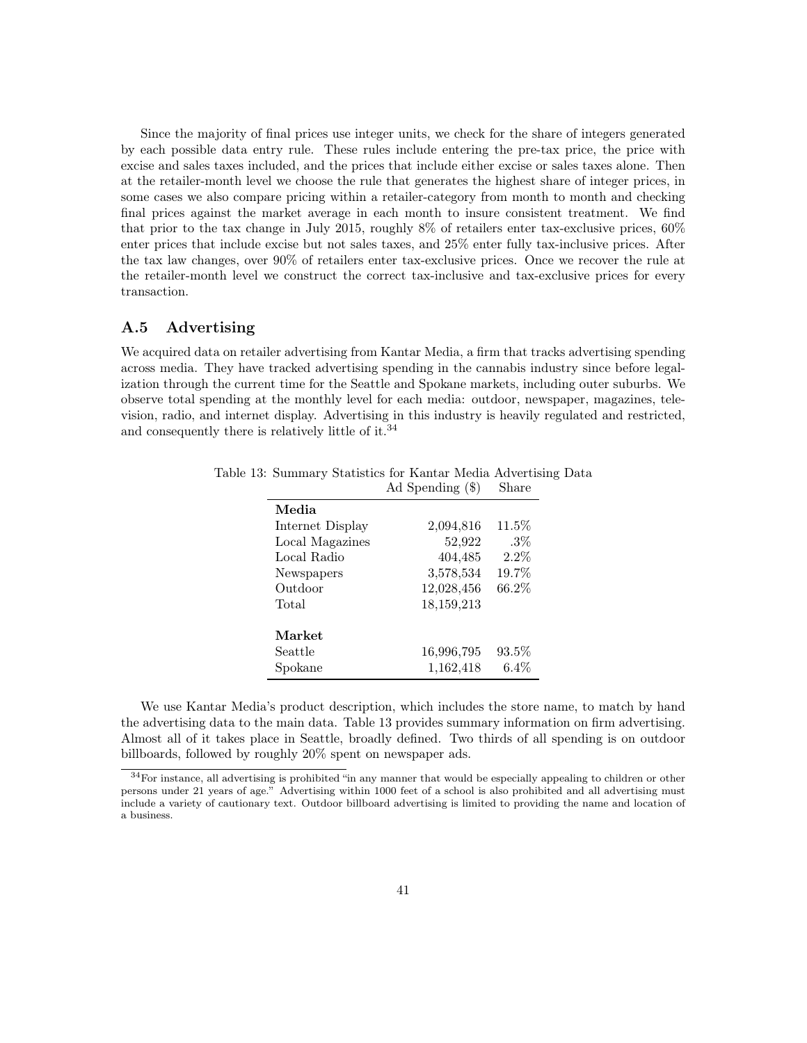Since the majority of final prices use integer units, we check for the share of integers generated by each possible data entry rule. These rules include entering the pre-tax price, the price with excise and sales taxes included, and the prices that include either excise or sales taxes alone. Then at the retailer-month level we choose the rule that generates the highest share of integer prices, in some cases we also compare pricing within a retailer-category from month to month and checking final prices against the market average in each month to insure consistent treatment. We find that prior to the tax change in July 2015, roughly 8% of retailers enter tax-exclusive prices, 60% enter prices that include excise but not sales taxes, and 25% enter fully tax-inclusive prices. After the tax law changes, over 90% of retailers enter tax-exclusive prices. Once we recover the rule at the retailer-month level we construct the correct tax-inclusive and tax-exclusive prices for every transaction.

## A.5 Advertising

We acquired data on retailer advertising from Kantar Media, a firm that tracks advertising spending across media. They have tracked advertising spending in the cannabis industry since before legalization through the current time for the Seattle and Spokane markets, including outer suburbs. We observe total spending at the monthly level for each media: outdoor, newspaper, magazines, television, radio, and internet display. Advertising in this industry is heavily regulated and restricted, and consequently there is relatively little of it.[34]

Table 13: Summary Statistics for Kantar Media Advertising Data

| | Ad Spending ($) | Share |
|---|---|---|
| **Media** | | |
| Internet Display | 2,094,816 | 11.5% |
| Local Magazines | 52,922 | .3% |
| Local Radio | 404,485 | 2.2% |
| Newspapers | 3,578,534 | 19.7% |
| Outdoor | 12,028,456 | 66.2% |
| Total | 18,159,213 | |
| | | |
| **Market** | | |
| Seattle | 16,996,795 | 93.5% |
| Spokane | 1,162,418 | 6.4% |

We use Kantar Media's product description, which includes the store name, to match by hand the advertising data to the main data. Table 13 provides summary information on firm advertising. Almost all of it takes place in Seattle, broadly defined. Two thirds of all spending is on outdoor billboards, followed by roughly 20% spent on newspaper ads.

[34]For instance, all advertising is prohibited "in any manner that would be especially appealing to children or other persons under 21 years of age." Advertising within 1000 feet of a school is also prohibited and all advertising must include a variety of cautionary text. Outdoor billboard advertising is limited to providing the name and location of a business.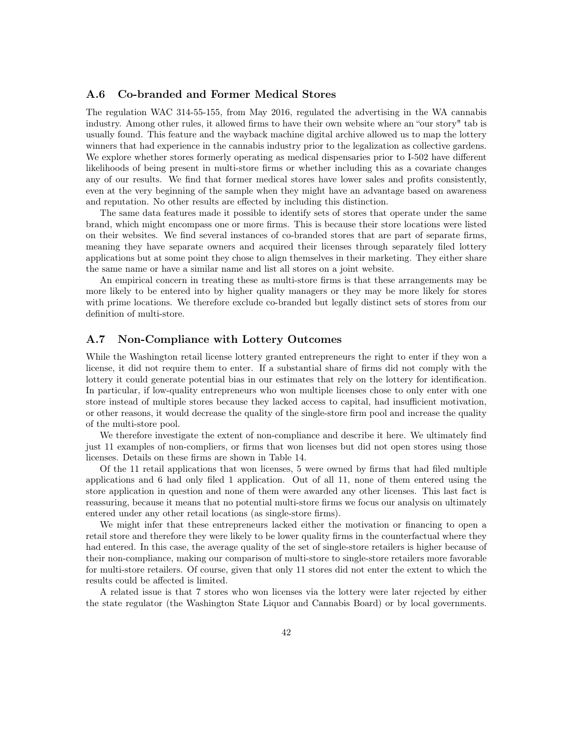### A.6 Co-branded and Former Medical Stores

The regulation WAC 314-55-155, from May 2016, regulated the advertising in the WA cannabis industry. Among other rules, it allowed firms to have their own website where an "our story" tab is usually found. This feature and the wayback machine digital archive allowed us to map the lottery winners that had experience in the cannabis industry prior to the legalization as collective gardens. We explore whether stores formerly operating as medical dispensaries prior to I-502 have different likelihoods of being present in multi-store firms or whether including this as a covariate changes any of our results. We find that former medical stores have lower sales and profits consistently, even at the very beginning of the sample when they might have an advantage based on awareness and reputation. No other results are effected by including this distinction.

The same data features made it possible to identify sets of stores that operate under the same brand, which might encompass one or more firms. This is because their store locations were listed on their websites. We find several instances of co-branded stores that are part of separate firms, meaning they have separate owners and acquired their licenses through separately filed lottery applications but at some point they chose to align themselves in their marketing. They either share the same name or have a similar name and list all stores on a joint website.

An empirical concern in treating these as multi-store firms is that these arrangements may be more likely to be entered into by higher quality managers or they may be more likely for stores with prime locations. We therefore exclude co-branded but legally distinct sets of stores from our definition of multi-store.

### A.7 Non-Compliance with Lottery Outcomes

While the Washington retail license lottery granted entrepreneurs the right to enter if they won a license, it did not require them to enter. If a substantial share of firms did not comply with the lottery it could generate potential bias in our estimates that rely on the lottery for identification. In particular, if low-quality entrepreneurs who won multiple licenses chose to only enter with one store instead of multiple stores because they lacked access to capital, had insufficient motivation, or other reasons, it would decrease the quality of the single-store firm pool and increase the quality of the multi-store pool.

We therefore investigate the extent of non-compliance and describe it here. We ultimately find just 11 examples of non-compliers, or firms that won licenses but did not open stores using those licenses. Details on these firms are shown in Table 14.

Of the 11 retail applications that won licenses, 5 were owned by firms that had filed multiple applications and 6 had only filed 1 application. Out of all 11, none of them entered using the store application in question and none of them were awarded any other licenses. This last fact is reassuring, because it means that no potential multi-store firms we focus our analysis on ultimately entered under any other retail locations (as single-store firms).

We might infer that these entrepreneurs lacked either the motivation or financing to open a retail store and therefore they were likely to be lower quality firms in the counterfactual where they had entered. In this case, the average quality of the set of single-store retailers is higher because of their non-compliance, making our comparison of multi-store to single-store retailers more favorable for multi-store retailers. Of course, given that only 11 stores did not enter the extent to which the results could be affected is limited.

A related issue is that 7 stores who won licenses via the lottery were later rejected by either the state regulator (the Washington State Liquor and Cannabis Board) or by local governments.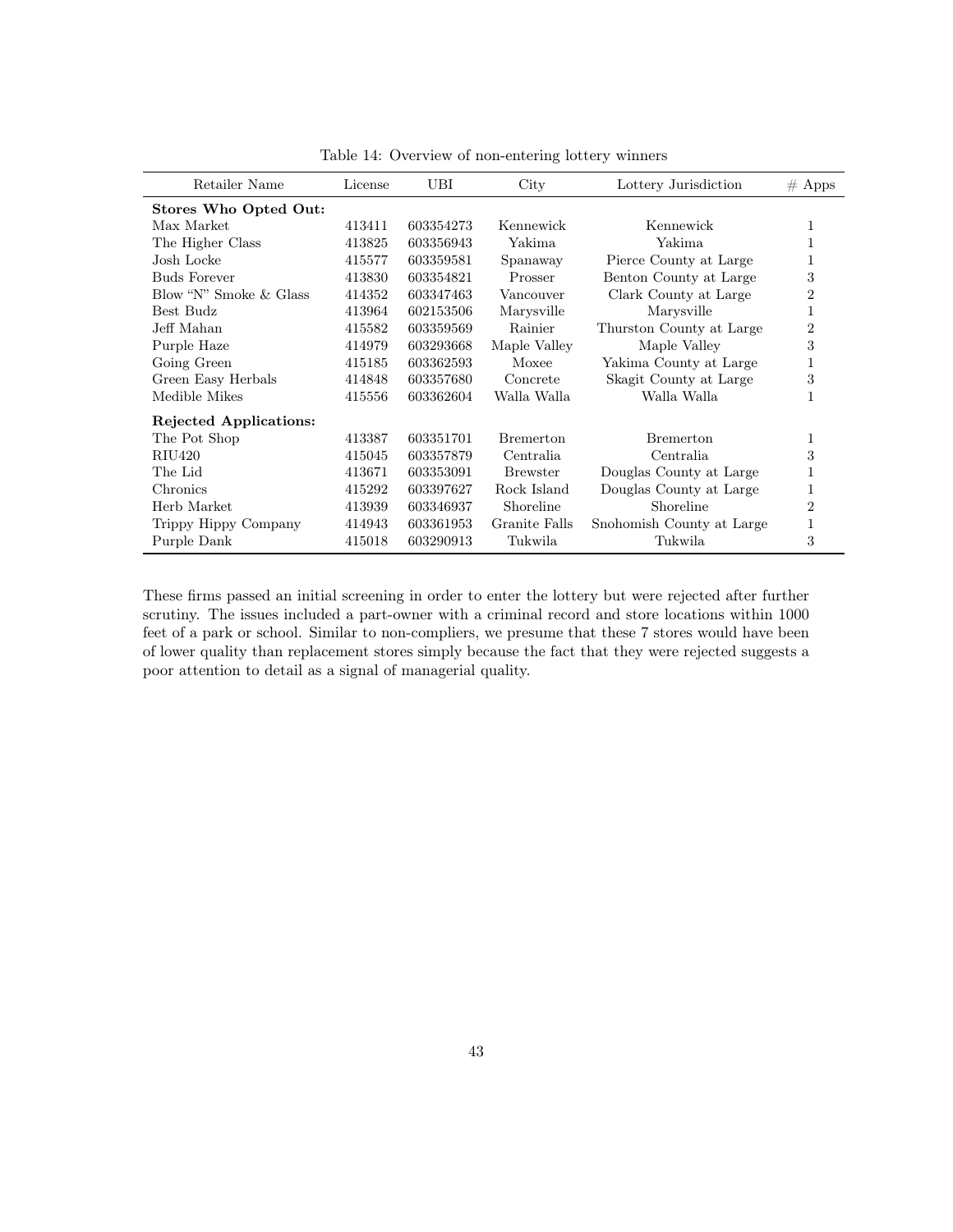Table 14: Overview of non-entering lottery winners

| Retailer Name | License | UBI | City | Lottery Jurisdiction | # Apps |
|---|---|---|---|---|---|
| **Stores Who Opted Out:** | | | | | |
| Max Market | 413411 | 603354273 | Kennewick | Kennewick | 1 |
| The Higher Class | 413825 | 603356943 | Yakima | Yakima | 1 |
| Josh Locke | 415577 | 603359581 | Spanaway | Pierce County at Large | 1 |
| Buds Forever | 413830 | 603354821 | Prosser | Benton County at Large | 3 |
| Blow "N" Smoke & Glass | 414352 | 603347463 | Vancouver | Clark County at Large | 2 |
| Best Budz | 413964 | 602153506 | Marysville | Marysville | 1 |
| Jeff Mahan | 415582 | 603359569 | Rainier | Thurston County at Large | 2 |
| Purple Haze | 414979 | 603293668 | Maple Valley | Maple Valley | 3 |
| Going Green | 415185 | 603362593 | Moxee | Yakima County at Large | 1 |
| Green Easy Herbals | 414848 | 603357680 | Concrete | Skagit County at Large | 3 |
| Medible Mikes | 415556 | 603362604 | Walla Walla | Walla Walla | 1 |
| **Rejected Applications:** | | | | | |
| The Pot Shop | 413387 | 603351701 | Bremerton | Bremerton | 1 |
| RIU420 | 415045 | 603357879 | Centralia | Centralia | 3 |
| The Lid | 413671 | 603353091 | Brewster | Douglas County at Large | 1 |
| Chronics | 415292 | 603397627 | Rock Island | Douglas County at Large | 1 |
| Herb Market | 413939 | 603346937 | Shoreline | Shoreline | 2 |
| Trippy Hippy Company | 414943 | 603361953 | Granite Falls | Snohomish County at Large | 1 |
| Purple Dank | 415018 | 603290913 | Tukwila | Tukwila | 3 |

These firms passed an initial screening in order to enter the lottery but were rejected after further scrutiny. The issues included a part-owner with a criminal record and store locations within 1000 feet of a park or school. Similar to non-compliers, we presume that these 7 stores would have been of lower quality than replacement stores simply because the fact that they were rejected suggests a poor attention to detail as a signal of managerial quality.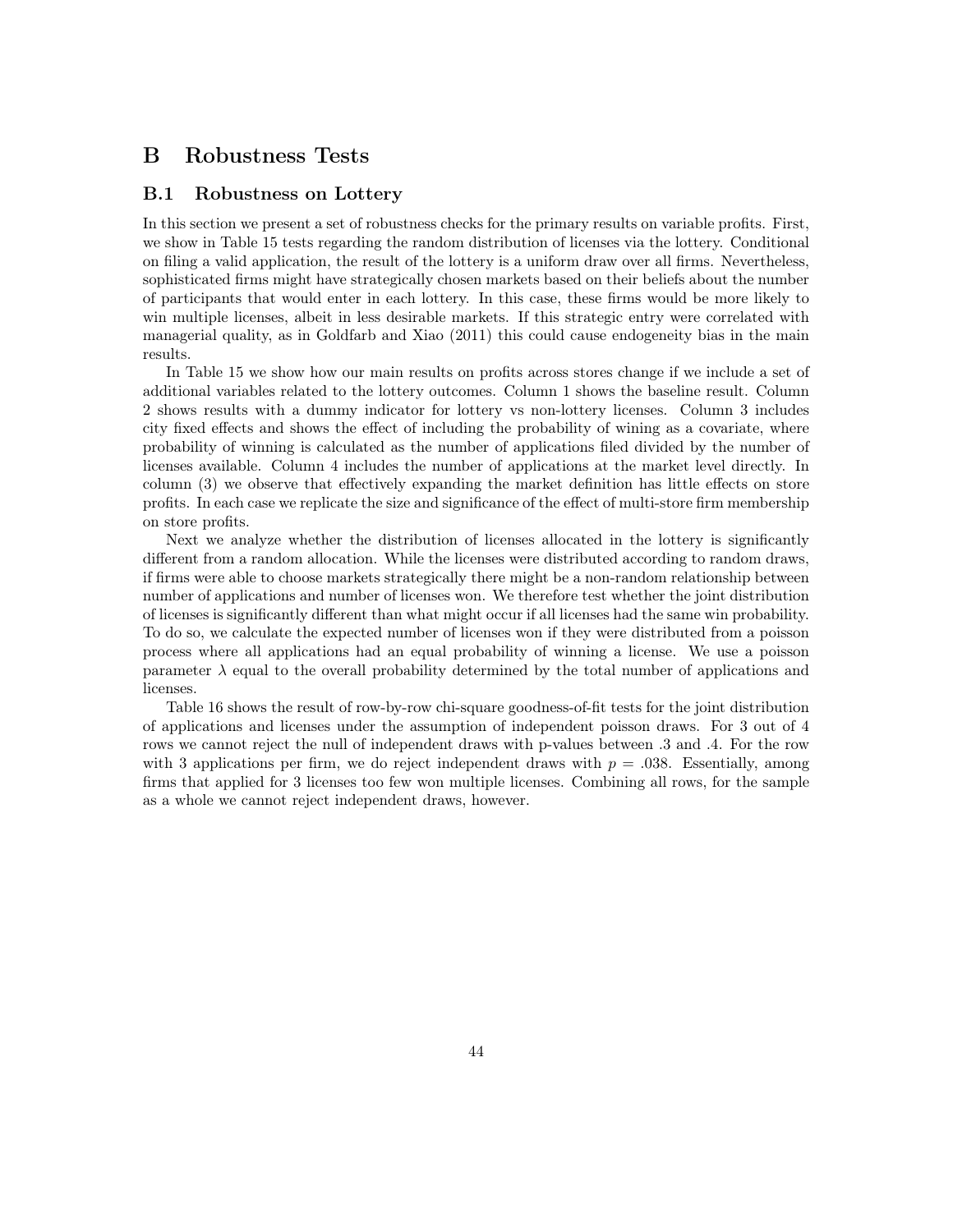# B Robustness Tests

## B.1 Robustness on Lottery

In this section we present a set of robustness checks for the primary results on variable profits. First, we show in Table 15 tests regarding the random distribution of licenses via the lottery. Conditional on filing a valid application, the result of the lottery is a uniform draw over all firms. Nevertheless, sophisticated firms might have strategically chosen markets based on their beliefs about the number of participants that would enter in each lottery. In this case, these firms would be more likely to win multiple licenses, albeit in less desirable markets. If this strategic entry were correlated with managerial quality, as in Goldfarb and Xiao (2011) this could cause endogeneity bias in the main results.

In Table 15 we show how our main results on profits across stores change if we include a set of additional variables related to the lottery outcomes. Column 1 shows the baseline result. Column 2 shows results with a dummy indicator for lottery vs non-lottery licenses. Column 3 includes city fixed effects and shows the effect of including the probability of wining as a covariate, where probability of winning is calculated as the number of applications filed divided by the number of licenses available. Column 4 includes the number of applications at the market level directly. In column (3) we observe that effectively expanding the market definition has little effects on store profits. In each case we replicate the size and significance of the effect of multi-store firm membership on store profits.

Next we analyze whether the distribution of licenses allocated in the lottery is significantly different from a random allocation. While the licenses were distributed according to random draws, if firms were able to choose markets strategically there might be a non-random relationship between number of applications and number of licenses won. We therefore test whether the joint distribution of licenses is significantly different than what might occur if all licenses had the same win probability. To do so, we calculate the expected number of licenses won if they were distributed from a poisson process where all applications had an equal probability of winning a license. We use a poisson parameter $\lambda$ equal to the overall probability determined by the total number of applications and licenses.

Table 16 shows the result of row-by-row chi-square goodness-of-fit tests for the joint distribution of applications and licenses under the assumption of independent poisson draws. For 3 out of 4 rows we cannot reject the null of independent draws with p-values between .3 and .4. For the row with 3 applications per firm, we do reject independent draws with $p = .038$. Essentially, among firms that applied for 3 licenses too few won multiple licenses. Combining all rows, for the sample as a whole we cannot reject independent draws, however.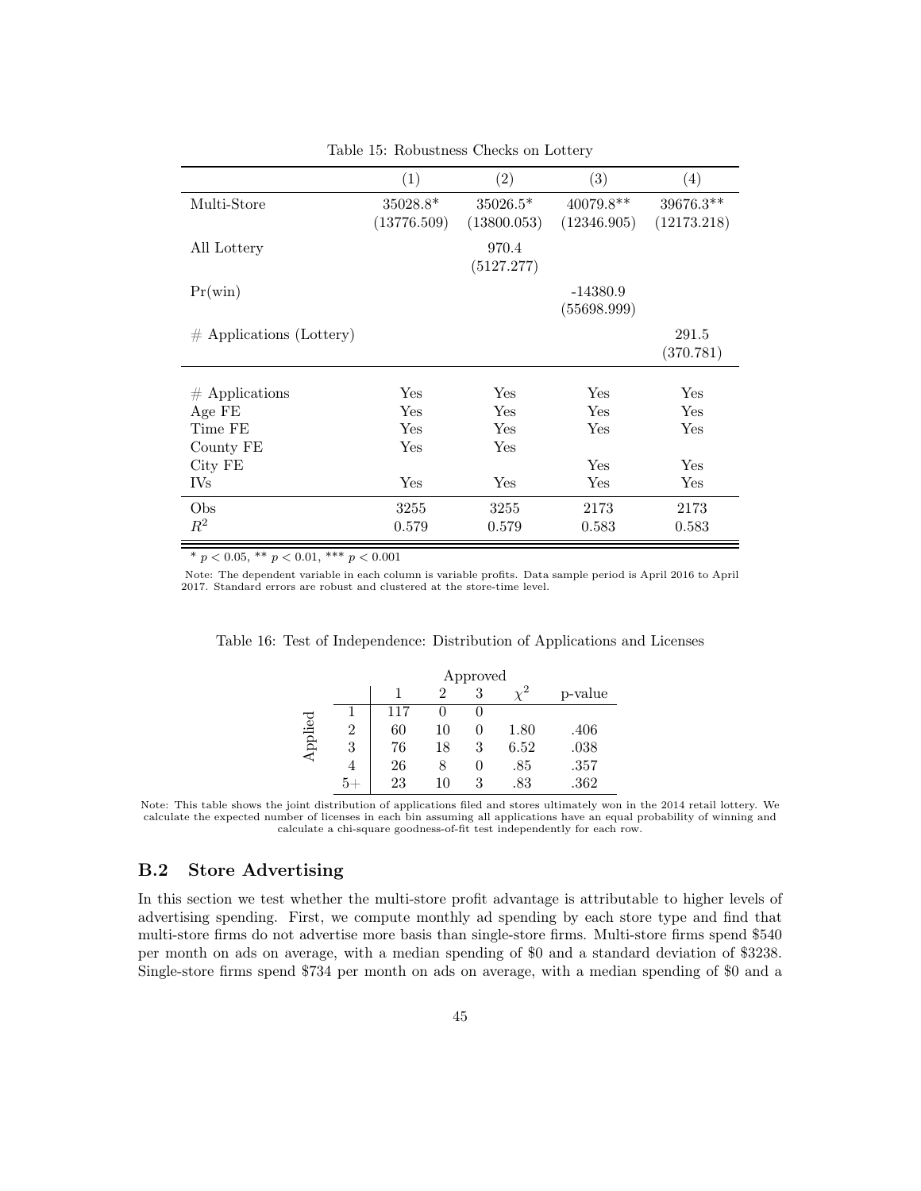Table 15: Robustness Checks on Lottery

| | (1) | (2) | (3) | (4) |
|---|---|---|---|---|
| Multi-Store | 35028.8* | 35026.5* | 40079.8** | 39676.3** |
| | (13776.509) | (13800.053) | (12346.905) | (12173.218) |
| All Lottery | | 970.4 | | |
| | | (5127.277) | | |
| Pr(win) | | | -14380.9 | |
| | | | (55698.999) | |
| # Applications (Lottery) | | | | 291.5 |
| | | | | (370.781) |
| # Applications | Yes | Yes | Yes | Yes |
| Age FE | Yes | Yes | Yes | Yes |
| Time FE | Yes | Yes | Yes | Yes |
| County FE | Yes | Yes | | |
| City FE | | | Yes | Yes |
| IVs | Yes | Yes | Yes | Yes |
| Obs | 3255 | 3255 | 2173 | 2173 |
| $R^2$ | 0.579 | 0.579 | 0.583 | 0.583 |

* $p < 0.05$, ** $p < 0.01$, *** $p < 0.001$

Note: The dependent variable in each column is variable profits. Data sample period is April 2016 to April 2017. Standard errors are robust and clustered at the store-time level.

Table 16: Test of Independence: Distribution of Applications and Licenses

| | | Approved | | | | |
|---|---|---|---|---|---|---|
| | | 1 | 2 | 3 | $\chi^2$ | p-value |
| Applied | 1 | 117 | 0 | 0 | | |
| | 2 | 60 | 10 | 0 | 1.80 | .406 |
| | 3 | 76 | 18 | 3 | 6.52 | .038 |
| | 4 | 26 | 8 | 0 | .85 | .357 |
| | 5+ | 23 | 10 | 3 | .83 | .362 |

Note: This table shows the joint distribution of applications filed and stores ultimately won in the 2014 retail lottery. We calculate the expected number of licenses in each bin assuming all applications have an equal probability of winning and calculate a chi-square goodness-of-fit test independently for each row.

## B.2 Store Advertising

In this section we test whether the multi-store profit advantage is attributable to higher levels of advertising spending. First, we compute monthly ad spending by each store type and find that multi-store firms do not advertise more basis than single-store firms. Multi-store firms spend \$540 per month on ads on average, with a median spending of \$0 and a standard deviation of \$3238. Single-store firms spend \$734 per month on ads on average, with a median spending of \$0 and a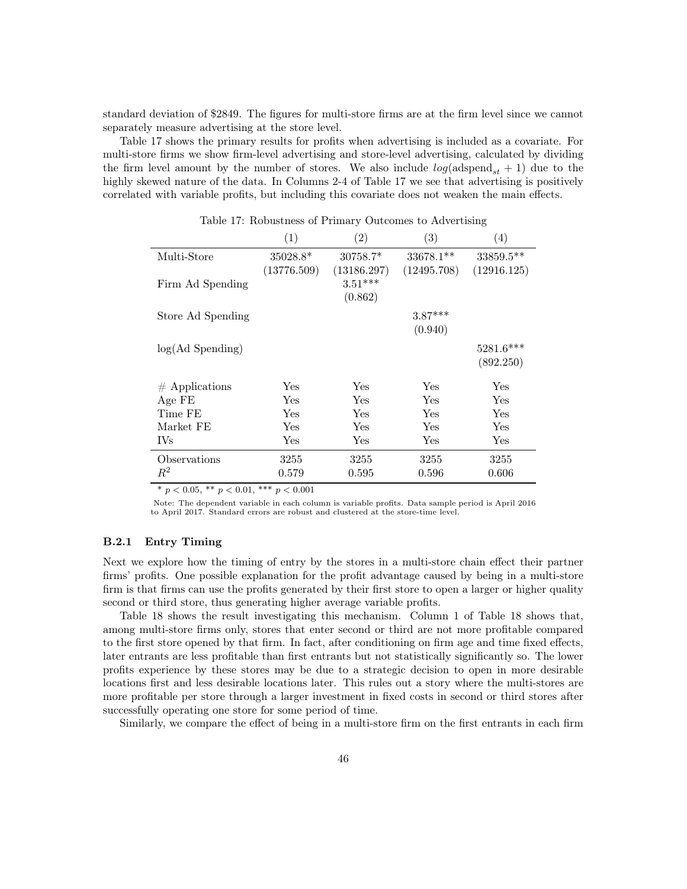standard deviation of $2849. The figures for multi-store firms are at the firm level since we cannot separately measure advertising at the store level.

Table 17 shows the primary results for profits when advertising is included as a covariate. For multi-store firms we show firm-level advertising and store-level advertising, calculated by dividing the firm level amount by the number of stores. We also include $log(\text{adspend}_{st} + 1)$ due to the highly skewed nature of the data. In Columns 2-4 of Table 17 we see that advertising is positively correlated with variable profits, but including this covariate does not weaken the main effects.

Table 17: Robustness of Primary Outcomes to Advertising

| | (1) | (2) | (3) | (4) |
|---|---|---|---|---|
| Multi-Store | 35028.8* | 30758.7* | 33678.1** | 33859.5** |
| | (13776.509) | (13186.297) | (12495.708) | (12916.125) |
| Firm Ad Spending | | 3.51*** | | |
| | | (0.862) | | |
| Store Ad Spending | | | 3.87*** | |
| | | | (0.940) | |
| log(Ad Spending) | | | | 5281.6*** |
| | | | | (892.250) |
| # Applications | Yes | Yes | Yes | Yes |
| Age FE | Yes | Yes | Yes | Yes |
| Time FE | Yes | Yes | Yes | Yes |
| Market FE | Yes | Yes | Yes | Yes |
| IVs | Yes | Yes | Yes | Yes |
| Observations | 3255 | 3255 | 3255 | 3255 |
| $R^2$ | 0.579 | 0.595 | 0.596 | 0.606 |

* $p < 0.05$, ** $p < 0.01$, *** $p < 0.001$

Note: The dependent variable in each column is variable profits. Data sample period is April 2016 to April 2017. Standard errors are robust and clustered at the store-time level.

### B.2.1 Entry Timing

Next we explore how the timing of entry by the stores in a multi-store chain effect their partner firms' profits. One possible explanation for the profit advantage caused by being in a multi-store firm is that firms can use the profits generated by their first store to open a larger or higher quality second or third store, thus generating higher average variable profits.

Table 18 shows the result investigating this mechanism. Column 1 of Table 18 shows that, among multi-store firms only, stores that enter second or third are not more profitable compared to the first store opened by that firm. In fact, after conditioning on firm age and time fixed effects, later entrants are less profitable than first entrants but not statistically significantly so. The lower profits experience by these stores may be due to a strategic decision to open in more desirable locations first and less desirable locations later. This rules out a story where the multi-stores are more profitable per store through a larger investment in fixed costs in second or third stores after successfully operating one store for some period of time.

Similarly, we compare the effect of being in a multi-store firm on the first entrants in each firm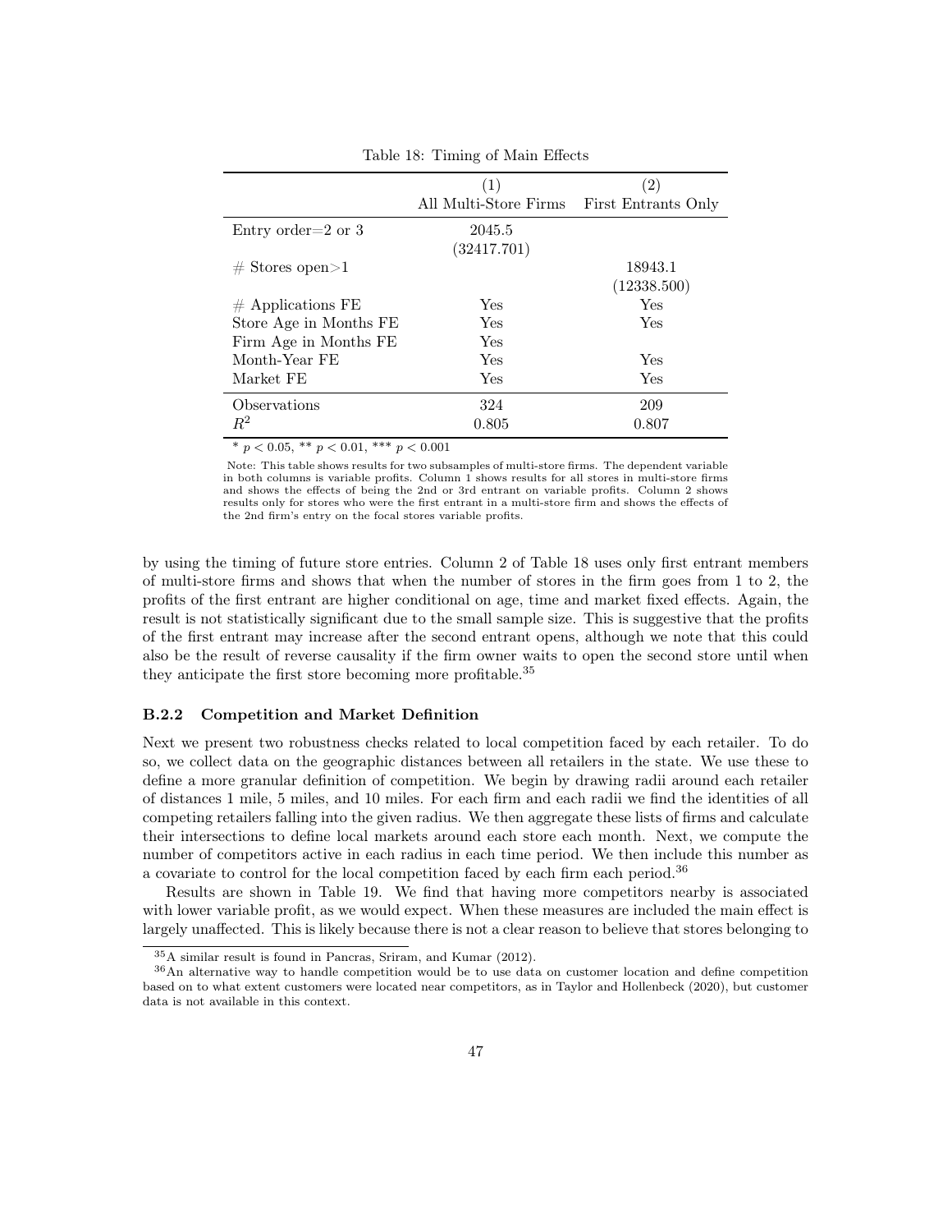Table 18: Timing of Main Effects

| | (1) | (2) |
|---|---|---|
| | All Multi-Store Firms | First Entrants Only |
| Entry order=2 or 3 | 2045.5 | |
| | (32417.701) | |
| # Stores open>1 | | 18943.1 |
| | | (12338.500) |
| # Applications FE | Yes | Yes |
| Store Age in Months FE | Yes | Yes |
| Firm Age in Months FE | Yes | |
| Month-Year FE | Yes | Yes |
| Market FE | Yes | Yes |
| Observations | 324 | 209 |
| $R^2$ | 0.805 | 0.807 |

\* $p < 0.05$, \*\* $p < 0.01$, \*\*\* $p < 0.001$

Note: This table shows results for two subsamples of multi-store firms. The dependent variable in both columns is variable profits. Column 1 shows results for all stores in multi-store firms and shows the effects of being the 2nd or 3rd entrant on variable profits. Column 2 shows results only for stores who were the first entrant in a multi-store firm and shows the effects of the 2nd firm's entry on the focal stores variable profits.

by using the timing of future store entries. Column 2 of Table 18 uses only first entrant members of multi-store firms and shows that when the number of stores in the firm goes from 1 to 2, the profits of the first entrant are higher conditional on age, time and market fixed effects. Again, the result is not statistically significant due to the small sample size. This is suggestive that the profits of the first entrant may increase after the second entrant opens, although we note that this could also be the result of reverse causality if the firm owner waits to open the second store until when they anticipate the first store becoming more profitable.[35]

### B.2.2 Competition and Market Definition

Next we present two robustness checks related to local competition faced by each retailer. To do so, we collect data on the geographic distances between all retailers in the state. We use these to define a more granular definition of competition. We begin by drawing radii around each retailer of distances 1 mile, 5 miles, and 10 miles. For each firm and each radii we find the identities of all competing retailers falling into the given radius. We then aggregate these lists of firms and calculate their intersections to define local markets around each store each month. Next, we compute the number of competitors active in each radius in each time period. We then include this number as a covariate to control for the local competition faced by each firm each period.[36]

Results are shown in Table 19. We find that having more competitors nearby is associated with lower variable profit, as we would expect. When these measures are included the main effect is largely unaffected. This is likely because there is not a clear reason to believe that stores belonging to

[35] A similar result is found in Pancras, Sriram, and Kumar (2012).

[36] An alternative way to handle competition would be to use data on customer location and define competition based on to what extent customers were located near competitors, as in Taylor and Hollenbeck (2020), but customer data is not available in this context.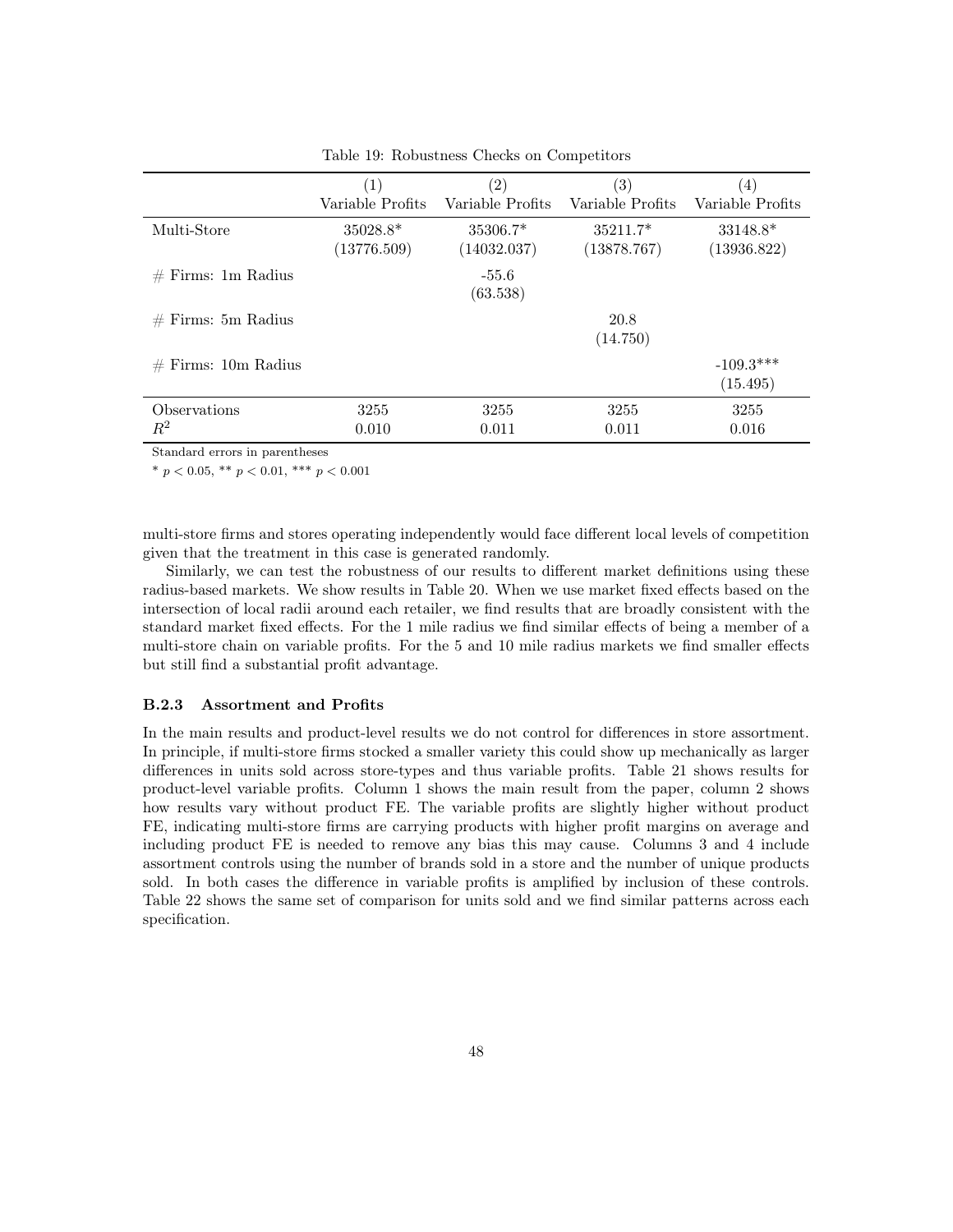Table 19: Robustness Checks on Competitors

| | (1) Variable Profits | (2) Variable Profits | (3) Variable Profits | (4) Variable Profits |
|---|---|---|---|---|
| Multi-Store | 35028.8* | 35306.7* | 35211.7* | 33148.8* |
| | (13776.509) | (14032.037) | (13878.767) | (13936.822) |
| # Firms: 1m Radius | | -55.6 | | |
| | | (63.538) | | |
| # Firms: 5m Radius | | | 20.8 | |
| | | | (14.750) | |
| # Firms: 10m Radius | | | | -109.3*** |
| | | | | (15.495) |
| Observations | 3255 | 3255 | 3255 | 3255 |
| $R^2$ | 0.010 | 0.011 | 0.011 | 0.016 |

Standard errors in parentheses

* $p < 0.05$, ** $p < 0.01$, *** $p < 0.001$

multi-store firms and stores operating independently would face different local levels of competition given that the treatment in this case is generated randomly.

Similarly, we can test the robustness of our results to different market definitions using these radius-based markets. We show results in Table 20. When we use market fixed effects based on the intersection of local radii around each retailer, we find results that are broadly consistent with the standard market fixed effects. For the 1 mile radius we find similar effects of being a member of a multi-store chain on variable profits. For the 5 and 10 mile radius markets we find smaller effects but still find a substantial profit advantage.

### B.2.3 Assortment and Profits

In the main results and product-level results we do not control for differences in store assortment. In principle, if multi-store firms stocked a smaller variety this could show up mechanically as larger differences in units sold across store-types and thus variable profits. Table 21 shows results for product-level variable profits. Column 1 shows the main result from the paper, column 2 shows how results vary without product FE. The variable profits are slightly higher without product FE, indicating multi-store firms are carrying products with higher profit margins on average and including product FE is needed to remove any bias this may cause. Columns 3 and 4 include assortment controls using the number of brands sold in a store and the number of unique products sold. In both cases the difference in variable profits is amplified by inclusion of these controls. Table 22 shows the same set of comparison for units sold and we find similar patterns across each specification.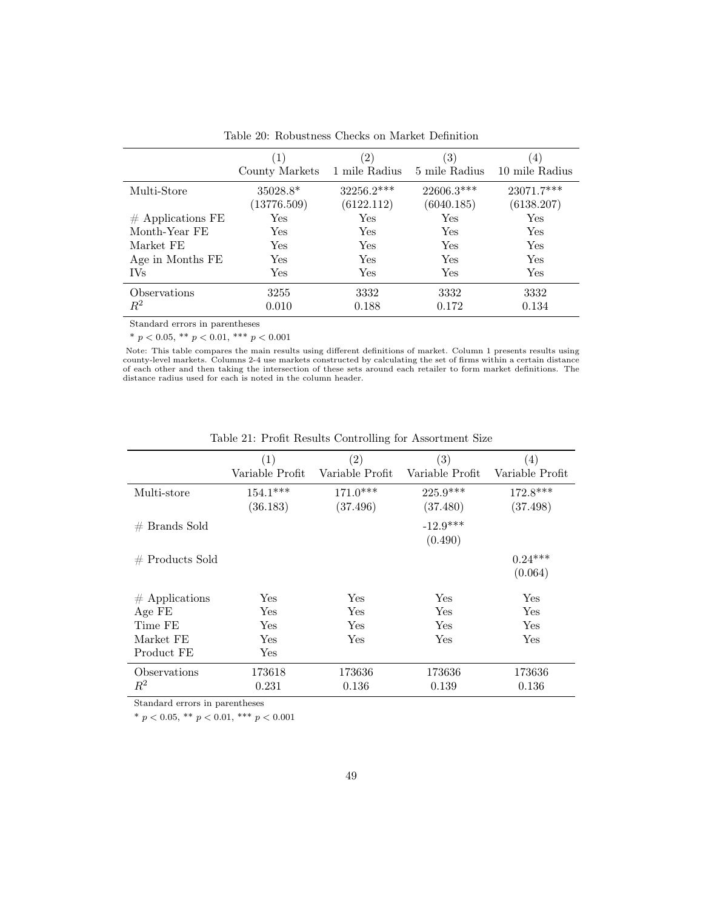Table 20: Robustness Checks on Market Definition

| | (1) County Markets | (2) 1 mile Radius | (3) 5 mile Radius | (4) 10 mile Radius |
|---|---|---|---|---|
| Multi-Store | 35028.8* | 32256.2*** | 22606.3*** | 23071.7*** |
| | (13776.509) | (6122.112) | (6040.185) | (6138.207) |
| # Applications FE | Yes | Yes | Yes | Yes |
| Month-Year FE | Yes | Yes | Yes | Yes |
| Market FE | Yes | Yes | Yes | Yes |
| Age in Months FE | Yes | Yes | Yes | Yes |
| IVs | Yes | Yes | Yes | Yes |
| Observations | 3255 | 3332 | 3332 | 3332 |
| $R^2$ | 0.010 | 0.188 | 0.172 | 0.134 |

Standard errors in parentheses

* $p < 0.05$, ** $p < 0.01$, *** $p < 0.001$

Note: This table compares the main results using different definitions of market. Column 1 presents results using county-level markets. Columns 2-4 use markets constructed by calculating the set of firms within a certain distance of each other and then taking the intersection of these sets around each retailer to form market definitions. The distance radius used for each is noted in the column header.

Table 21: Profit Results Controlling for Assortment Size

| | (1) Variable Profit | (2) Variable Profit | (3) Variable Profit | (4) Variable Profit |
|---|---|---|---|---|
| Multi-store | 154.1*** | 171.0*** | 225.9*** | 172.8*** |
| | (36.183) | (37.496) | (37.480) | (37.498) |
| # Brands Sold | | | -12.9*** | |
| | | | (0.490) | |
| # Products Sold | | | | 0.24*** |
| | | | | (0.064) |
| # Applications | Yes | Yes | Yes | Yes |
| Age FE | Yes | Yes | Yes | Yes |
| Time FE | Yes | Yes | Yes | Yes |
| Market FE | Yes | Yes | Yes | Yes |
| Product FE | Yes | | | |
| Observations | 173618 | 173636 | 173636 | 173636 |
| $R^2$ | 0.231 | 0.136 | 0.139 | 0.136 |

Standard errors in parentheses

* $p < 0.05$, ** $p < 0.01$, *** $p < 0.001$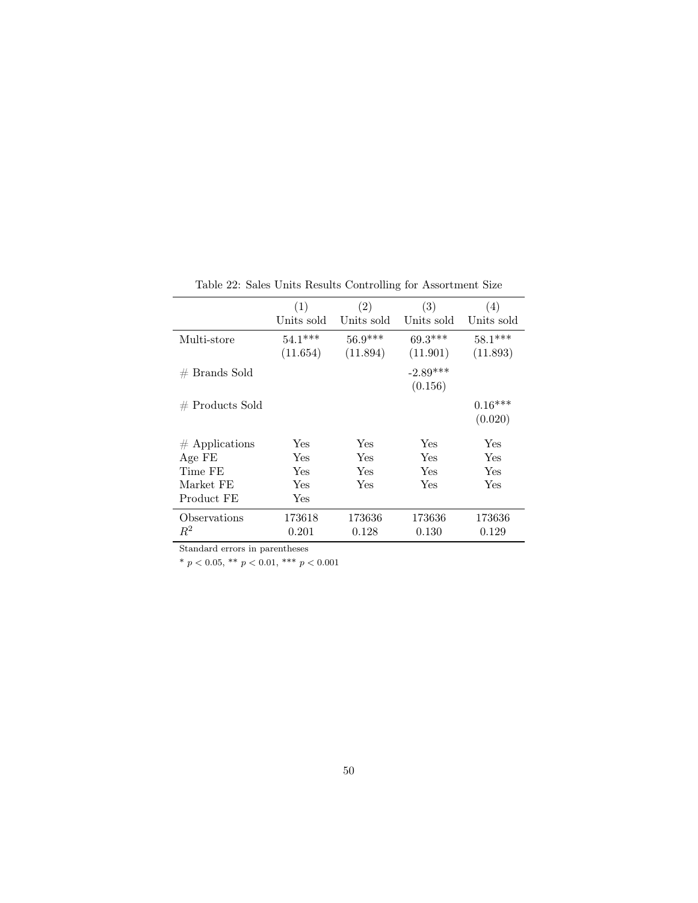Table 22: Sales Units Results Controlling for Assortment Size

| | (1) | (2) | (3) | (4) |
|---|---|---|---|---|
| | Units sold | Units sold | Units sold | Units sold |
| Multi-store | 54.1*** | 56.9*** | 69.3*** | 58.1*** |
| | (11.654) | (11.894) | (11.901) | (11.893) |
| # Brands Sold | | | -2.89*** | |
| | | | (0.156) | |
| # Products Sold | | | | 0.16*** |
| | | | | (0.020) |
| # Applications | Yes | Yes | Yes | Yes |
| Age FE | Yes | Yes | Yes | Yes |
| Time FE | Yes | Yes | Yes | Yes |
| Market FE | Yes | Yes | Yes | Yes |
| Product FE | Yes | | | |
| Observations | 173618 | 173636 | 173636 | 173636 |
| $R^2$ | 0.201 | 0.128 | 0.130 | 0.129 |

Standard errors in parentheses

* $p < 0.05$, ** $p < 0.01$, *** $p < 0.001$